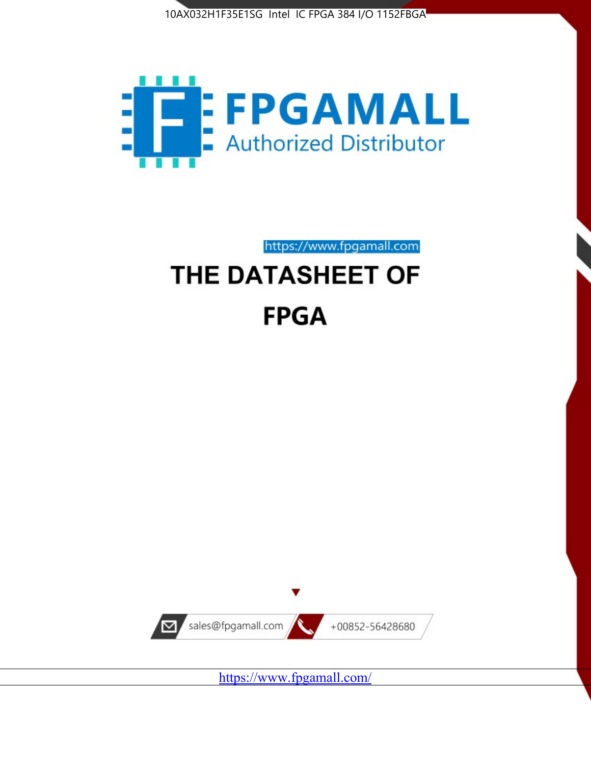10AX032H1F35E1SG Intel IC FPGA 384 I/O 1152FBGA

FPGAMALL

Authorized Distributor

https://www.fpgamall.com

# THE DATASHEET OF

# FPGA

sales@fpgamall.com

+00852-56428680

https://www.fpgamall.com/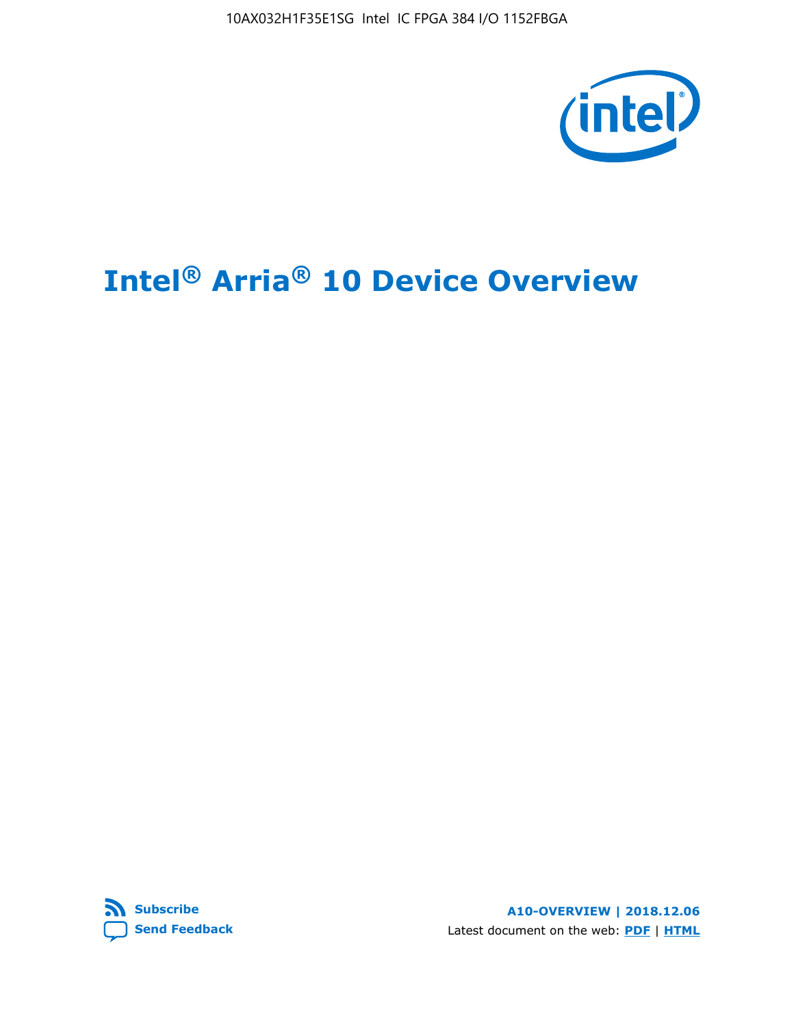# Intel® Arria® 10 Device Overview

**Subscribe**

**Send Feedback**

**A10-OVERVIEW | 2018.12.06**

Latest document on the web: **PDF** | **HTML**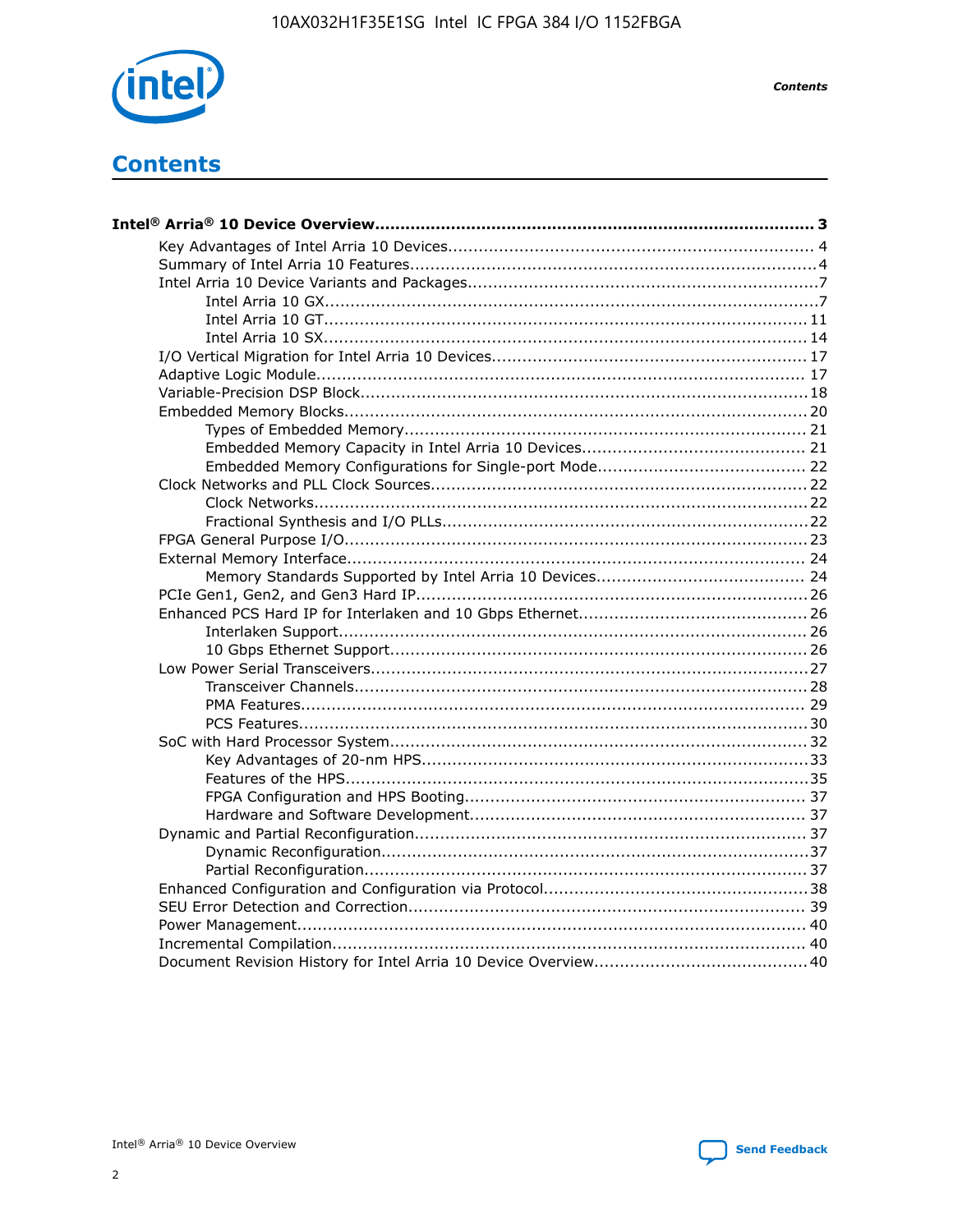# Contents

**Intel® Arria® 10 Device Overview....................................................................................... 3**

- Key Advantages of Intel Arria 10 Devices........................................................................ 4
- Summary of Intel Arria 10 Features................................................................................4
- Intel Arria 10 Device Variants and Packages.....................................................................7
  - Intel Arria 10 GX.................................................................................................7
  - Intel Arria 10 GT............................................................................................... 11
  - Intel Arria 10 SX............................................................................................... 14
- I/O Vertical Migration for Intel Arria 10 Devices.............................................................. 17
- Adaptive Logic Module................................................................................................ 17
- Variable-Precision DSP Block.........................................................................................18
- Embedded Memory Blocks........................................................................................... 20
  - Types of Embedded Memory............................................................................... 21
  - Embedded Memory Capacity in Intel Arria 10 Devices............................................ 21
  - Embedded Memory Configurations for Single-port Mode......................................... 22
- Clock Networks and PLL Clock Sources.......................................................................... 22
  - Clock Networks.................................................................................................22
  - Fractional Synthesis and I/O PLLs........................................................................22
- FPGA General Purpose I/O...........................................................................................23
- External Memory Interface.......................................................................................... 24
  - Memory Standards Supported by Intel Arria 10 Devices......................................... 24
- PCIe Gen1, Gen2, and Gen3 Hard IP.............................................................................26
- Enhanced PCS Hard IP for Interlaken and 10 Gbps Ethernet.............................................26
  - Interlaken Support............................................................................................ 26
  - 10 Gbps Ethernet Support.................................................................................. 26
- Low Power Serial Transceivers......................................................................................27
  - Transceiver Channels.........................................................................................28
  - PMA Features................................................................................................... 29
  - PCS Features....................................................................................................30
- SoC with Hard Processor System.................................................................................. 32
  - Key Advantages of 20-nm HPS............................................................................33
  - Features of the HPS...........................................................................................35
  - FPGA Configuration and HPS Booting................................................................... 37
  - Hardware and Software Development.................................................................. 37
- Dynamic and Partial Reconfiguration.............................................................................37
  - Dynamic Reconfiguration....................................................................................37
  - Partial Reconfiguration.......................................................................................37
- Enhanced Configuration and Configuration via Protocol....................................................38
- SEU Error Detection and Correction.............................................................................. 39
- Power Management.................................................................................................... 40
- Incremental Compilation............................................................................................. 40
- Document Revision History for Intel Arria 10 Device Overview.......................................... 40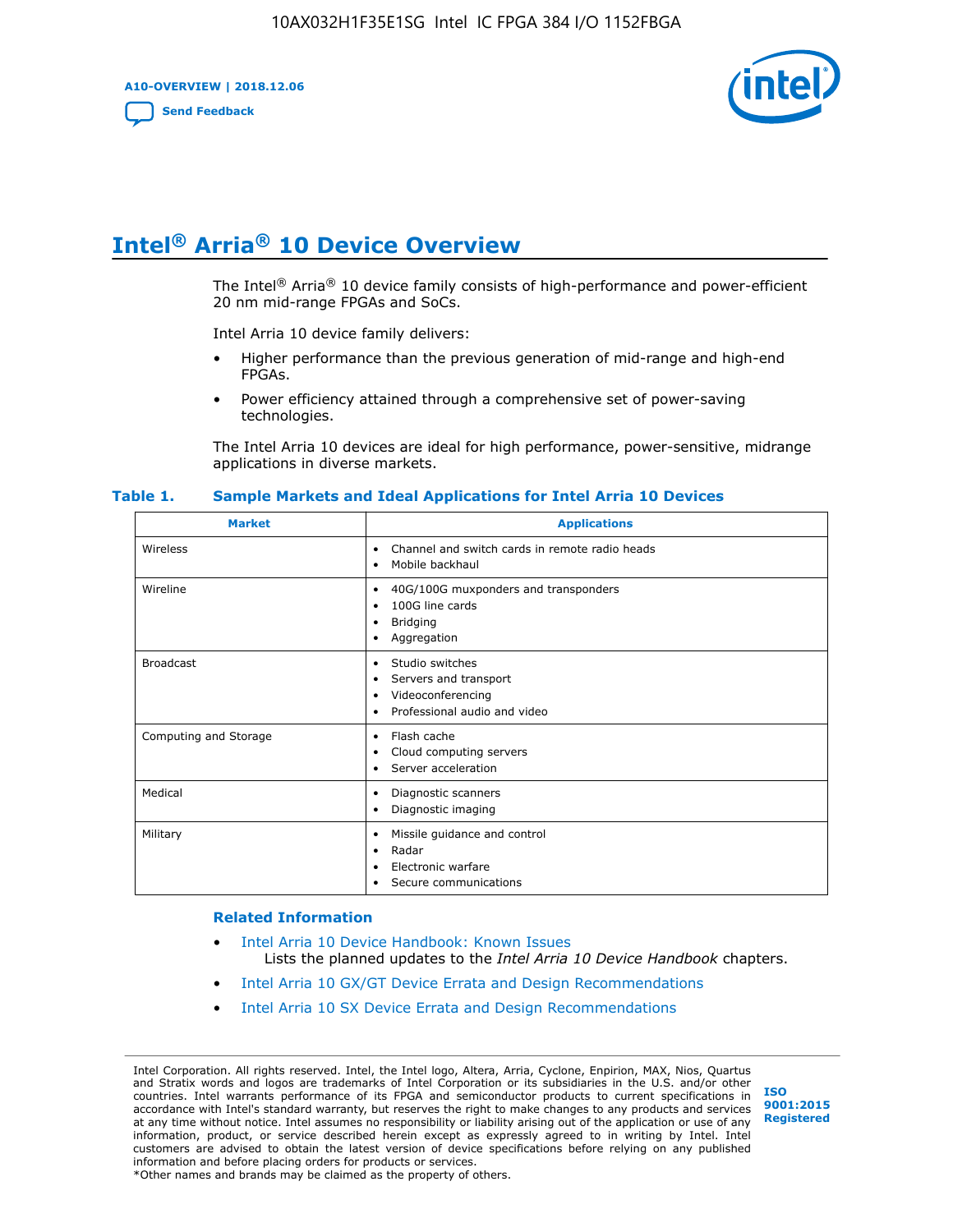# Intel® Arria® 10 Device Overview

The Intel® Arria® 10 device family consists of high-performance and power-efficient 20 nm mid-range FPGAs and SoCs.

Intel Arria 10 device family delivers:

- Higher performance than the previous generation of mid-range and high-end FPGAs.
- Power efficiency attained through a comprehensive set of power-saving technologies.

The Intel Arria 10 devices are ideal for high performance, power-sensitive, midrange applications in diverse markets.

**Table 1. Sample Markets and Ideal Applications for Intel Arria 10 Devices**

| Market | Applications |
|---|---|
| Wireless | • Channel and switch cards in remote radio heads<br>• Mobile backhaul |
| Wireline | • 40G/100G muxponders and transponders<br>• 100G line cards<br>• Bridging<br>• Aggregation |
| Broadcast | • Studio switches<br>• Servers and transport<br>• Videoconferencing<br>• Professional audio and video |
| Computing and Storage | • Flash cache<br>• Cloud computing servers<br>• Server acceleration |
| Medical | • Diagnostic scanners<br>• Diagnostic imaging |
| Military | • Missile guidance and control<br>• Radar<br>• Electronic warfare<br>• Secure communications |

### Related Information

- Intel Arria 10 Device Handbook: Known Issues
  Lists the planned updates to the *Intel Arria 10 Device Handbook* chapters.
- Intel Arria 10 GX/GT Device Errata and Design Recommendations
- Intel Arria 10 SX Device Errata and Design Recommendations

Intel Corporation. All rights reserved. Intel, the Intel logo, Altera, Arria, Cyclone, Enpirion, MAX, Nios, Quartus and Stratix words and logos are trademarks of Intel Corporation or its subsidiaries in the U.S. and/or other countries. Intel warrants performance of its FPGA and semiconductor products to current specifications in accordance with Intel's standard warranty, but reserves the right to make changes to any products and services at any time without notice. Intel assumes no responsibility or liability arising out of the application or use of any information, product, or service described herein except as expressly agreed to in writing by Intel. Intel customers are advised to obtain the latest version of device specifications before relying on any published information and before placing orders for products or services.
*Other names and brands may be claimed as the property of others.

ISO 9001:2015 Registered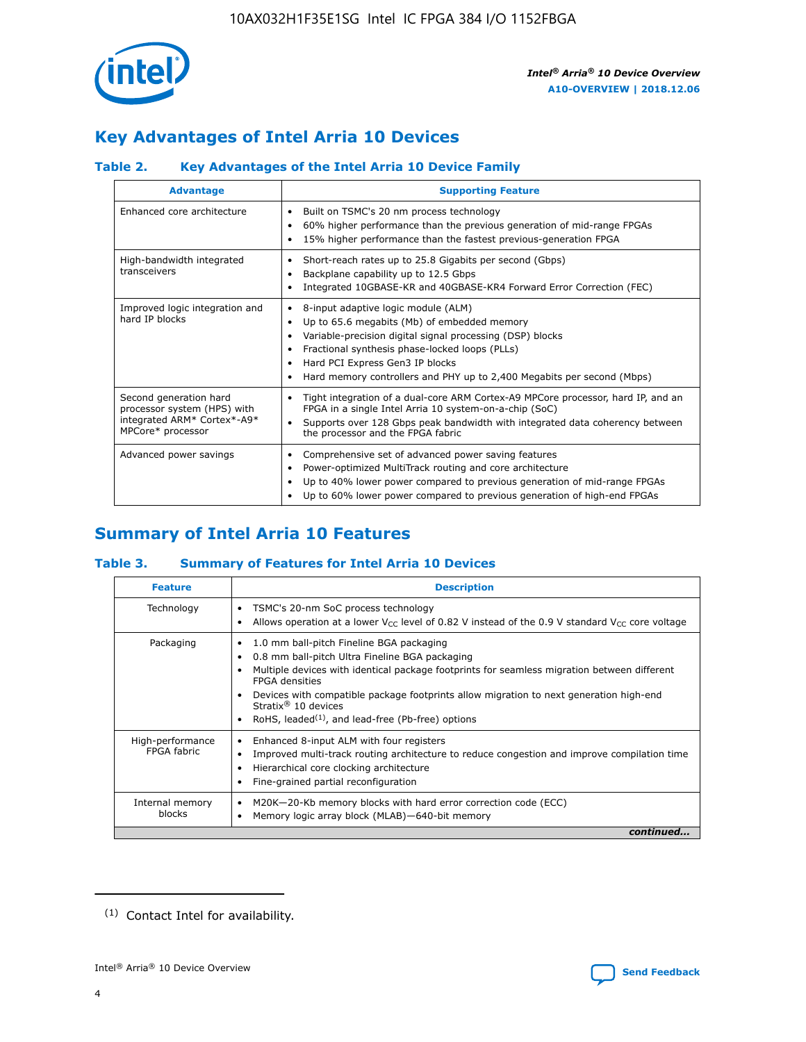## Key Advantages of Intel Arria 10 Devices

### Table 2. Key Advantages of the Intel Arria 10 Device Family

| Advantage | Supporting Feature |
|---|---|
| Enhanced core architecture | • Built on TSMC's 20 nm process technology<br>• 60% higher performance than the previous generation of mid-range FPGAs<br>• 15% higher performance than the fastest previous-generation FPGA |
| High-bandwidth integrated transceivers | • Short-reach rates up to 25.8 Gigabits per second (Gbps)<br>• Backplane capability up to 12.5 Gbps<br>• Integrated 10GBASE-KR and 40GBASE-KR4 Forward Error Correction (FEC) |
| Improved logic integration and hard IP blocks | • 8-input adaptive logic module (ALM)<br>• Up to 65.6 megabits (Mb) of embedded memory<br>• Variable-precision digital signal processing (DSP) blocks<br>• Fractional synthesis phase-locked loops (PLLs)<br>• Hard PCI Express Gen3 IP blocks<br>• Hard memory controllers and PHY up to 2,400 Megabits per second (Mbps) |
| Second generation hard processor system (HPS) with integrated ARM* Cortex*-A9* MPCore* processor | • Tight integration of a dual-core ARM Cortex-A9 MPCore processor, hard IP, and an FPGA in a single Intel Arria 10 system-on-a-chip (SoC)<br>• Supports over 128 Gbps peak bandwidth with integrated data coherency between the processor and the FPGA fabric |
| Advanced power savings | • Comprehensive set of advanced power saving features<br>• Power-optimized MultiTrack routing and core architecture<br>• Up to 40% lower power compared to previous generation of mid-range FPGAs<br>• Up to 60% lower power compared to previous generation of high-end FPGAs |

## Summary of Intel Arria 10 Features

### Table 3. Summary of Features for Intel Arria 10 Devices

| Feature | Description |
|---|---|
| Technology | • TSMC's 20-nm SoC process technology<br>• Allows operation at a lower $V_{CC}$ level of 0.82 V instead of the 0.9 V standard $V_{CC}$ core voltage |
| Packaging | • 1.0 mm ball-pitch Fineline BGA packaging<br>• 0.8 mm ball-pitch Ultra Fineline BGA packaging<br>• Multiple devices with identical package footprints for seamless migration between different FPGA densities<br>• Devices with compatible package footprints allow migration to next generation high-end Stratix® 10 devices<br>• RoHS, leaded[(1)], and lead-free (Pb-free) options |
| High-performance FPGA fabric | • Enhanced 8-input ALM with four registers<br>• Improved multi-track routing architecture to reduce congestion and improve compilation time<br>• Hierarchical core clocking architecture<br>• Fine-grained partial reconfiguration |
| Internal memory blocks | • M20K—20-Kb memory blocks with hard error correction code (ECC)<br>• Memory logic array block (MLAB)—640-bit memory |

*continued...*

(1) Contact Intel for availability.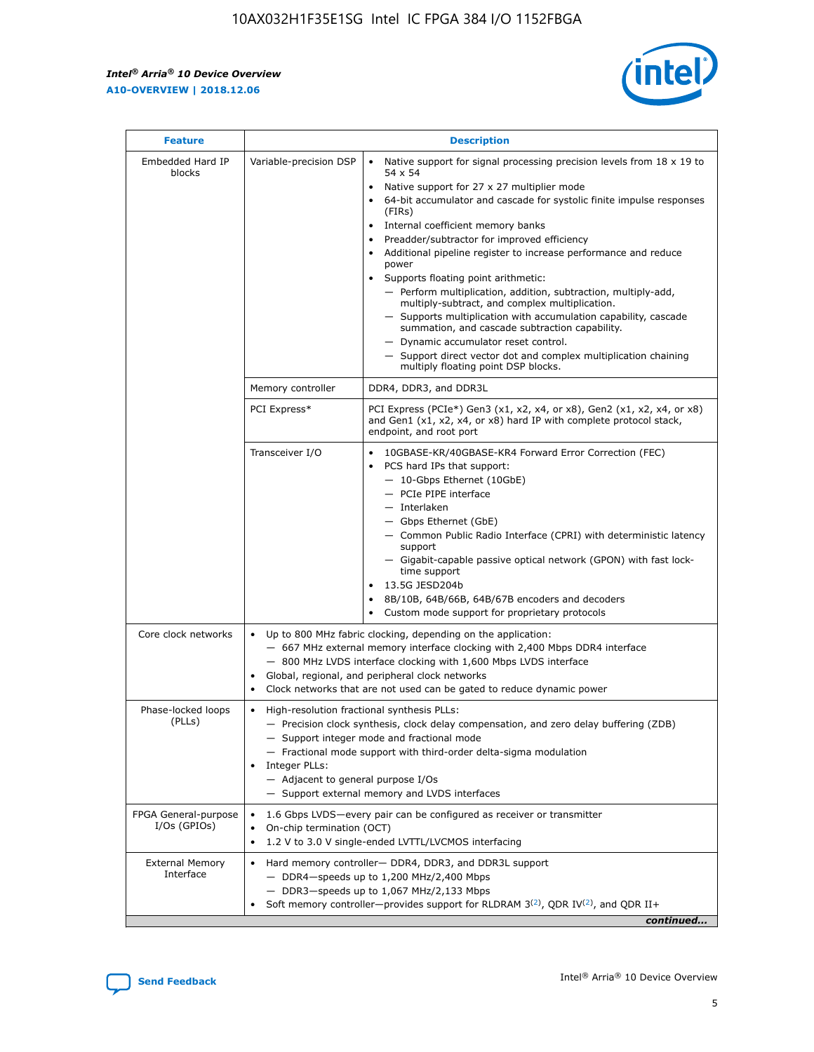| Feature | Description | |
|---|---|---|
| Embedded Hard IP blocks | Variable-precision DSP | • Native support for signal processing precision levels from 18 x 19 to 54 x 54<br>• Native support for 27 x 27 multiplier mode<br>• 64-bit accumulator and cascade for systolic finite impulse responses (FIRs)<br>• Internal coefficient memory banks<br>• Preadder/subtractor for improved efficiency<br>• Additional pipeline register to increase performance and reduce power<br>• Supports floating point arithmetic:<br>— Perform multiplication, addition, subtraction, multiply-add, multiply-subtract, and complex multiplication.<br>— Supports multiplication with accumulation capability, cascade summation, and cascade subtraction capability.<br>— Dynamic accumulator reset control.<br>— Support direct vector dot and complex multiplication chaining multiply floating point DSP blocks. |
| | Memory controller | DDR4, DDR3, and DDR3L |
| | PCI Express* | PCI Express (PCIe*) Gen3 (x1, x2, x4, or x8), Gen2 (x1, x2, x4, or x8) and Gen1 (x1, x2, x4, or x8) hard IP with complete protocol stack, endpoint, and root port |
| | Transceiver I/O | • 10GBASE-KR/40GBASE-KR4 Forward Error Correction (FEC)<br>• PCS hard IPs that support:<br>— 10-Gbps Ethernet (10GbE)<br>— PCIe PIPE interface<br>— Interlaken<br>— Gbps Ethernet (GbE)<br>— Common Public Radio Interface (CPRI) with deterministic latency support<br>— Gigabit-capable passive optical network (GPON) with fast lock-time support<br>• 13.5G JESD204b<br>• 8B/10B, 64B/66B, 64B/67B encoders and decoders<br>• Custom mode support for proprietary protocols |
| Core clock networks | • Up to 800 MHz fabric clocking, depending on the application:<br>— 667 MHz external memory interface clocking with 2,400 Mbps DDR4 interface<br>— 800 MHz LVDS interface clocking with 1,600 Mbps LVDS interface<br>• Global, regional, and peripheral clock networks<br>• Clock networks that are not used can be gated to reduce dynamic power | |
| Phase-locked loops (PLLs) | • High-resolution fractional synthesis PLLs:<br>— Precision clock synthesis, clock delay compensation, and zero delay buffering (ZDB)<br>— Support integer mode and fractional mode<br>— Fractional mode support with third-order delta-sigma modulation<br>• Integer PLLs:<br>— Adjacent to general purpose I/Os<br>— Support external memory and LVDS interfaces | |
| FPGA General-purpose I/Os (GPIOs) | • 1.6 Gbps LVDS—every pair can be configured as receiver or transmitter<br>• On-chip termination (OCT)<br>• 1.2 V to 3.0 V single-ended LVTTL/LVCMOS interfacing | |
| External Memory Interface | • Hard memory controller— DDR4, DDR3, and DDR3L support<br>— DDR4—speeds up to 1,200 MHz/2,400 Mbps<br>— DDR3—speeds up to 1,067 MHz/2,133 Mbps<br>• Soft memory controller—provides support for RLDRAM 3[(2)], QDR IV[(2)], and QDR II+ | |

*continued...*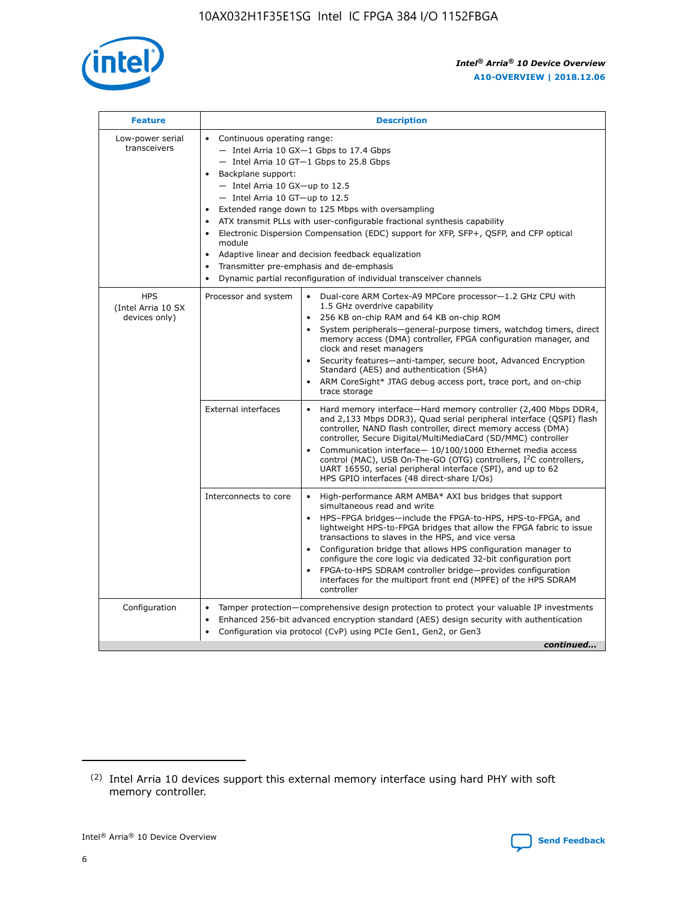| Feature | Description | |
| --- | --- | --- |
| Low-power serial transceivers | • Continuous operating range:<br>— Intel Arria 10 GX—1 Gbps to 17.4 Gbps<br>— Intel Arria 10 GT—1 Gbps to 25.8 Gbps<br>• Backplane support:<br>— Intel Arria 10 GX—up to 12.5<br>— Intel Arria 10 GT—up to 12.5<br>• Extended range down to 125 Mbps with oversampling<br>• ATX transmit PLLs with user-configurable fractional synthesis capability<br>• Electronic Dispersion Compensation (EDC) support for XFP, SFP+, QSFP, and CFP optical module<br>• Adaptive linear and decision feedback equalization<br>• Transmitter pre-emphasis and de-emphasis<br>• Dynamic partial reconfiguration of individual transceiver channels | |
| HPS (Intel Arria 10 SX devices only) | Processor and system | • Dual-core ARM Cortex-A9 MPCore processor—1.2 GHz CPU with 1.5 GHz overdrive capability<br>• 256 KB on-chip RAM and 64 KB on-chip ROM<br>• System peripherals—general-purpose timers, watchdog timers, direct memory access (DMA) controller, FPGA configuration manager, and clock and reset managers<br>• Security features—anti-tamper, secure boot, Advanced Encryption Standard (AES) and authentication (SHA)<br>• ARM CoreSight* JTAG debug access port, trace port, and on-chip trace storage |
| | External interfaces | • Hard memory interface—Hard memory controller (2,400 Mbps DDR4, and 2,133 Mbps DDR3), Quad serial peripheral interface (QSPI) flash controller, NAND flash controller, direct memory access (DMA) controller, Secure Digital/MultiMediaCard (SD/MMC) controller<br>• Communication interface— 10/100/1000 Ethernet media access control (MAC), USB On-The-GO (OTG) controllers, I²C controllers, UART 16550, serial peripheral interface (SPI), and up to 62 HPS GPIO interfaces (48 direct-share I/Os) |
| | Interconnects to core | • High-performance ARM AMBA* AXI bus bridges that support simultaneous read and write<br>• HPS–FPGA bridges—include the FPGA-to-HPS, HPS-to-FPGA, and lightweight HPS-to-FPGA bridges that allow the FPGA fabric to issue transactions to slaves in the HPS, and vice versa<br>• Configuration bridge that allows HPS configuration manager to configure the core logic via dedicated 32-bit configuration port<br>• FPGA-to-HPS SDRAM controller bridge—provides configuration interfaces for the multiport front end (MPFE) of the HPS SDRAM controller |
| Configuration | • Tamper protection—comprehensive design protection to protect your valuable IP investments<br>• Enhanced 256-bit advanced encryption standard (AES) design security with authentication<br>• Configuration via protocol (CvP) using PCIe Gen1, Gen2, or Gen3 | |

*continued...*

(2) Intel Arria 10 devices support this external memory interface using hard PHY with soft memory controller.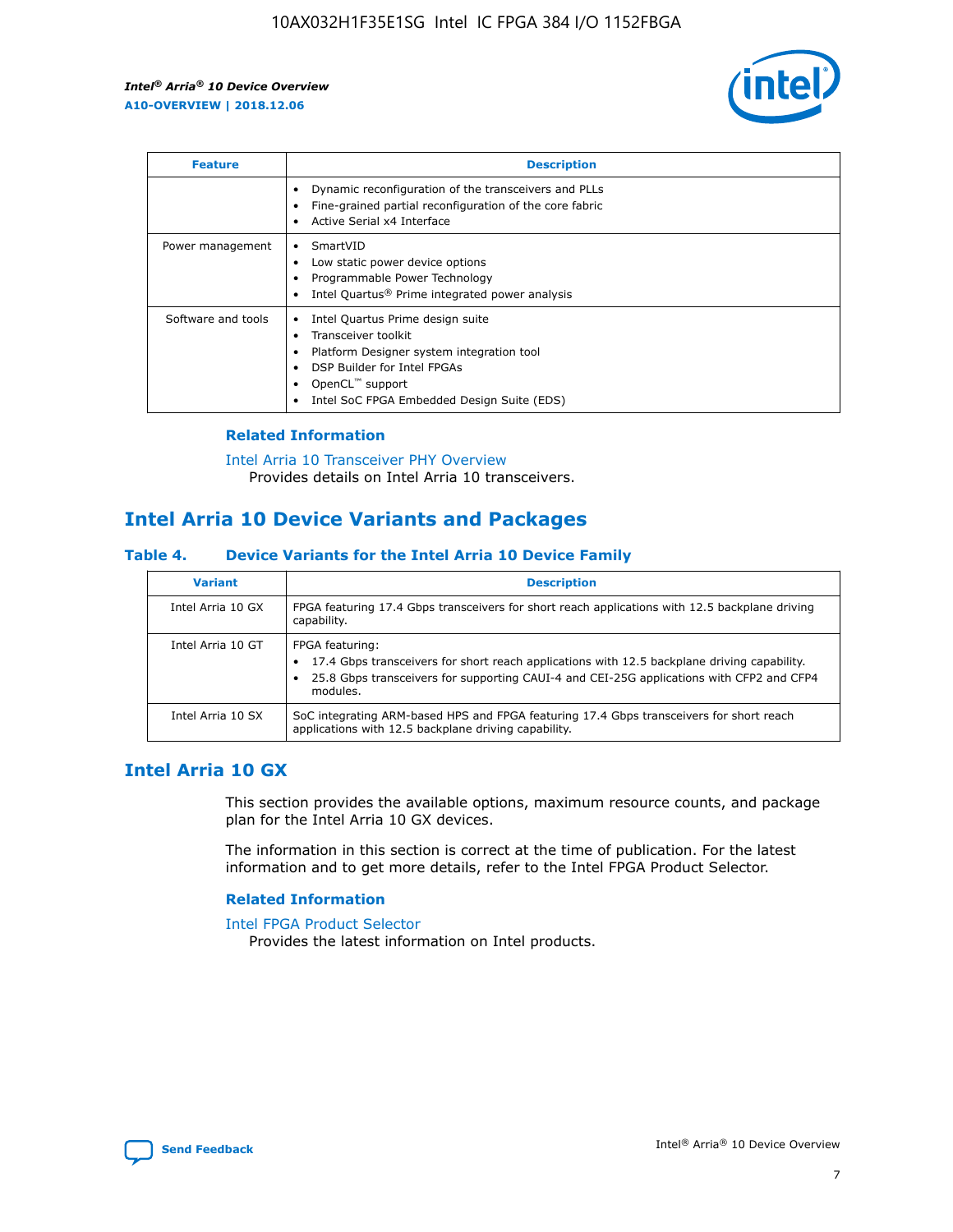| Feature | Description |
| --- | --- |
|  | • Dynamic reconfiguration of the transceivers and PLLs<br>• Fine-grained partial reconfiguration of the core fabric<br>• Active Serial x4 Interface |
| Power management | • SmartVID<br>• Low static power device options<br>• Programmable Power Technology<br>• Intel Quartus® Prime integrated power analysis |
| Software and tools | • Intel Quartus Prime design suite<br>• Transceiver toolkit<br>• Platform Designer system integration tool<br>• DSP Builder for Intel FPGAs<br>• OpenCL™ support<br>• Intel SoC FPGA Embedded Design Suite (EDS) |

### Related Information

Intel Arria 10 Transceiver PHY Overview
Provides details on Intel Arria 10 transceivers.

## Intel Arria 10 Device Variants and Packages

### Table 4. Device Variants for the Intel Arria 10 Device Family

| Variant | Description |
| --- | --- |
| Intel Arria 10 GX | FPGA featuring 17.4 Gbps transceivers for short reach applications with 12.5 backplane driving capability. |
| Intel Arria 10 GT | FPGA featuring:<br>• 17.4 Gbps transceivers for short reach applications with 12.5 backplane driving capability.<br>• 25.8 Gbps transceivers for supporting CAUI-4 and CEI-25G applications with CFP2 and CFP4 modules. |
| Intel Arria 10 SX | SoC integrating ARM-based HPS and FPGA featuring 17.4 Gbps transceivers for short reach applications with 12.5 backplane driving capability. |

## Intel Arria 10 GX

This section provides the available options, maximum resource counts, and package plan for the Intel Arria 10 GX devices.

The information in this section is correct at the time of publication. For the latest information and to get more details, refer to the Intel FPGA Product Selector.

### Related Information

Intel FPGA Product Selector
Provides the latest information on Intel products.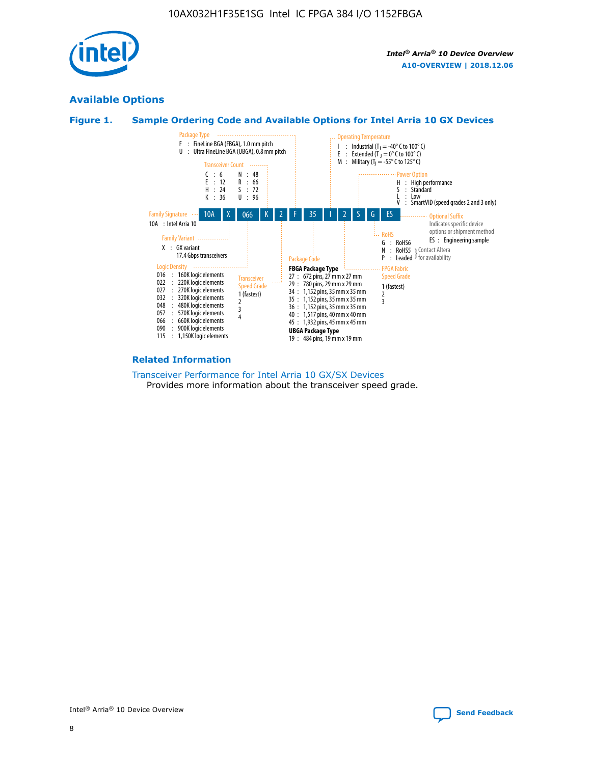## Available Options

### Figure 1. Sample Ordering Code and Available Options for Intel Arria 10 GX Devices

**Sample ordering code:** 10A X 066 K 2 F 35 I 2 S G ES

**Family Signature**
- 10A : Intel Arria 10

**Family Variant**
- X : GX variant 17.4 Gbps transceivers

**Logic Density**
- 016 : 160K logic elements
- 022 : 220K logic elements
- 027 : 270K logic elements
- 032 : 320K logic elements
- 048 : 480K logic elements
- 057 : 570K logic elements
- 066 : 660K logic elements
- 090 : 900K logic elements
- 115 : 1,150K logic elements

**Transceiver Count**
- C : 6
- E : 12
- H : 24
- K : 36
- N : 48
- R : 66
- S : 72
- U : 96

**Transceiver Speed Grade**
- 1 (fastest)
- 2
- 3
- 4

**Package Type**
- F : FineLine BGA (FBGA), 1.0 mm pitch
- U : Ultra FineLine BGA (UBGA), 0.8 mm pitch

**Package Code**

FBGA Package Type
- 27 : 672 pins, 27 mm x 27 mm
- 29 : 780 pins, 29 mm x 29 mm
- 34 : 1,152 pins, 35 mm x 35 mm
- 35 : 1,152 pins, 35 mm x 35 mm
- 36 : 1,152 pins, 35 mm x 35 mm
- 40 : 1,517 pins, 40 mm x 40 mm
- 45 : 1,932 pins, 45 mm x 45 mm

UBGA Package Type
- 19 : 484 pins, 19 mm x 19 mm

**Operating Temperature**
- I : Industrial ($T_J$ = -40° C to 100° C)
- E : Extended ($T_J$ = 0° C to 100° C)
- M : Military ($T_J$ = -55° C to 125° C)

**FPGA Fabric Speed Grade**
- 1 (fastest)
- 2
- 3

**Power Option**
- H : High performance
- S : Standard
- L : Low
- V : SmartVID (speed grades 2 and 3 only)

**RoHS**
- G : RoHS6
- N : RoHS5 (Contact Altera for availability)
- P : Leaded (Contact Altera for availability)

**Optional Suffix**

Indicates specific device options or shipment method
- ES : Engineering sample

### Related Information

Transceiver Performance for Intel Arria 10 GX/SX Devices

Provides more information about the transceiver speed grade.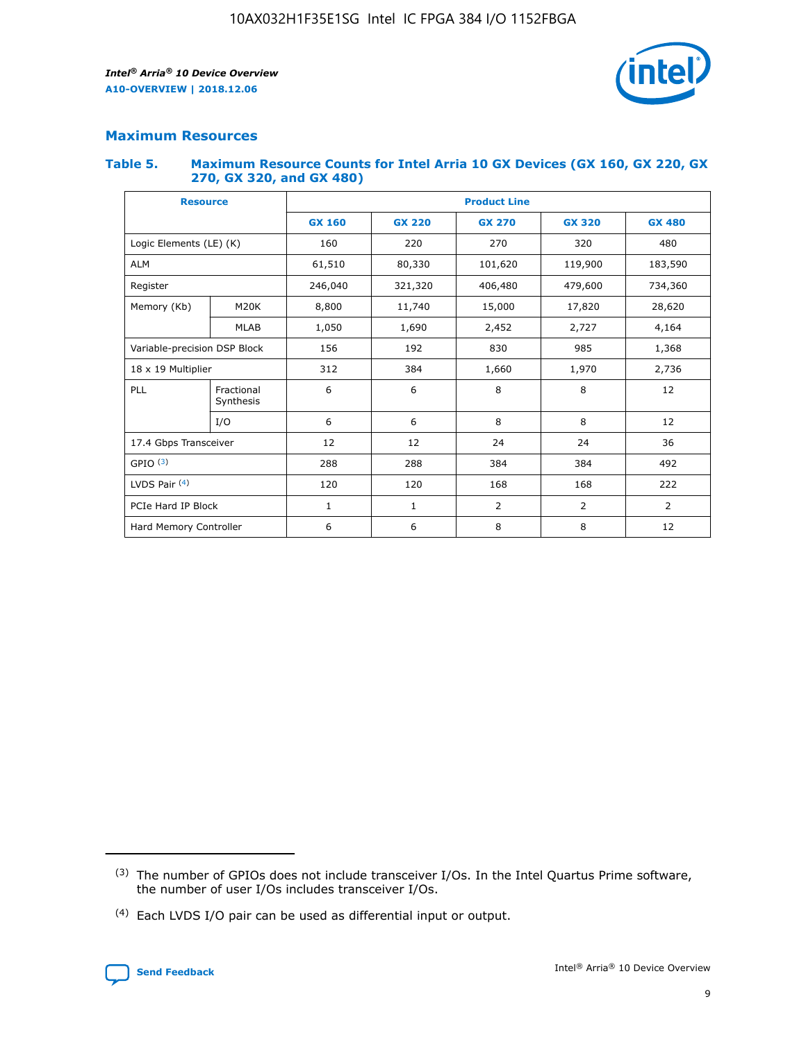## Maximum Resources

### Table 5. Maximum Resource Counts for Intel Arria 10 GX Devices (GX 160, GX 220, GX 270, GX 320, and GX 480)

| Resource | | Product Line | | | | |
|---|---|---|---|---|---|---|
| | | GX 160 | GX 220 | GX 270 | GX 320 | GX 480 |
| Logic Elements (LE) (K) | | 160 | 220 | 270 | 320 | 480 |
| ALM | | 61,510 | 80,330 | 101,620 | 119,900 | 183,590 |
| Register | | 246,040 | 321,320 | 406,480 | 479,600 | 734,360 |
| Memory (Kb) | M20K | 8,800 | 11,740 | 15,000 | 17,820 | 28,620 |
| | MLAB | 1,050 | 1,690 | 2,452 | 2,727 | 4,164 |
| Variable-precision DSP Block | | 156 | 192 | 830 | 985 | 1,368 |
| 18 x 19 Multiplier | | 312 | 384 | 1,660 | 1,970 | 2,736 |
| PLL | Fractional Synthesis | 6 | 6 | 8 | 8 | 12 |
| | I/O | 6 | 6 | 8 | 8 | 12 |
| 17.4 Gbps Transceiver | | 12 | 12 | 24 | 24 | 36 |
| GPIO (3) | | 288 | 288 | 384 | 384 | 492 |
| LVDS Pair (4) | | 120 | 120 | 168 | 168 | 222 |
| PCIe Hard IP Block | | 1 | 1 | 2 | 2 | 2 |
| Hard Memory Controller | | 6 | 6 | 8 | 8 | 12 |

(3) The number of GPIOs does not include transceiver I/Os. In the Intel Quartus Prime software, the number of user I/Os includes transceiver I/Os.

(4) Each LVDS I/O pair can be used as differential input or output.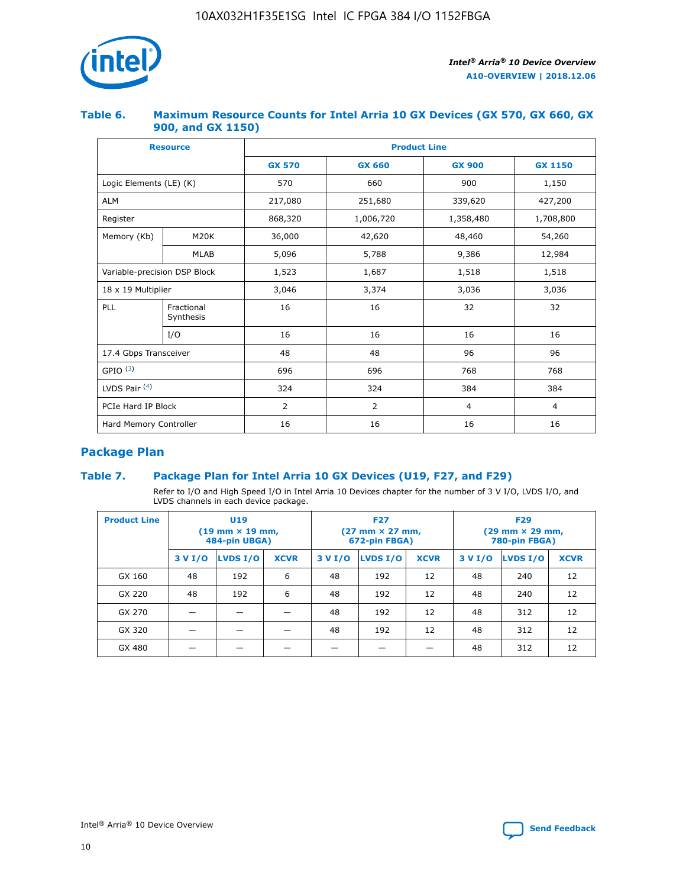## Table 6. Maximum Resource Counts for Intel Arria 10 GX Devices (GX 570, GX 660, GX 900, and GX 1150)

| Resource | | Product Line | | | |
|---|---|---|---|---|---|
| | | GX 570 | GX 660 | GX 900 | GX 1150 |
| Logic Elements (LE) (K) | | 570 | 660 | 900 | 1,150 |
| ALM | | 217,080 | 251,680 | 339,620 | 427,200 |
| Register | | 868,320 | 1,006,720 | 1,358,480 | 1,708,800 |
| Memory (Kb) | M20K | 36,000 | 42,620 | 48,460 | 54,260 |
| | MLAB | 5,096 | 5,788 | 9,386 | 12,984 |
| Variable-precision DSP Block | | 1,523 | 1,687 | 1,518 | 1,518 |
| 18 x 19 Multiplier | | 3,046 | 3,374 | 3,036 | 3,036 |
| PLL | Fractional Synthesis | 16 | 16 | 32 | 32 |
| | I/O | 16 | 16 | 16 | 16 |
| 17.4 Gbps Transceiver | | 48 | 48 | 96 | 96 |
| GPIO [(3)] | | 696 | 696 | 768 | 768 |
| LVDS Pair [(4)] | | 324 | 324 | 384 | 384 |
| PCIe Hard IP Block | | 2 | 2 | 4 | 4 |
| Hard Memory Controller | | 16 | 16 | 16 | 16 |

## Package Plan

## Table 7. Package Plan for Intel Arria 10 GX Devices (U19, F27, and F29)

Refer to I/O and High Speed I/O in Intel Arria 10 Devices chapter for the number of 3 V I/O, LVDS I/O, and LVDS channels in each device package.

| Product Line | U19 (19 mm × 19 mm, 484-pin UBGA) | | | F27 (27 mm × 27 mm, 672-pin FBGA) | | | F29 (29 mm × 29 mm, 780-pin FBGA) | | |
|---|---|---|---|---|---|---|---|---|---|
| | 3 V I/O | LVDS I/O | XCVR | 3 V I/O | LVDS I/O | XCVR | 3 V I/O | LVDS I/O | XCVR |
| GX 160 | 48 | 192 | 6 | 48 | 192 | 12 | 48 | 240 | 12 |
| GX 220 | 48 | 192 | 6 | 48 | 192 | 12 | 48 | 240 | 12 |
| GX 270 | — | — | — | 48 | 192 | 12 | 48 | 312 | 12 |
| GX 320 | — | — | — | 48 | 192 | 12 | 48 | 312 | 12 |
| GX 480 | — | — | — | — | — | — | 48 | 312 | 12 |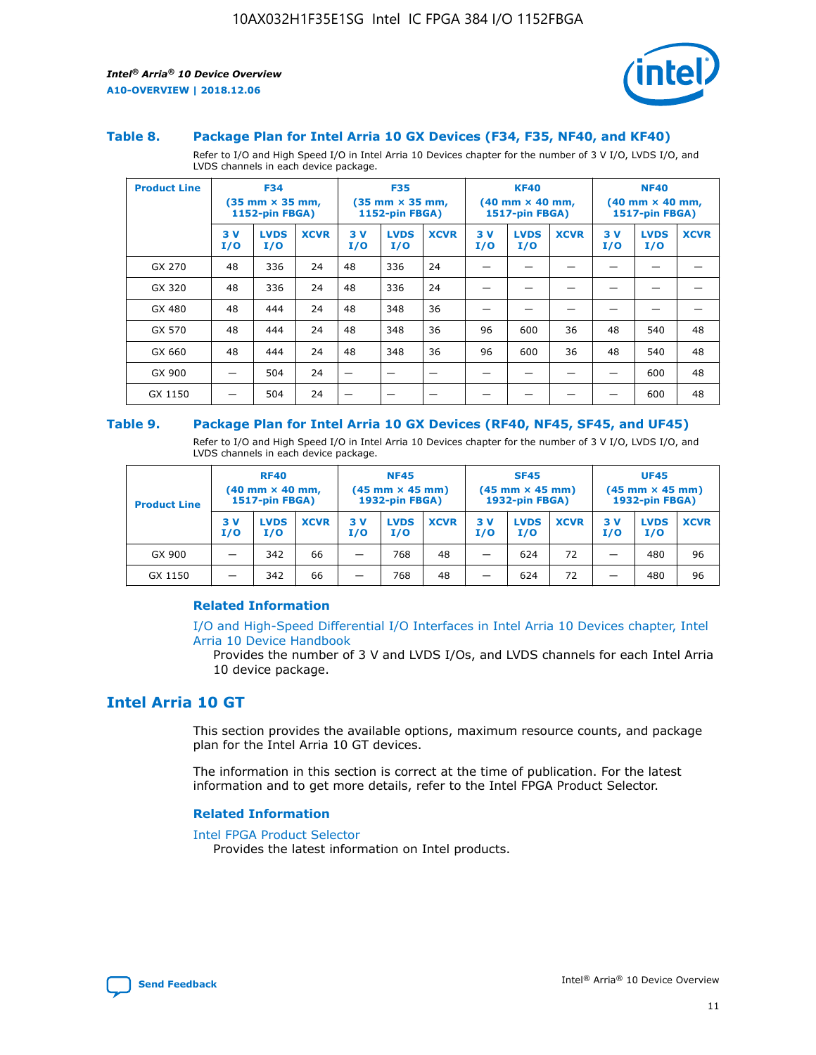#### Table 8. Package Plan for Intel Arria 10 GX Devices (F34, F35, NF40, and KF40)

Refer to I/O and High Speed I/O in Intel Arria 10 Devices chapter for the number of 3 V I/O, LVDS I/O, and LVDS channels in each device package.

| Product Line | F34 (35 mm × 35 mm, 1152-pin FBGA) | | | F35 (35 mm × 35 mm, 1152-pin FBGA) | | | KF40 (40 mm × 40 mm, 1517-pin FBGA) | | | NF40 (40 mm × 40 mm, 1517-pin FBGA) | | |
|---|---|---|---|---|---|---|---|---|---|---|---|---|
| | 3 V I/O | LVDS I/O | XCVR | 3 V I/O | LVDS I/O | XCVR | 3 V I/O | LVDS I/O | XCVR | 3 V I/O | LVDS I/O | XCVR |
| GX 270 | 48 | 336 | 24 | 48 | 336 | 24 | — | — | — | — | — | — |
| GX 320 | 48 | 336 | 24 | 48 | 336 | 24 | — | — | — | — | — | — |
| GX 480 | 48 | 444 | 24 | 48 | 348 | 36 | — | — | — | — | — | — |
| GX 570 | 48 | 444 | 24 | 48 | 348 | 36 | 96 | 600 | 36 | 48 | 540 | 48 |
| GX 660 | 48 | 444 | 24 | 48 | 348 | 36 | 96 | 600 | 36 | 48 | 540 | 48 |
| GX 900 | — | 504 | 24 | — | — | — | — | — | — | — | 600 | 48 |
| GX 1150 | — | 504 | 24 | — | — | — | — | — | — | — | 600 | 48 |

#### Table 9. Package Plan for Intel Arria 10 GX Devices (RF40, NF45, SF45, and UF45)

Refer to I/O and High Speed I/O in Intel Arria 10 Devices chapter for the number of 3 V I/O, LVDS I/O, and LVDS channels in each device package.

| Product Line | RF40 (40 mm × 40 mm, 1517-pin FBGA) | | | NF45 (45 mm × 45 mm) 1932-pin FBGA) | | | SF45 (45 mm × 45 mm) 1932-pin FBGA) | | | UF45 (45 mm × 45 mm) 1932-pin FBGA) | | |
|---|---|---|---|---|---|---|---|---|---|---|---|---|
| | 3 V I/O | LVDS I/O | XCVR | 3 V I/O | LVDS I/O | XCVR | 3 V I/O | LVDS I/O | XCVR | 3 V I/O | LVDS I/O | XCVR |
| GX 900 | — | 342 | 66 | — | 768 | 48 | — | 624 | 72 | — | 480 | 96 |
| GX 1150 | — | 342 | 66 | — | 768 | 48 | — | 624 | 72 | — | 480 | 96 |

### Related Information

I/O and High-Speed Differential I/O Interfaces in Intel Arria 10 Devices chapter, Intel Arria 10 Device Handbook

Provides the number of 3 V and LVDS I/Os, and LVDS channels for each Intel Arria 10 device package.

## Intel Arria 10 GT

This section provides the available options, maximum resource counts, and package plan for the Intel Arria 10 GT devices.

The information in this section is correct at the time of publication. For the latest information and to get more details, refer to the Intel FPGA Product Selector.

### Related Information

Intel FPGA Product Selector

Provides the latest information on Intel products.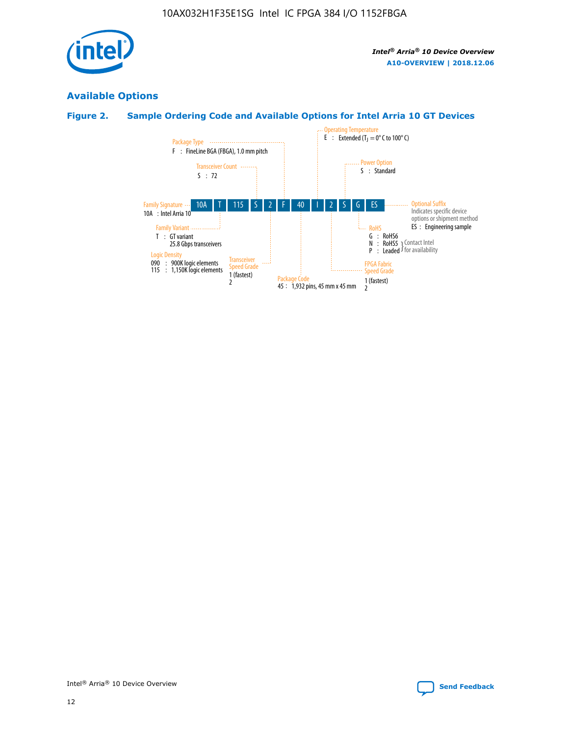## Available Options

### Figure 2. Sample Ordering Code and Available Options for Intel Arria 10 GT Devices

| 10A | T | 115 | S | 2 | F | 40 | I | 2 | S | G | ES |
|---|---|---|---|---|---|---|---|---|---|---|---|

**Family Signature**
10A : Intel Arria 10

**Family Variant**
T : GT variant
25.8 Gbps transceivers

**Logic Density**
090 : 900K logic elements
115 : 1,150K logic elements

**Transceiver Count**
S : 72

**Transceiver Speed Grade**
1 (fastest)
2

**Package Type**
F : FineLine BGA (FBGA), 1.0 mm pitch

**Package Code**
45 : 1,932 pins, 45 mm x 45 mm

**Operating Temperature**
E : Extended ($T_J$ = 0° C to 100° C)

**FPGA Fabric Speed Grade**
1 (fastest)
2

**Power Option**
S : Standard

**RoHS**
G : RoHS6
N : RoHS5 } Contact Intel for availability
P : Leaded } Contact Intel for availability

**Optional Suffix**
Indicates specific device options or shipment method
ES : Engineering sample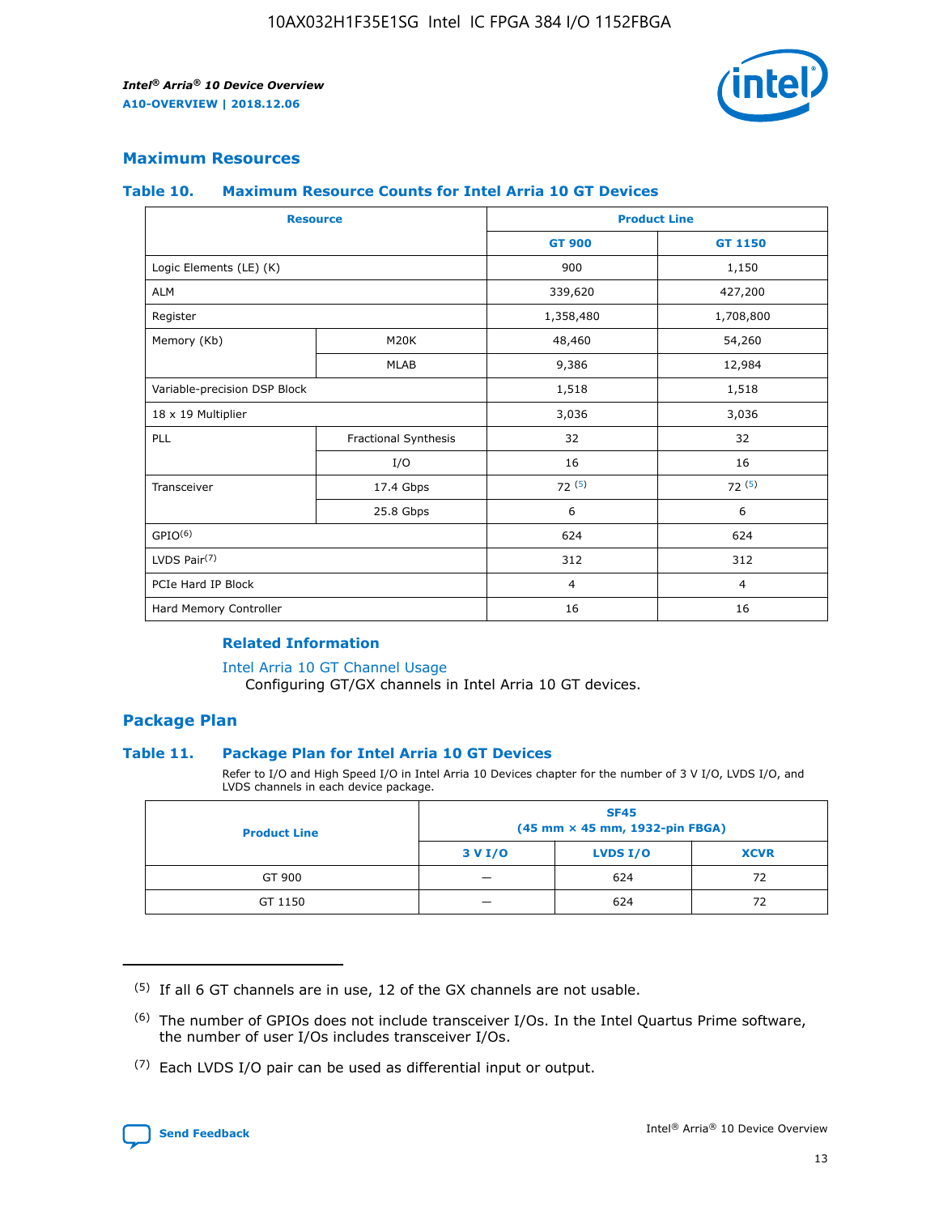## Maximum Resources

### Table 10. Maximum Resource Counts for Intel Arria 10 GT Devices

| Resource | | Product Line | |
|---|---|---|---|
| | | GT 900 | GT 1150 |
| Logic Elements (LE) (K) | | 900 | 1,150 |
| ALM | | 339,620 | 427,200 |
| Register | | 1,358,480 | 1,708,800 |
| Memory (Kb) | M20K | 48,460 | 54,260 |
| | MLAB | 9,386 | 12,984 |
| Variable-precision DSP Block | | 1,518 | 1,518 |
| 18 x 19 Multiplier | | 3,036 | 3,036 |
| PLL | Fractional Synthesis | 32 | 32 |
| | I/O | 16 | 16 |
| Transceiver | 17.4 Gbps | 72 (5) | 72 (5) |
| | 25.8 Gbps | 6 | 6 |
| GPIO(6) | | 624 | 624 |
| LVDS Pair(7) | | 312 | 312 |
| PCIe Hard IP Block | | 4 | 4 |
| Hard Memory Controller | | 16 | 16 |

#### Related Information

Intel Arria 10 GT Channel Usage
Configuring GT/GX channels in Intel Arria 10 GT devices.

## Package Plan

### Table 11. Package Plan for Intel Arria 10 GT Devices

Refer to I/O and High Speed I/O in Intel Arria 10 Devices chapter for the number of 3 V I/O, LVDS I/O, and LVDS channels in each device package.

| Product Line | SF45 (45 mm × 45 mm, 1932-pin FBGA) | | |
|---|---|---|---|
| | 3 V I/O | LVDS I/O | XCVR |
| GT 900 | — | 624 | 72 |
| GT 1150 | — | 624 | 72 |

(5) If all 6 GT channels are in use, 12 of the GX channels are not usable.

(6) The number of GPIOs does not include transceiver I/Os. In the Intel Quartus Prime software, the number of user I/Os includes transceiver I/Os.

(7) Each LVDS I/O pair can be used as differential input or output.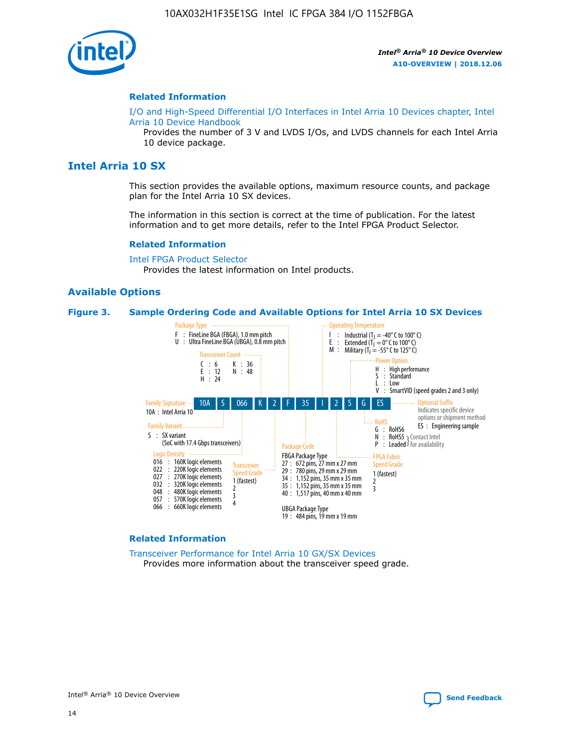## Related Information

I/O and High-Speed Differential I/O Interfaces in Intel Arria 10 Devices chapter, Intel Arria 10 Device Handbook

Provides the number of 3 V and LVDS I/Os, and LVDS channels for each Intel Arria 10 device package.

# Intel Arria 10 SX

This section provides the available options, maximum resource counts, and package plan for the Intel Arria 10 SX devices.

The information in this section is correct at the time of publication. For the latest information and to get more details, refer to the Intel FPGA Product Selector.

## Related Information

Intel FPGA Product Selector

Provides the latest information on Intel products.

## Available Options

**Figure 3. Sample Ordering Code and Available Options for Intel Arria 10 SX Devices**

Sample ordering code: 10A S 066 K 2 F 35 I 2 S G ES

- **Family Signature**
  - 10A : Intel Arria 10
- **Family Variant**
  - S : SX variant (SoC with 17.4 Gbps transceivers)
- **Logic Density**
  - 016 : 160K logic elements
  - 022 : 220K logic elements
  - 027 : 270K logic elements
  - 032 : 320K logic elements
  - 048 : 480K logic elements
  - 057 : 570K logic elements
  - 066 : 660K logic elements
- **Transceiver Count**
  - C : 6
  - E : 12
  - H : 24
  - K : 36
  - N : 48
- **Transceiver Speed Grade**
  - 1 (fastest)
  - 2
  - 3
  - 4
- **Package Type**
  - F : FineLine BGA (FBGA), 1.0 mm pitch
  - U : Ultra FineLine BGA (UBGA), 0.8 mm pitch
- **Package Code**
  - FBGA Package Type
    - 27 : 672 pins, 27 mm x 27 mm
    - 29 : 780 pins, 29 mm x 29 mm
    - 34 : 1,152 pins, 35 mm x 35 mm
    - 35 : 1,152 pins, 35 mm x 35 mm
    - 40 : 1,517 pins, 40 mm x 40 mm
  - UBGA Package Type
    - 19 : 484 pins, 19 mm x 19 mm
- **Operating Temperature**
  - I : Industrial ($T_J$ = -40° C to 100° C)
  - E : Extended ($T_J$ = 0° C to 100° C)
  - M : Military ($T_J$ = -55° C to 125° C)
- **FPGA Fabric Speed Grade**
  - 1 (fastest)
  - 2
  - 3
- **Power Option**
  - H : High performance
  - S : Standard
  - L : Low
  - V : SmartVID (speed grades 2 and 3 only)
- **RoHS**
  - G : RoHS6
  - N : RoHS5 (Contact Intel for availability)
  - P : Leaded (Contact Intel for availability)
- **Optional Suffix**
  - Indicates specific device options or shipment method
  - ES : Engineering sample

## Related Information

Transceiver Performance for Intel Arria 10 GX/SX Devices

Provides more information about the transceiver speed grade.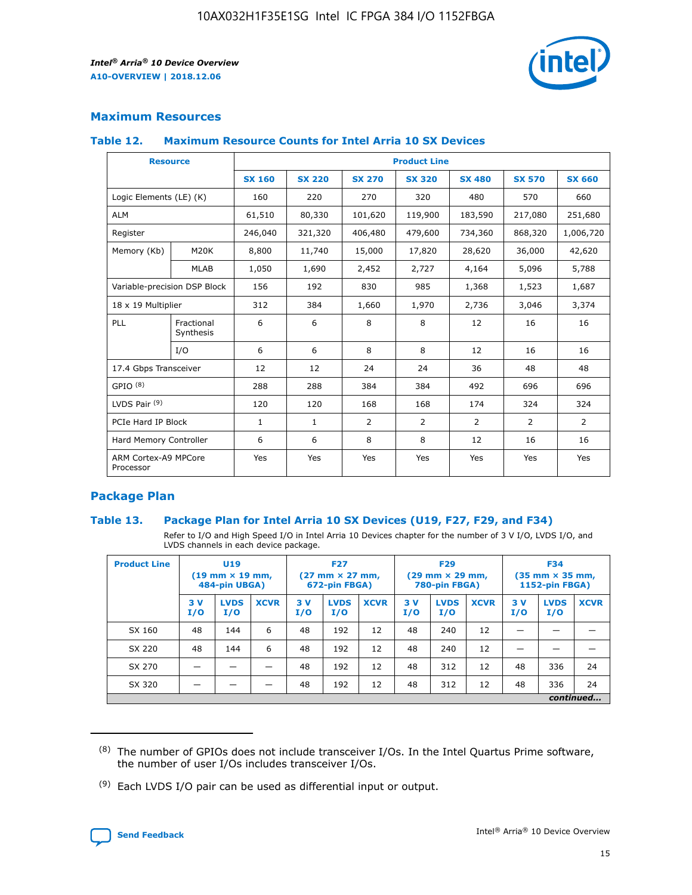## Maximum Resources

### Table 12. Maximum Resource Counts for Intel Arria 10 SX Devices

| Resource | | Product Line | | | | | | |
|---|---|---|---|---|---|---|---|---|
| | | SX 160 | SX 220 | SX 270 | SX 320 | SX 480 | SX 570 | SX 660 |
| Logic Elements (LE) (K) | | 160 | 220 | 270 | 320 | 480 | 570 | 660 |
| ALM | | 61,510 | 80,330 | 101,620 | 119,900 | 183,590 | 217,080 | 251,680 |
| Register | | 246,040 | 321,320 | 406,480 | 479,600 | 734,360 | 868,320 | 1,006,720 |
| Memory (Kb) | M20K | 8,800 | 11,740 | 15,000 | 17,820 | 28,620 | 36,000 | 42,620 |
| | MLAB | 1,050 | 1,690 | 2,452 | 2,727 | 4,164 | 5,096 | 5,788 |
| Variable-precision DSP Block | | 156 | 192 | 830 | 985 | 1,368 | 1,523 | 1,687 |
| 18 x 19 Multiplier | | 312 | 384 | 1,660 | 1,970 | 2,736 | 3,046 | 3,374 |
| PLL | Fractional Synthesis | 6 | 6 | 8 | 8 | 12 | 16 | 16 |
| | I/O | 6 | 6 | 8 | 8 | 12 | 16 | 16 |
| 17.4 Gbps Transceiver | | 12 | 12 | 24 | 24 | 36 | 48 | 48 |
| GPIO (8) | | 288 | 288 | 384 | 384 | 492 | 696 | 696 |
| LVDS Pair (9) | | 120 | 120 | 168 | 168 | 174 | 324 | 324 |
| PCIe Hard IP Block | | 1 | 1 | 2 | 2 | 2 | 2 | 2 |
| Hard Memory Controller | | 6 | 6 | 8 | 8 | 12 | 16 | 16 |
| ARM Cortex-A9 MPCore Processor | | Yes | Yes | Yes | Yes | Yes | Yes | Yes |

## Package Plan

### Table 13. Package Plan for Intel Arria 10 SX Devices (U19, F27, F29, and F34)

Refer to I/O and High Speed I/O in Intel Arria 10 Devices chapter for the number of 3 V I/O, LVDS I/O, and LVDS channels in each device package.

| Product Line | U19 (19 mm × 19 mm, 484-pin UBGA) | | | F27 (27 mm × 27 mm, 672-pin FBGA) | | | F29 (29 mm × 29 mm, 780-pin FBGA) | | | F34 (35 mm × 35 mm, 1152-pin FBGA) | | |
|---|---|---|---|---|---|---|---|---|---|---|---|---|
| | 3 V I/O | LVDS I/O | XCVR | 3 V I/O | LVDS I/O | XCVR | 3 V I/O | LVDS I/O | XCVR | 3 V I/O | LVDS I/O | XCVR |
| SX 160 | 48 | 144 | 6 | 48 | 192 | 12 | 48 | 240 | 12 | — | — | — |
| SX 220 | 48 | 144 | 6 | 48 | 192 | 12 | 48 | 240 | 12 | — | — | — |
| SX 270 | — | — | — | 48 | 192 | 12 | 48 | 312 | 12 | 48 | 336 | 24 |
| SX 320 | — | — | — | 48 | 192 | 12 | 48 | 312 | 12 | 48 | 336 | 24 |

*continued...*

(8) The number of GPIOs does not include transceiver I/Os. In the Intel Quartus Prime software, the number of user I/Os includes transceiver I/Os.

(9) Each LVDS I/O pair can be used as differential input or output.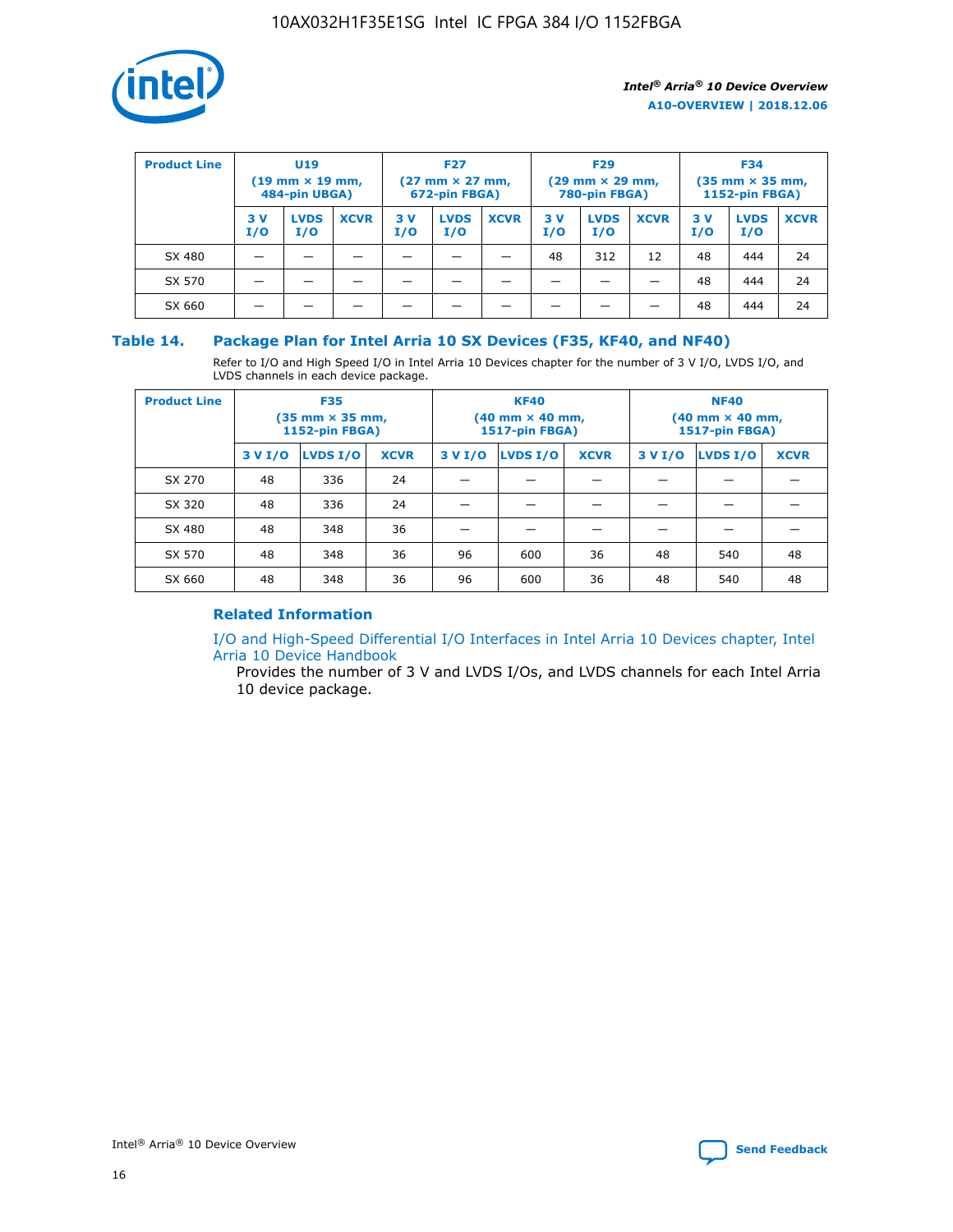| Product Line | U19 (19 mm × 19 mm, 484-pin UBGA) | | | F27 (27 mm × 27 mm, 672-pin FBGA) | | | F29 (29 mm × 29 mm, 780-pin FBGA) | | | F34 (35 mm × 35 mm, 1152-pin FBGA) | | |
|---|---|---|---|---|---|---|---|---|---|---|---|---|
| | 3 V I/O | LVDS I/O | XCVR | 3 V I/O | LVDS I/O | XCVR | 3 V I/O | LVDS I/O | XCVR | 3 V I/O | LVDS I/O | XCVR |
| SX 480 | — | — | — | — | — | — | 48 | 312 | 12 | 48 | 444 | 24 |
| SX 570 | — | — | — | — | — | — | — | — | — | 48 | 444 | 24 |
| SX 660 | — | — | — | — | — | — | — | — | — | 48 | 444 | 24 |

## Table 14. Package Plan for Intel Arria 10 SX Devices (F35, KF40, and NF40)

Refer to I/O and High Speed I/O in Intel Arria 10 Devices chapter for the number of 3 V I/O, LVDS I/O, and LVDS channels in each device package.

| Product Line | F35 (35 mm × 35 mm, 1152-pin FBGA) | | | KF40 (40 mm × 40 mm, 1517-pin FBGA) | | | NF40 (40 mm × 40 mm, 1517-pin FBGA) | | |
|---|---|---|---|---|---|---|---|---|---|
| | 3 V I/O | LVDS I/O | XCVR | 3 V I/O | LVDS I/O | XCVR | 3 V I/O | LVDS I/O | XCVR |
| SX 270 | 48 | 336 | 24 | — | — | — | — | — | — |
| SX 320 | 48 | 336 | 24 | — | — | — | — | — | — |
| SX 480 | 48 | 348 | 36 | — | — | — | — | — | — |
| SX 570 | 48 | 348 | 36 | 96 | 600 | 36 | 48 | 540 | 48 |
| SX 660 | 48 | 348 | 36 | 96 | 600 | 36 | 48 | 540 | 48 |

### Related Information

I/O and High-Speed Differential I/O Interfaces in Intel Arria 10 Devices chapter, Intel Arria 10 Device Handbook

Provides the number of 3 V and LVDS I/Os, and LVDS channels for each Intel Arria 10 device package.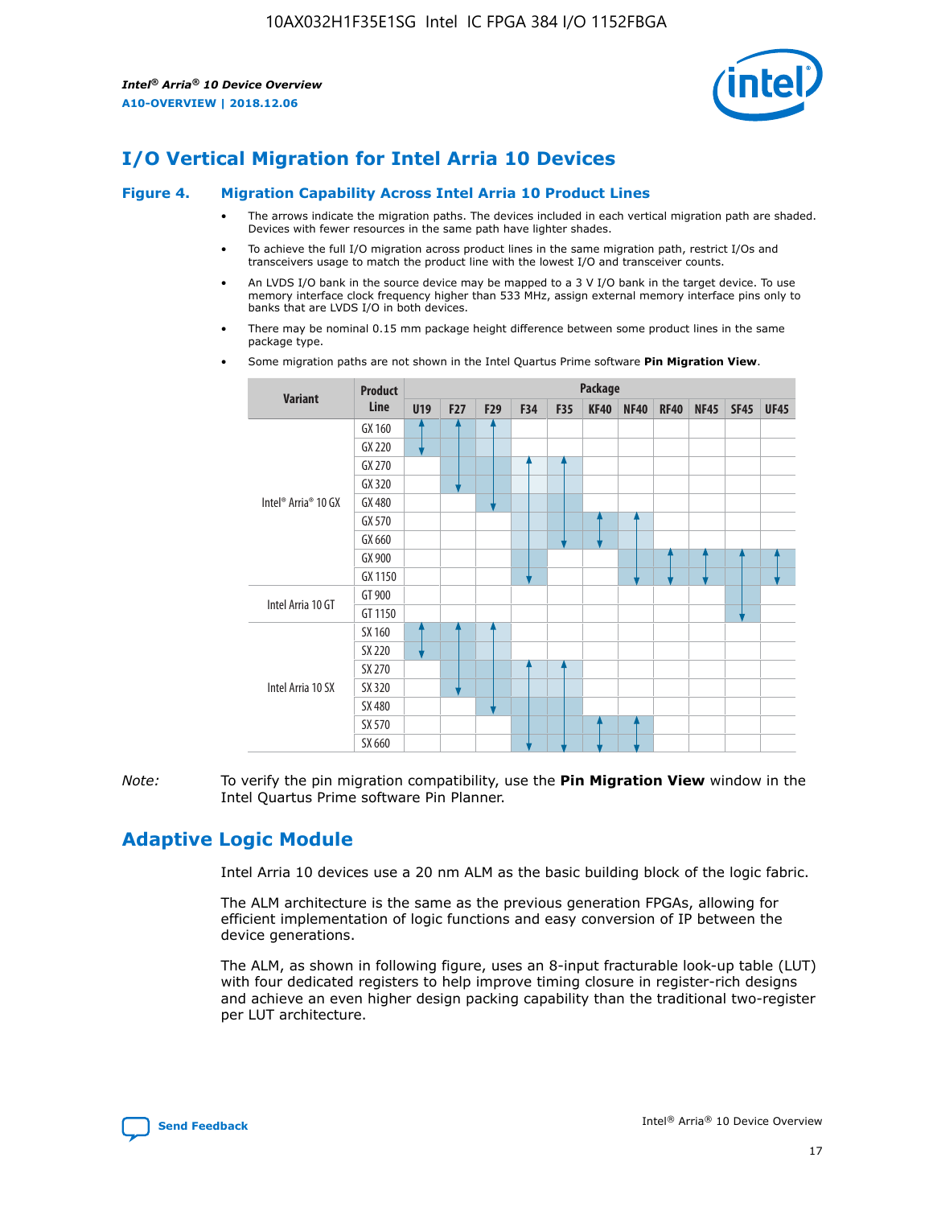# I/O Vertical Migration for Intel Arria 10 Devices

### Figure 4. Migration Capability Across Intel Arria 10 Product Lines

- The arrows indicate the migration paths. The devices included in each vertical migration path are shaded. Devices with fewer resources in the same path have lighter shades.
- To achieve the full I/O migration across product lines in the same migration path, restrict I/Os and transceivers usage to match the product line with the lowest I/O and transceiver counts.
- An LVDS I/O bank in the source device may be mapped to a 3 V I/O bank in the target device. To use memory interface clock frequency higher than 533 MHz, assign external memory interface pins only to banks that are LVDS I/O in both devices.
- There may be nominal 0.15 mm package height difference between some product lines in the same package type.
- Some migration paths are not shown in the Intel Quartus Prime software **Pin Migration View**.

| Variant | Product Line | Package | | | | | | | | | | |
|---|---|---|---|---|---|---|---|---|---|---|---|---|
| | | U19 | F27 | F29 | F34 | F35 | KF40 | NF40 | RF40 | NF45 | SF45 | UF45 |
| Intel® Arria® 10 GX | GX 160 | | | | | | | | | | | |
| | GX 220 | | | | | | | | | | | |
| | GX 270 | | | | | | | | | | | |
| | GX 320 | | | | | | | | | | | |
| | GX 480 | | | | | | | | | | | |
| | GX 570 | | | | | | | | | | | |
| | GX 660 | | | | | | | | | | | |
| | GX 900 | | | | | | | | | | | |
| | GX 1150 | | | | | | | | | | | |
| Intel Arria 10 GT | GT 900 | | | | | | | | | | | |
| | GT 1150 | | | | | | | | | | | |
| Intel Arria 10 SX | SX 160 | | | | | | | | | | | |
| | SX 220 | | | | | | | | | | | |
| | SX 270 | | | | | | | | | | | |
| | SX 320 | | | | | | | | | | | |
| | SX 480 | | | | | | | | | | | |
| | SX 570 | | | | | | | | | | | |
| | SX 660 | | | | | | | | | | | |

*Note:* To verify the pin migration compatibility, use the **Pin Migration View** window in the Intel Quartus Prime software Pin Planner.

# Adaptive Logic Module

Intel Arria 10 devices use a 20 nm ALM as the basic building block of the logic fabric.

The ALM architecture is the same as the previous generation FPGAs, allowing for efficient implementation of logic functions and easy conversion of IP between the device generations.

The ALM, as shown in following figure, uses an 8-input fracturable look-up table (LUT) with four dedicated registers to help improve timing closure in register-rich designs and achieve an even higher design packing capability than the traditional two-register per LUT architecture.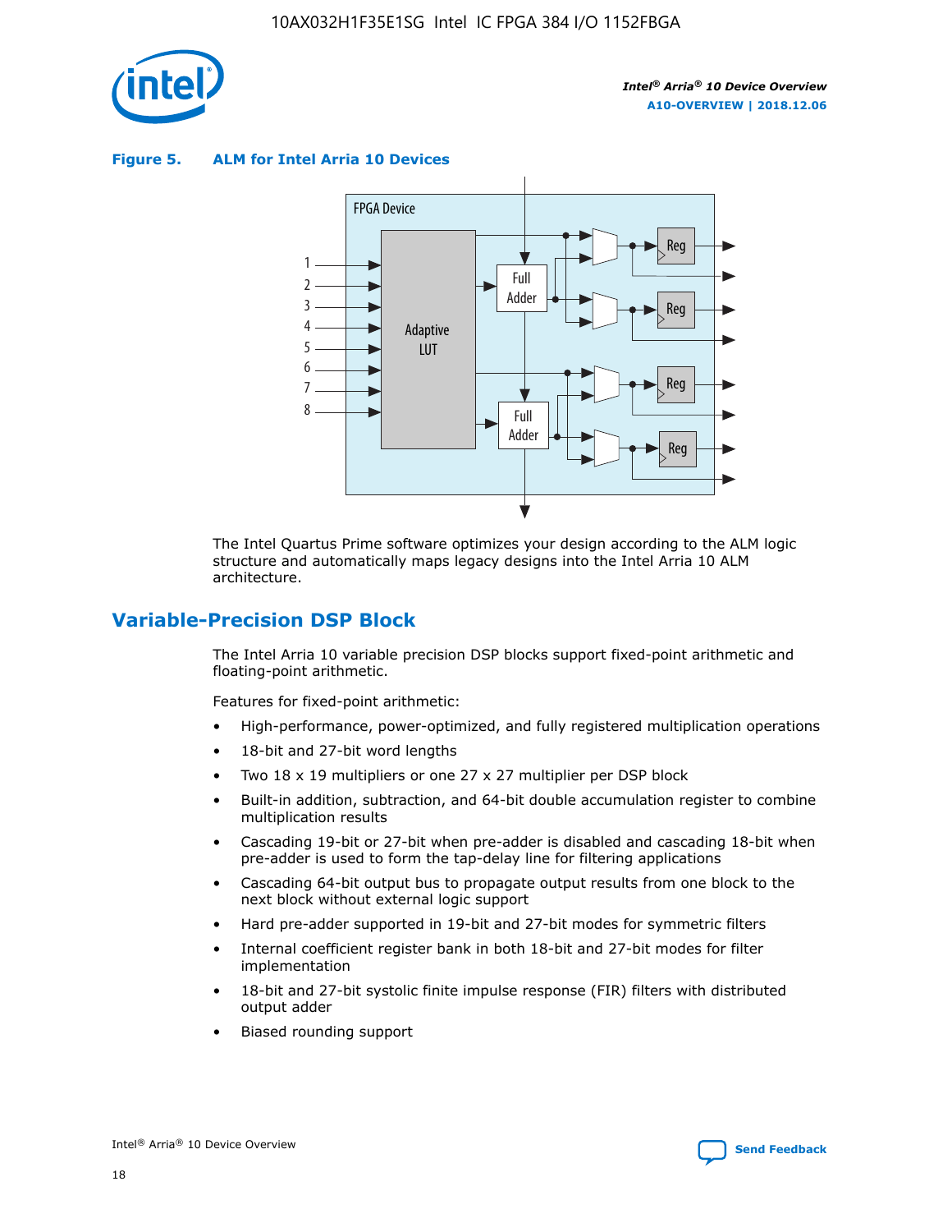**Figure 5. ALM for Intel Arria 10 Devices**

The Intel Quartus Prime software optimizes your design according to the ALM logic structure and automatically maps legacy designs into the Intel Arria 10 ALM architecture.

## Variable-Precision DSP Block

The Intel Arria 10 variable precision DSP blocks support fixed-point arithmetic and floating-point arithmetic.

Features for fixed-point arithmetic:

- High-performance, power-optimized, and fully registered multiplication operations
- 18-bit and 27-bit word lengths
- Two 18 x 19 multipliers or one 27 x 27 multiplier per DSP block
- Built-in addition, subtraction, and 64-bit double accumulation register to combine multiplication results
- Cascading 19-bit or 27-bit when pre-adder is disabled and cascading 18-bit when pre-adder is used to form the tap-delay line for filtering applications
- Cascading 64-bit output bus to propagate output results from one block to the next block without external logic support
- Hard pre-adder supported in 19-bit and 27-bit modes for symmetric filters
- Internal coefficient register bank in both 18-bit and 27-bit modes for filter implementation
- 18-bit and 27-bit systolic finite impulse response (FIR) filters with distributed output adder
- Biased rounding support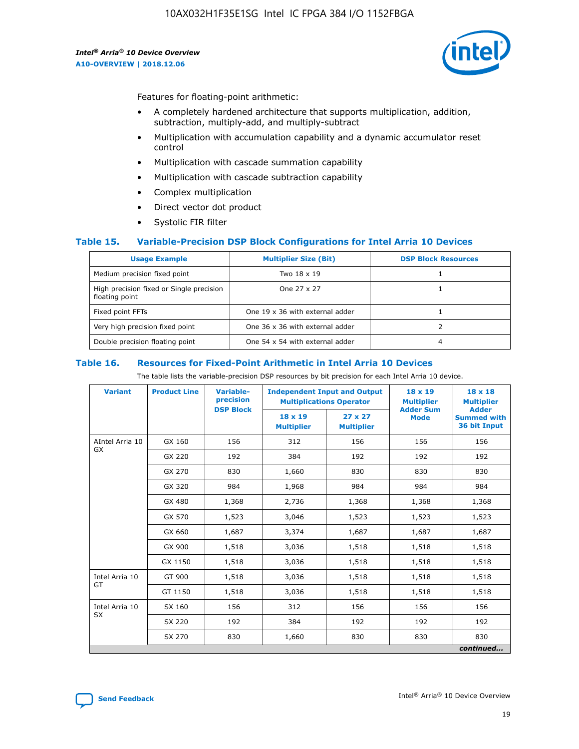Features for floating-point arithmetic:

- A completely hardened architecture that supports multiplication, addition, subtraction, multiply-add, and multiply-subtract
- Multiplication with accumulation capability and a dynamic accumulator reset control
- Multiplication with cascade summation capability
- Multiplication with cascade subtraction capability
- Complex multiplication
- Direct vector dot product
- Systolic FIR filter

### Table 15. Variable-Precision DSP Block Configurations for Intel Arria 10 Devices

| Usage Example | Multiplier Size (Bit) | DSP Block Resources |
|---|---|---|
| Medium precision fixed point | Two 18 x 19 | 1 |
| High precision fixed or Single precision floating point | One 27 x 27 | 1 |
| Fixed point FFTs | One 19 x 36 with external adder | 1 |
| Very high precision fixed point | One 36 x 36 with external adder | 2 |
| Double precision floating point | One 54 x 54 with external adder | 4 |

### Table 16. Resources for Fixed-Point Arithmetic in Intel Arria 10 Devices

The table lists the variable-precision DSP resources by bit precision for each Intel Arria 10 device.

| Variant | Product Line | Variable-precision DSP Block | Independent Input and Output Multiplications Operator | | 18 x 19 Multiplier Adder Sum Mode | 18 x 18 Multiplier Adder Summed with 36 bit Input |
|---|---|---|---|---|---|---|
| | | | 18 x 19 Multiplier | 27 x 27 Multiplier | | |
| AIntel Arria 10 GX | GX 160 | 156 | 312 | 156 | 156 | 156 |
| | GX 220 | 192 | 384 | 192 | 192 | 192 |
| | GX 270 | 830 | 1,660 | 830 | 830 | 830 |
| | GX 320 | 984 | 1,968 | 984 | 984 | 984 |
| | GX 480 | 1,368 | 2,736 | 1,368 | 1,368 | 1,368 |
| | GX 570 | 1,523 | 3,046 | 1,523 | 1,523 | 1,523 |
| | GX 660 | 1,687 | 3,374 | 1,687 | 1,687 | 1,687 |
| | GX 900 | 1,518 | 3,036 | 1,518 | 1,518 | 1,518 |
| | GX 1150 | 1,518 | 3,036 | 1,518 | 1,518 | 1,518 |
| Intel Arria 10 GT | GT 900 | 1,518 | 3,036 | 1,518 | 1,518 | 1,518 |
| | GT 1150 | 1,518 | 3,036 | 1,518 | 1,518 | 1,518 |
| Intel Arria 10 SX | SX 160 | 156 | 312 | 156 | 156 | 156 |
| | SX 220 | 192 | 384 | 192 | 192 | 192 |
| | SX 270 | 830 | 1,660 | 830 | 830 | 830 |

*continued...*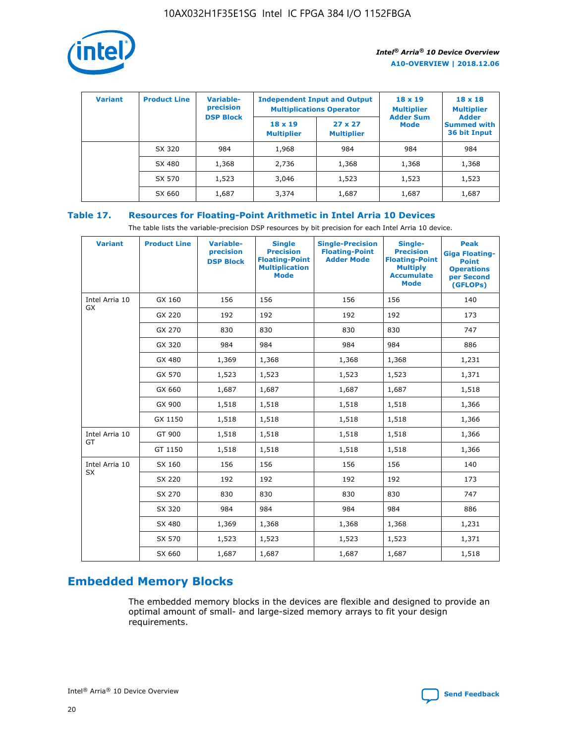| Variant | Product Line | Variable-precision DSP Block | Independent Input and Output Multiplications Operator | | 18 x 19 Multiplier Adder Sum Mode | 18 x 18 Multiplier Adder Summed with 36 bit Input |
|---|---|---|---|---|---|---|
| | | | 18 x 19 Multiplier | 27 x 27 Multiplier | | |
| | SX 320 | 984 | 1,968 | 984 | 984 | 984 |
| | SX 480 | 1,368 | 2,736 | 1,368 | 1,368 | 1,368 |
| | SX 570 | 1,523 | 3,046 | 1,523 | 1,523 | 1,523 |
| | SX 660 | 1,687 | 3,374 | 1,687 | 1,687 | 1,687 |

**Table 17. Resources for Floating-Point Arithmetic in Intel Arria 10 Devices**

The table lists the variable-precision DSP resources by bit precision for each Intel Arria 10 device.

| Variant | Product Line | Variable-precision DSP Block | Single Precision Floating-Point Multiplication Mode | Single-Precision Floating-Point Adder Mode | Single-Precision Floating-Point Multiply Accumulate Mode | Peak Giga Floating-Point Operations per Second (GFLOPs) |
|---|---|---|---|---|---|---|
| Intel Arria 10 GX | GX 160 | 156 | 156 | 156 | 156 | 140 |
| | GX 220 | 192 | 192 | 192 | 192 | 173 |
| | GX 270 | 830 | 830 | 830 | 830 | 747 |
| | GX 320 | 984 | 984 | 984 | 984 | 886 |
| | GX 480 | 1,369 | 1,368 | 1,368 | 1,368 | 1,231 |
| | GX 570 | 1,523 | 1,523 | 1,523 | 1,523 | 1,371 |
| | GX 660 | 1,687 | 1,687 | 1,687 | 1,687 | 1,518 |
| | GX 900 | 1,518 | 1,518 | 1,518 | 1,518 | 1,366 |
| | GX 1150 | 1,518 | 1,518 | 1,518 | 1,518 | 1,366 |
| Intel Arria 10 GT | GT 900 | 1,518 | 1,518 | 1,518 | 1,518 | 1,366 |
| | GT 1150 | 1,518 | 1,518 | 1,518 | 1,518 | 1,366 |
| Intel Arria 10 SX | SX 160 | 156 | 156 | 156 | 156 | 140 |
| | SX 220 | 192 | 192 | 192 | 192 | 173 |
| | SX 270 | 830 | 830 | 830 | 830 | 747 |
| | SX 320 | 984 | 984 | 984 | 984 | 886 |
| | SX 480 | 1,369 | 1,368 | 1,368 | 1,368 | 1,231 |
| | SX 570 | 1,523 | 1,523 | 1,523 | 1,523 | 1,371 |
| | SX 660 | 1,687 | 1,687 | 1,687 | 1,687 | 1,518 |

## Embedded Memory Blocks

The embedded memory blocks in the devices are flexible and designed to provide an optimal amount of small- and large-sized memory arrays to fit your design requirements.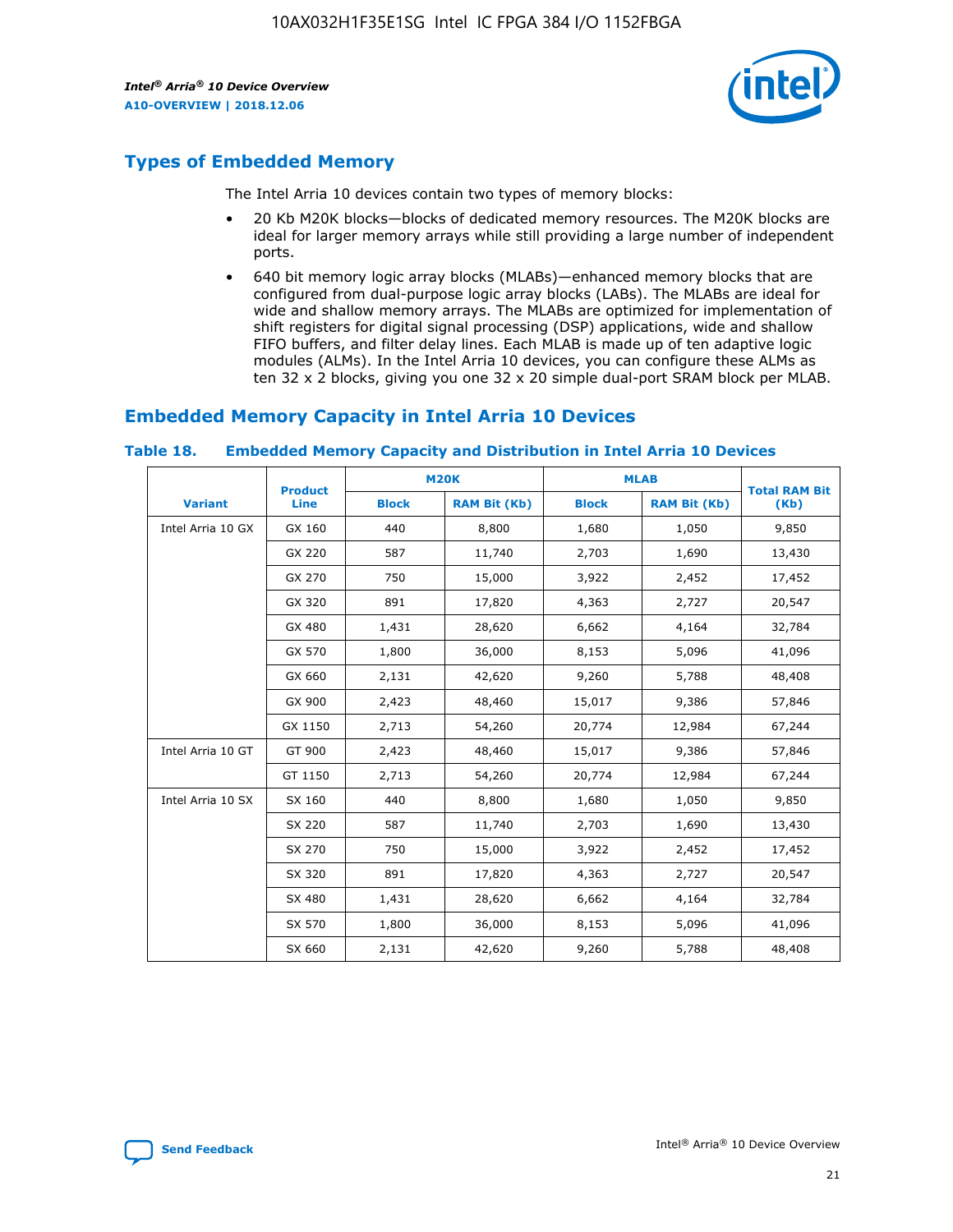## Types of Embedded Memory

The Intel Arria 10 devices contain two types of memory blocks:

- 20 Kb M20K blocks—blocks of dedicated memory resources. The M20K blocks are ideal for larger memory arrays while still providing a large number of independent ports.
- 640 bit memory logic array blocks (MLABs)—enhanced memory blocks that are configured from dual-purpose logic array blocks (LABs). The MLABs are ideal for wide and shallow memory arrays. The MLABs are optimized for implementation of shift registers for digital signal processing (DSP) applications, wide and shallow FIFO buffers, and filter delay lines. Each MLAB is made up of ten adaptive logic modules (ALMs). In the Intel Arria 10 devices, you can configure these ALMs as ten 32 x 2 blocks, giving you one 32 x 20 simple dual-port SRAM block per MLAB.

## Embedded Memory Capacity in Intel Arria 10 Devices

**Table 18. Embedded Memory Capacity and Distribution in Intel Arria 10 Devices**

| Variant | Product Line | M20K | | MLAB | | Total RAM Bit (Kb) |
|---|---|---|---|---|---|---|
| | | Block | RAM Bit (Kb) | Block | RAM Bit (Kb) | |
| Intel Arria 10 GX | GX 160 | 440 | 8,800 | 1,680 | 1,050 | 9,850 |
| | GX 220 | 587 | 11,740 | 2,703 | 1,690 | 13,430 |
| | GX 270 | 750 | 15,000 | 3,922 | 2,452 | 17,452 |
| | GX 320 | 891 | 17,820 | 4,363 | 2,727 | 20,547 |
| | GX 480 | 1,431 | 28,620 | 6,662 | 4,164 | 32,784 |
| | GX 570 | 1,800 | 36,000 | 8,153 | 5,096 | 41,096 |
| | GX 660 | 2,131 | 42,620 | 9,260 | 5,788 | 48,408 |
| | GX 900 | 2,423 | 48,460 | 15,017 | 9,386 | 57,846 |
| | GX 1150 | 2,713 | 54,260 | 20,774 | 12,984 | 67,244 |
| Intel Arria 10 GT | GT 900 | 2,423 | 48,460 | 15,017 | 9,386 | 57,846 |
| | GT 1150 | 2,713 | 54,260 | 20,774 | 12,984 | 67,244 |
| Intel Arria 10 SX | SX 160 | 440 | 8,800 | 1,680 | 1,050 | 9,850 |
| | SX 220 | 587 | 11,740 | 2,703 | 1,690 | 13,430 |
| | SX 270 | 750 | 15,000 | 3,922 | 2,452 | 17,452 |
| | SX 320 | 891 | 17,820 | 4,363 | 2,727 | 20,547 |
| | SX 480 | 1,431 | 28,620 | 6,662 | 4,164 | 32,784 |
| | SX 570 | 1,800 | 36,000 | 8,153 | 5,096 | 41,096 |
| | SX 660 | 2,131 | 42,620 | 9,260 | 5,788 | 48,408 |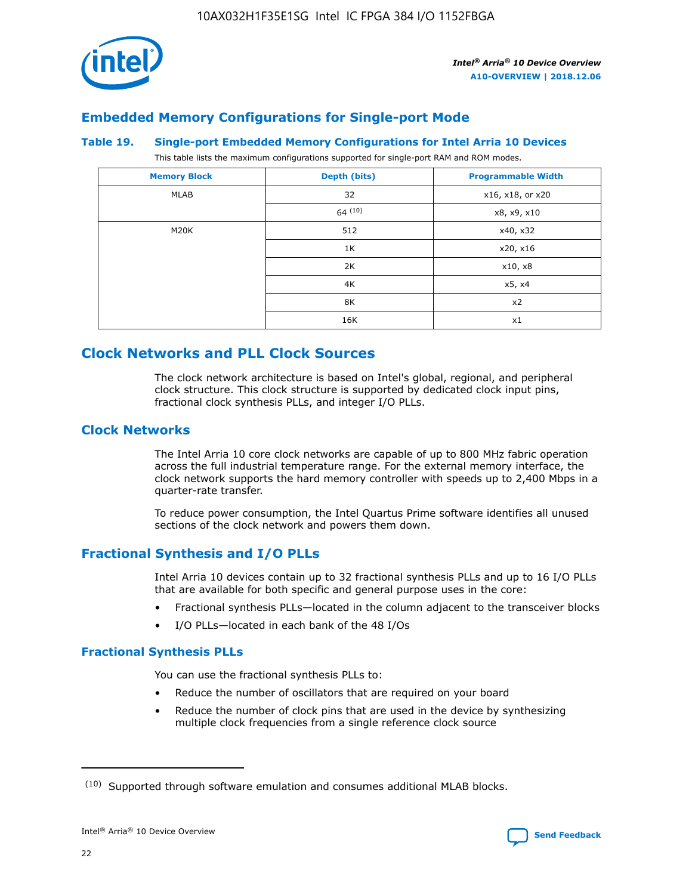## Embedded Memory Configurations for Single-port Mode

### Table 19. Single-port Embedded Memory Configurations for Intel Arria 10 Devices

This table lists the maximum configurations supported for single-port RAM and ROM modes.

| Memory Block | Depth (bits) | Programmable Width |
|---|---|---|
| MLAB | 32 | x16, x18, or x20 |
| | 64 [(10)] | x8, x9, x10 |
| M20K | 512 | x40, x32 |
| | 1K | x20, x16 |
| | 2K | x10, x8 |
| | 4K | x5, x4 |
| | 8K | x2 |
| | 16K | x1 |

## Clock Networks and PLL Clock Sources

The clock network architecture is based on Intel's global, regional, and peripheral clock structure. This clock structure is supported by dedicated clock input pins, fractional clock synthesis PLLs, and integer I/O PLLs.

### Clock Networks

The Intel Arria 10 core clock networks are capable of up to 800 MHz fabric operation across the full industrial temperature range. For the external memory interface, the clock network supports the hard memory controller with speeds up to 2,400 Mbps in a quarter-rate transfer.

To reduce power consumption, the Intel Quartus Prime software identifies all unused sections of the clock network and powers them down.

### Fractional Synthesis and I/O PLLs

Intel Arria 10 devices contain up to 32 fractional synthesis PLLs and up to 16 I/O PLLs that are available for both specific and general purpose uses in the core:

- Fractional synthesis PLLs—located in the column adjacent to the transceiver blocks
- I/O PLLs—located in each bank of the 48 I/Os

#### Fractional Synthesis PLLs

You can use the fractional synthesis PLLs to:

- Reduce the number of oscillators that are required on your board
- Reduce the number of clock pins that are used in the device by synthesizing multiple clock frequencies from a single reference clock source

(10) Supported through software emulation and consumes additional MLAB blocks.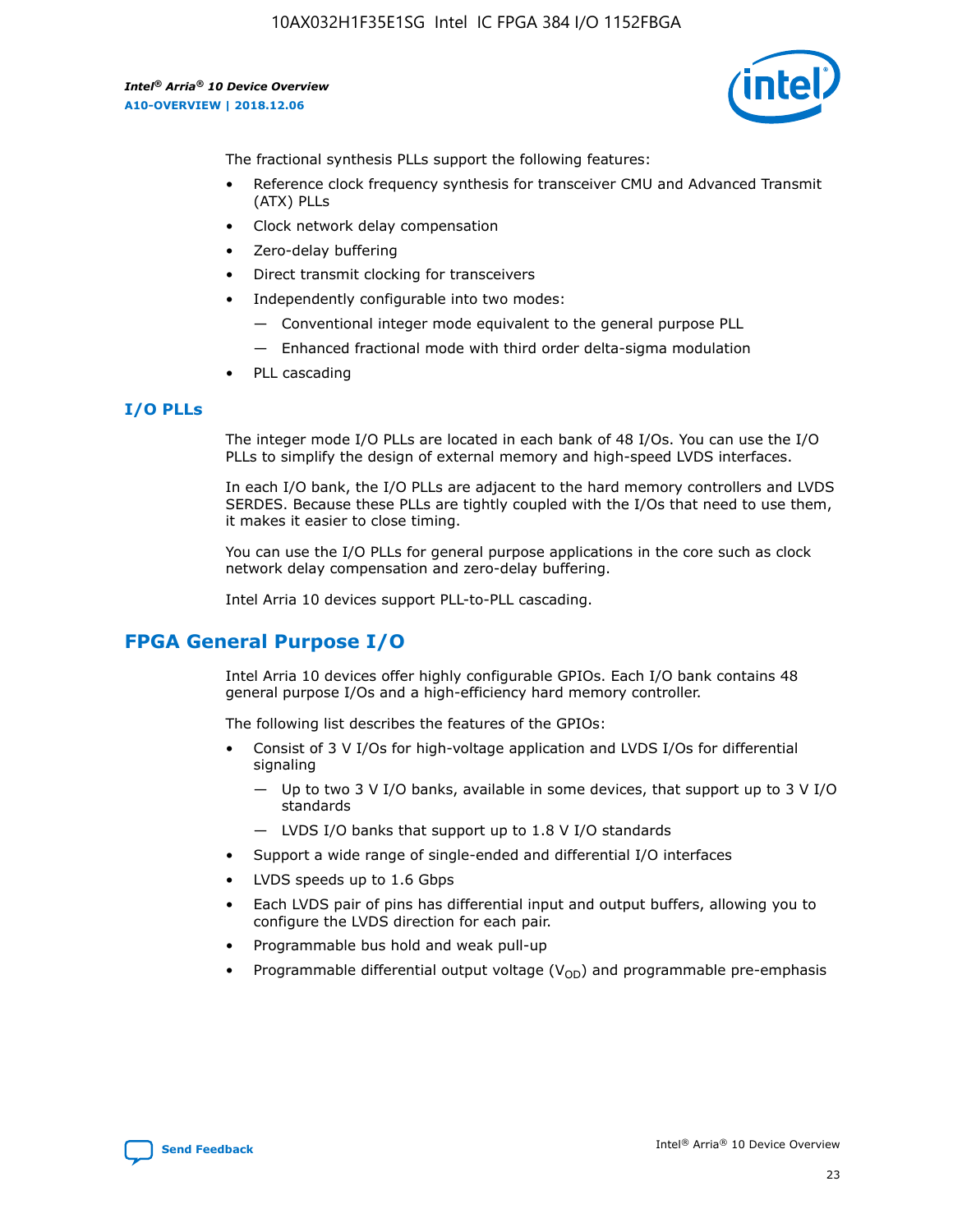The fractional synthesis PLLs support the following features:

- Reference clock frequency synthesis for transceiver CMU and Advanced Transmit (ATX) PLLs
- Clock network delay compensation
- Zero-delay buffering
- Direct transmit clocking for transceivers
- Independently configurable into two modes:
  - — Conventional integer mode equivalent to the general purpose PLL
  - — Enhanced fractional mode with third order delta-sigma modulation
- PLL cascading

### I/O PLLs

The integer mode I/O PLLs are located in each bank of 48 I/Os. You can use the I/O PLLs to simplify the design of external memory and high-speed LVDS interfaces.

In each I/O bank, the I/O PLLs are adjacent to the hard memory controllers and LVDS SERDES. Because these PLLs are tightly coupled with the I/Os that need to use them, it makes it easier to close timing.

You can use the I/O PLLs for general purpose applications in the core such as clock network delay compensation and zero-delay buffering.

Intel Arria 10 devices support PLL-to-PLL cascading.

## FPGA General Purpose I/O

Intel Arria 10 devices offer highly configurable GPIOs. Each I/O bank contains 48 general purpose I/Os and a high-efficiency hard memory controller.

The following list describes the features of the GPIOs:

- Consist of 3 V I/Os for high-voltage application and LVDS I/Os for differential signaling
  - — Up to two 3 V I/O banks, available in some devices, that support up to 3 V I/O standards
  - — LVDS I/O banks that support up to 1.8 V I/O standards
- Support a wide range of single-ended and differential I/O interfaces
- LVDS speeds up to 1.6 Gbps
- Each LVDS pair of pins has differential input and output buffers, allowing you to configure the LVDS direction for each pair.
- Programmable bus hold and weak pull-up
- Programmable differential output voltage ($V_{OD}$) and programmable pre-emphasis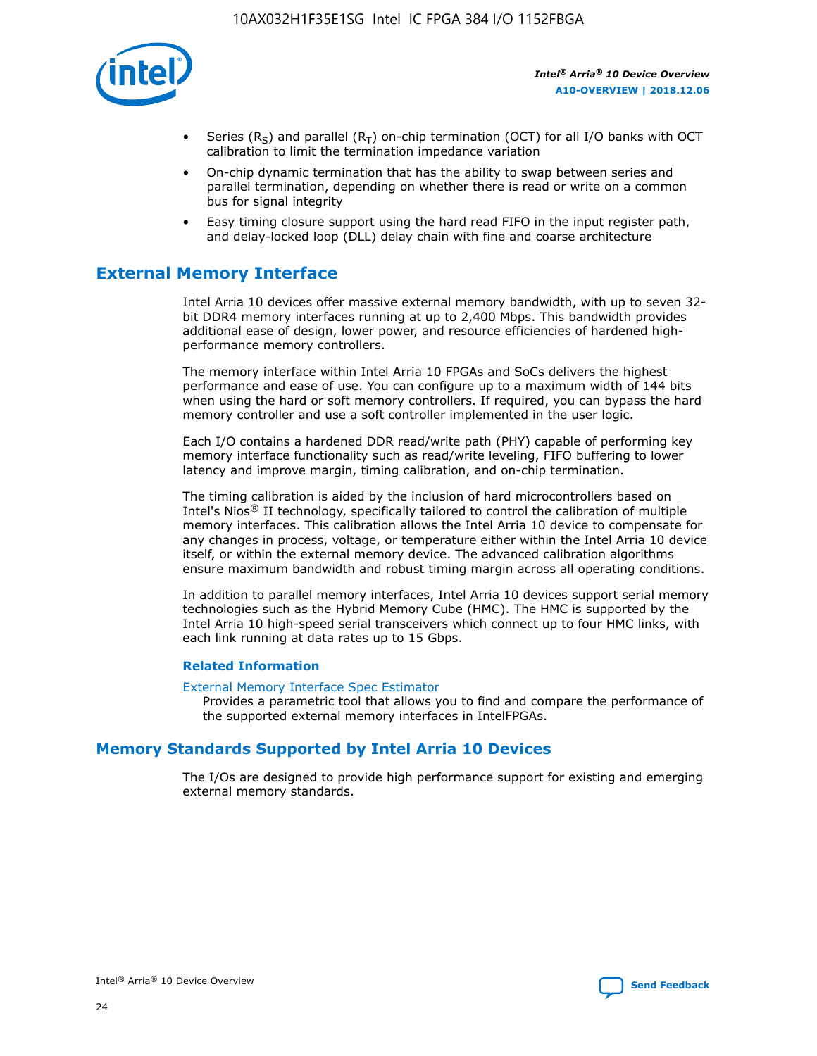- Series ($R_S$) and parallel ($R_T$) on-chip termination (OCT) for all I/O banks with OCT calibration to limit the termination impedance variation
- On-chip dynamic termination that has the ability to swap between series and parallel termination, depending on whether there is read or write on a common bus for signal integrity
- Easy timing closure support using the hard read FIFO in the input register path, and delay-locked loop (DLL) delay chain with fine and coarse architecture

## External Memory Interface

Intel Arria 10 devices offer massive external memory bandwidth, with up to seven 32-bit DDR4 memory interfaces running at up to 2,400 Mbps. This bandwidth provides additional ease of design, lower power, and resource efficiencies of hardened high-performance memory controllers.

The memory interface within Intel Arria 10 FPGAs and SoCs delivers the highest performance and ease of use. You can configure up to a maximum width of 144 bits when using the hard or soft memory controllers. If required, you can bypass the hard memory controller and use a soft controller implemented in the user logic.

Each I/O contains a hardened DDR read/write path (PHY) capable of performing key memory interface functionality such as read/write leveling, FIFO buffering to lower latency and improve margin, timing calibration, and on-chip termination.

The timing calibration is aided by the inclusion of hard microcontrollers based on Intel's Nios® II technology, specifically tailored to control the calibration of multiple memory interfaces. This calibration allows the Intel Arria 10 device to compensate for any changes in process, voltage, or temperature either within the Intel Arria 10 device itself, or within the external memory device. The advanced calibration algorithms ensure maximum bandwidth and robust timing margin across all operating conditions.

In addition to parallel memory interfaces, Intel Arria 10 devices support serial memory technologies such as the Hybrid Memory Cube (HMC). The HMC is supported by the Intel Arria 10 high-speed serial transceivers which connect up to four HMC links, with each link running at data rates up to 15 Gbps.

### Related Information

External Memory Interface Spec Estimator
Provides a parametric tool that allows you to find and compare the performance of the supported external memory interfaces in IntelFPGAs.

## Memory Standards Supported by Intel Arria 10 Devices

The I/Os are designed to provide high performance support for existing and emerging external memory standards.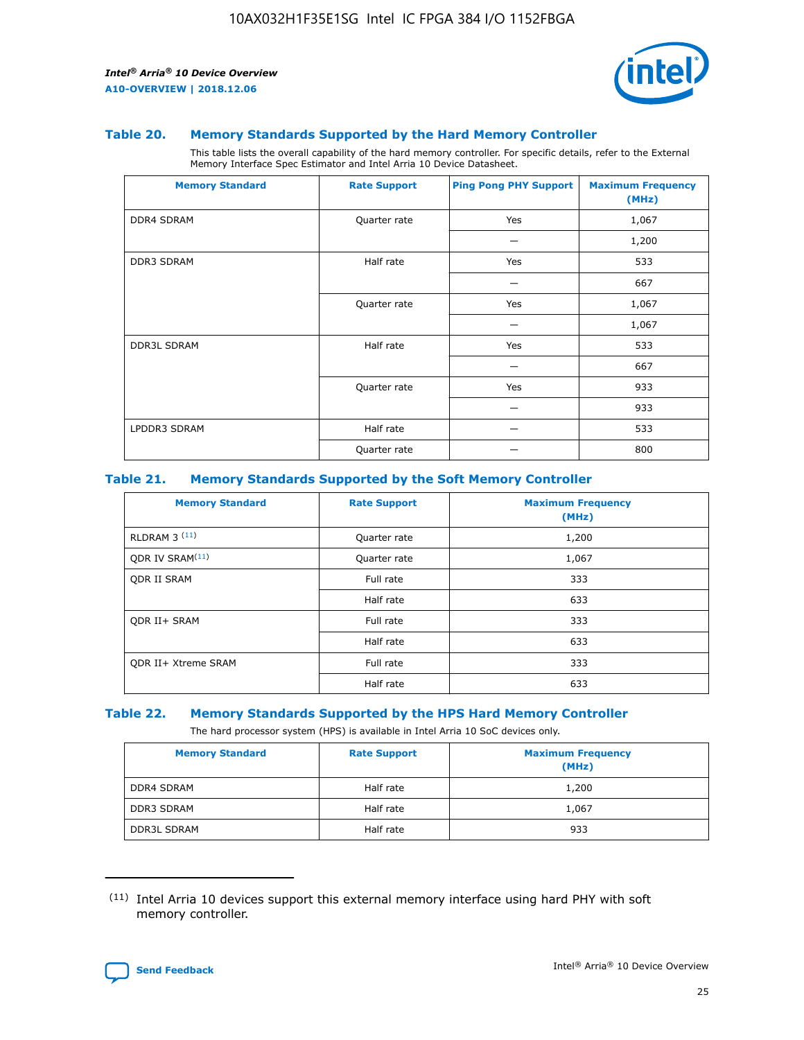### Table 20. Memory Standards Supported by the Hard Memory Controller

This table lists the overall capability of the hard memory controller. For specific details, refer to the External Memory Interface Spec Estimator and Intel Arria 10 Device Datasheet.

| Memory Standard | Rate Support | Ping Pong PHY Support | Maximum Frequency (MHz) |
|---|---|---|---|
| DDR4 SDRAM | Quarter rate | Yes | 1,067 |
| | | — | 1,200 |
| DDR3 SDRAM | Half rate | Yes | 533 |
| | | — | 667 |
| | Quarter rate | Yes | 1,067 |
| | | — | 1,067 |
| DDR3L SDRAM | Half rate | Yes | 533 |
| | | — | 667 |
| | Quarter rate | Yes | 933 |
| | | — | 933 |
| LPDDR3 SDRAM | Half rate | — | 533 |
| | Quarter rate | — | 800 |

### Table 21. Memory Standards Supported by the Soft Memory Controller

| Memory Standard | Rate Support | Maximum Frequency (MHz) |
|---|---|---|
| RLDRAM 3 (11) | Quarter rate | 1,200 |
| QDR IV SRAM(11) | Quarter rate | 1,067 |
| QDR II SRAM | Full rate | 333 |
| | Half rate | 633 |
| QDR II+ SRAM | Full rate | 333 |
| | Half rate | 633 |
| QDR II+ Xtreme SRAM | Full rate | 333 |
| | Half rate | 633 |

### Table 22. Memory Standards Supported by the HPS Hard Memory Controller

The hard processor system (HPS) is available in Intel Arria 10 SoC devices only.

| Memory Standard | Rate Support | Maximum Frequency (MHz) |
|---|---|---|
| DDR4 SDRAM | Half rate | 1,200 |
| DDR3 SDRAM | Half rate | 1,067 |
| DDR3L SDRAM | Half rate | 933 |

(11) Intel Arria 10 devices support this external memory interface using hard PHY with soft memory controller.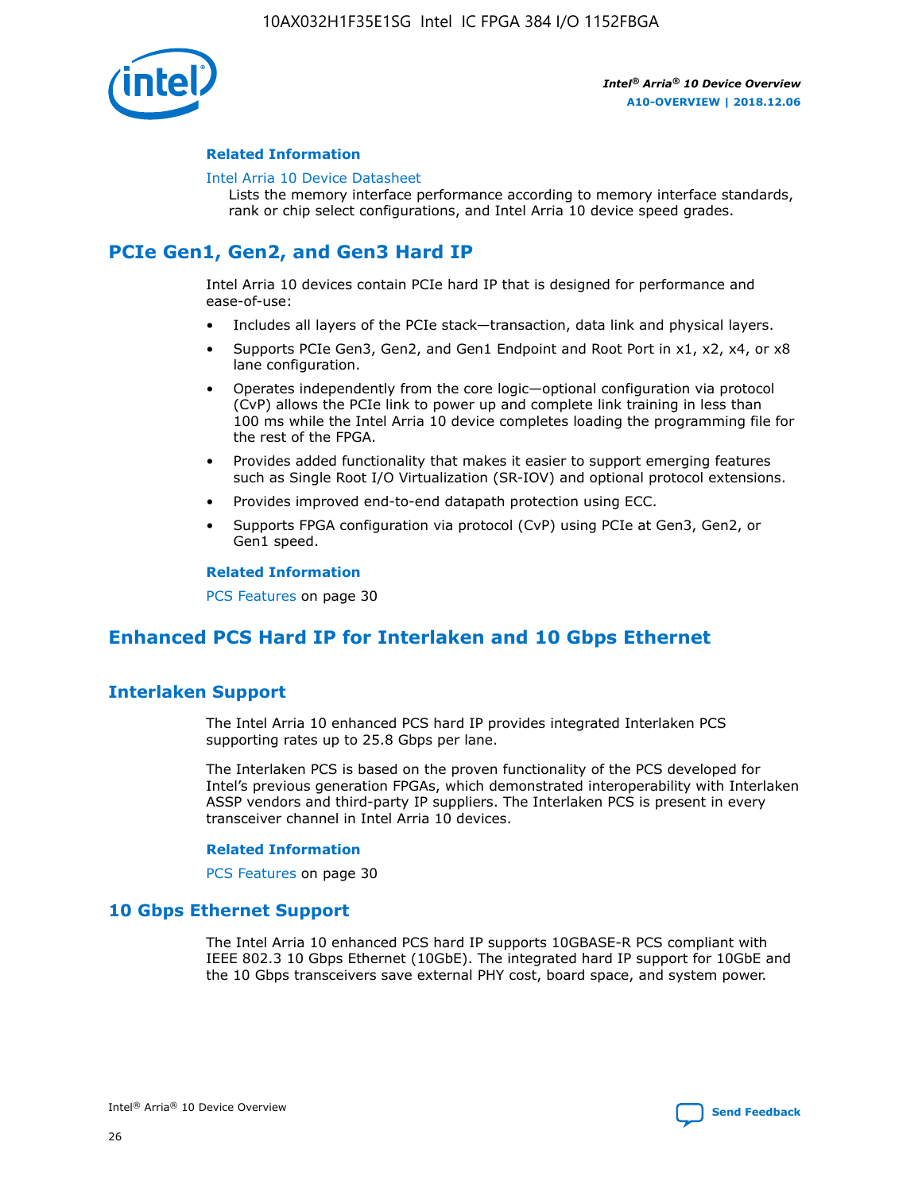#### Related Information

Intel Arria 10 Device Datasheet
Lists the memory interface performance according to memory interface standards, rank or chip select configurations, and Intel Arria 10 device speed grades.

## PCIe Gen1, Gen2, and Gen3 Hard IP

Intel Arria 10 devices contain PCIe hard IP that is designed for performance and ease-of-use:

- Includes all layers of the PCIe stack—transaction, data link and physical layers.
- Supports PCIe Gen3, Gen2, and Gen1 Endpoint and Root Port in x1, x2, x4, or x8 lane configuration.
- Operates independently from the core logic—optional configuration via protocol (CvP) allows the PCIe link to power up and complete link training in less than 100 ms while the Intel Arria 10 device completes loading the programming file for the rest of the FPGA.
- Provides added functionality that makes it easier to support emerging features such as Single Root I/O Virtualization (SR-IOV) and optional protocol extensions.
- Provides improved end-to-end datapath protection using ECC.
- Supports FPGA configuration via protocol (CvP) using PCIe at Gen3, Gen2, or Gen1 speed.

#### Related Information

PCS Features on page 30

## Enhanced PCS Hard IP for Interlaken and 10 Gbps Ethernet

### Interlaken Support

The Intel Arria 10 enhanced PCS hard IP provides integrated Interlaken PCS supporting rates up to 25.8 Gbps per lane.

The Interlaken PCS is based on the proven functionality of the PCS developed for Intel's previous generation FPGAs, which demonstrated interoperability with Interlaken ASSP vendors and third-party IP suppliers. The Interlaken PCS is present in every transceiver channel in Intel Arria 10 devices.

#### Related Information

PCS Features on page 30

### 10 Gbps Ethernet Support

The Intel Arria 10 enhanced PCS hard IP supports 10GBASE-R PCS compliant with IEEE 802.3 10 Gbps Ethernet (10GbE). The integrated hard IP support for 10GbE and the 10 Gbps transceivers save external PHY cost, board space, and system power.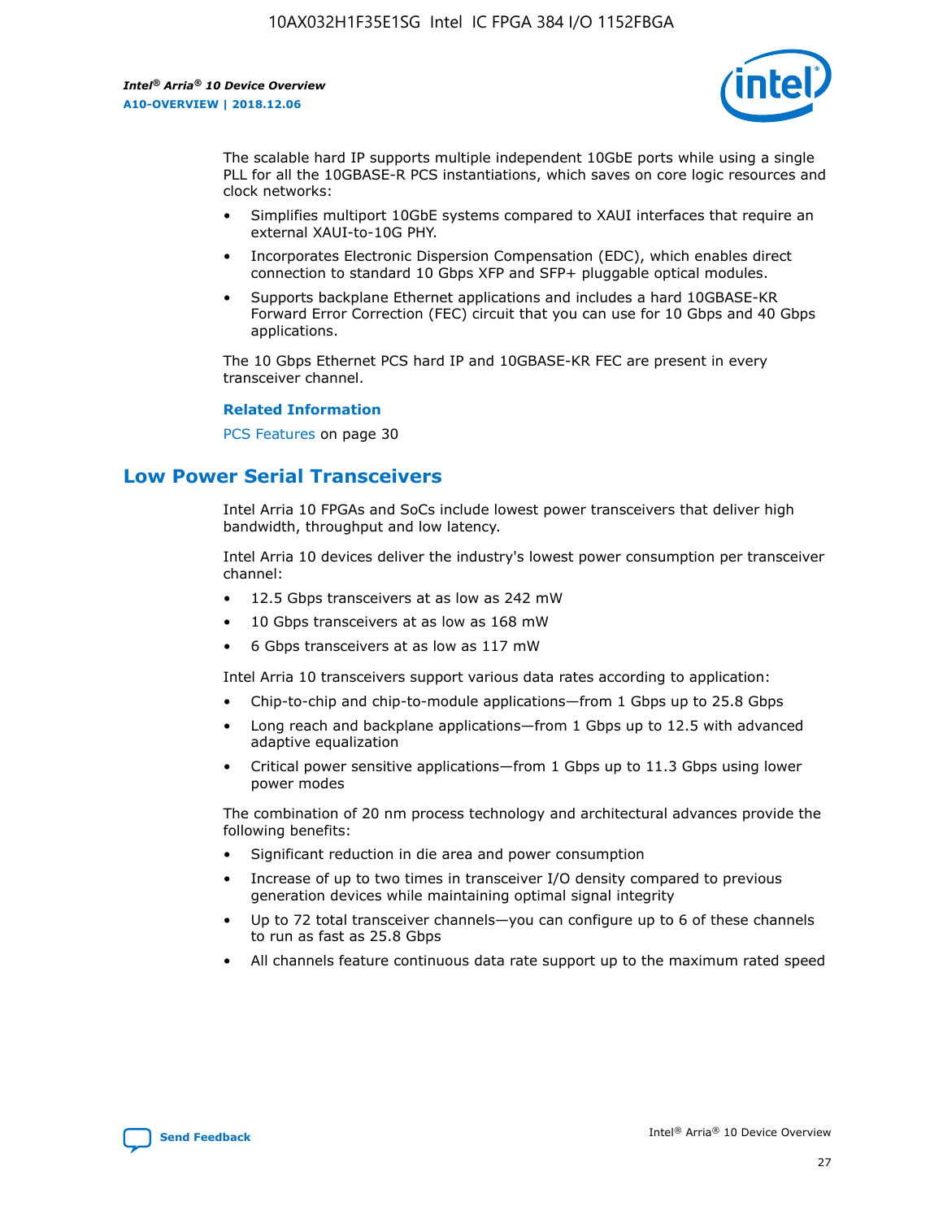The scalable hard IP supports multiple independent 10GbE ports while using a single PLL for all the 10GBASE-R PCS instantiations, which saves on core logic resources and clock networks:

- Simplifies multiport 10GbE systems compared to XAUI interfaces that require an external XAUI-to-10G PHY.
- Incorporates Electronic Dispersion Compensation (EDC), which enables direct connection to standard 10 Gbps XFP and SFP+ pluggable optical modules.
- Supports backplane Ethernet applications and includes a hard 10GBASE-KR Forward Error Correction (FEC) circuit that you can use for 10 Gbps and 40 Gbps applications.

The 10 Gbps Ethernet PCS hard IP and 10GBASE-KR FEC are present in every transceiver channel.

**Related Information**

PCS Features on page 30

## Low Power Serial Transceivers

Intel Arria 10 FPGAs and SoCs include lowest power transceivers that deliver high bandwidth, throughput and low latency.

Intel Arria 10 devices deliver the industry's lowest power consumption per transceiver channel:

- 12.5 Gbps transceivers at as low as 242 mW
- 10 Gbps transceivers at as low as 168 mW
- 6 Gbps transceivers at as low as 117 mW

Intel Arria 10 transceivers support various data rates according to application:

- Chip-to-chip and chip-to-module applications—from 1 Gbps up to 25.8 Gbps
- Long reach and backplane applications—from 1 Gbps up to 12.5 with advanced adaptive equalization
- Critical power sensitive applications—from 1 Gbps up to 11.3 Gbps using lower power modes

The combination of 20 nm process technology and architectural advances provide the following benefits:

- Significant reduction in die area and power consumption
- Increase of up to two times in transceiver I/O density compared to previous generation devices while maintaining optimal signal integrity
- Up to 72 total transceiver channels—you can configure up to 6 of these channels to run as fast as 25.8 Gbps
- All channels feature continuous data rate support up to the maximum rated speed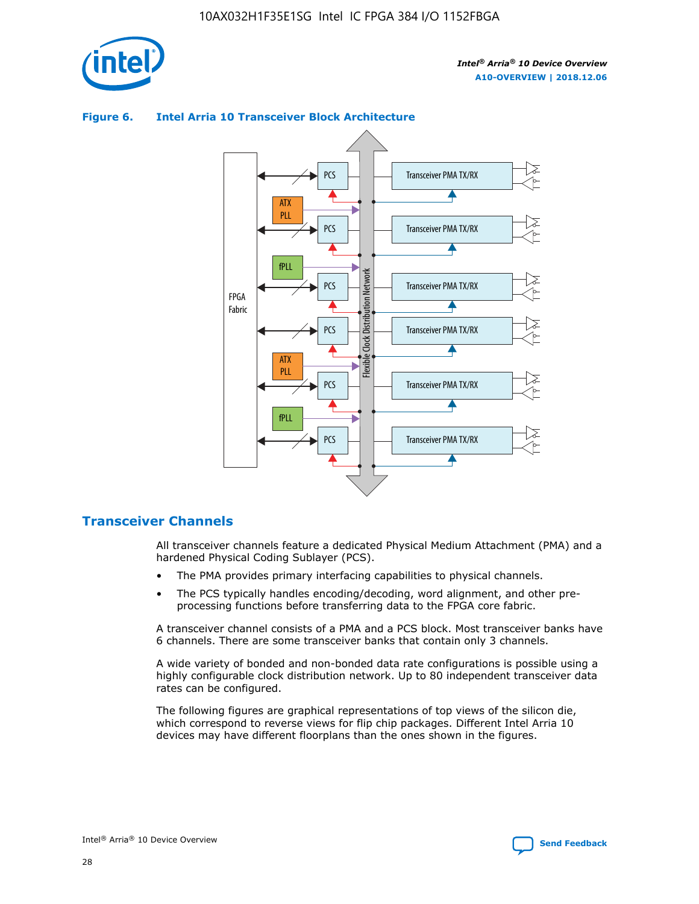**Figure 6. Intel Arria 10 Transceiver Block Architecture**

## Transceiver Channels

All transceiver channels feature a dedicated Physical Medium Attachment (PMA) and a hardened Physical Coding Sublayer (PCS).

- The PMA provides primary interfacing capabilities to physical channels.
- The PCS typically handles encoding/decoding, word alignment, and other pre-processing functions before transferring data to the FPGA core fabric.

A transceiver channel consists of a PMA and a PCS block. Most transceiver banks have 6 channels. There are some transceiver banks that contain only 3 channels.

A wide variety of bonded and non-bonded data rate configurations is possible using a highly configurable clock distribution network. Up to 80 independent transceiver data rates can be configured.

The following figures are graphical representations of top views of the silicon die, which correspond to reverse views for flip chip packages. Different Intel Arria 10 devices may have different floorplans than the ones shown in the figures.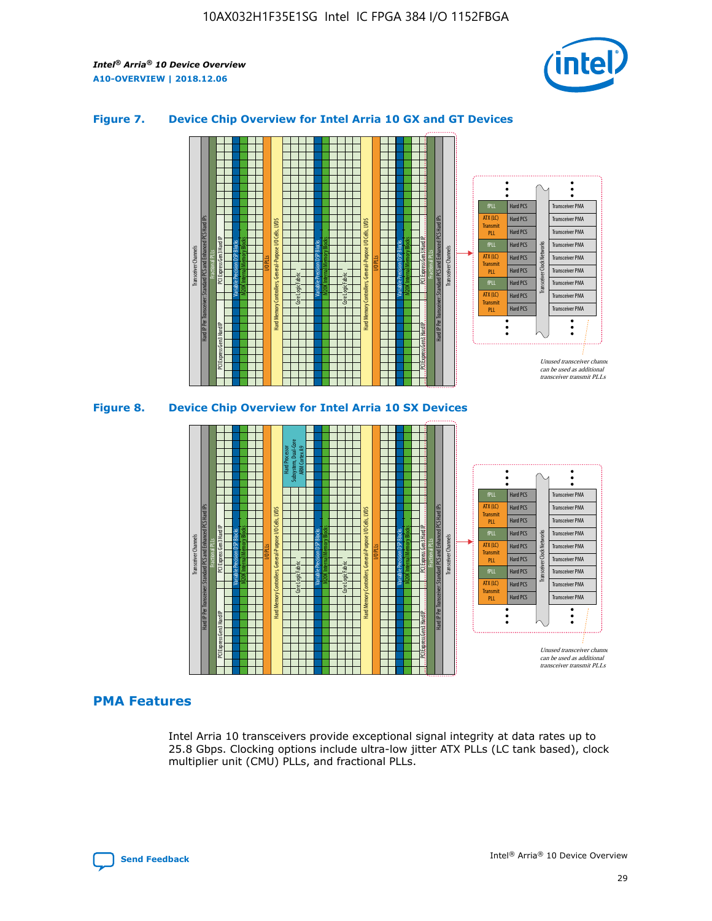### Figure 7. Device Chip Overview for Intel Arria 10 GX and GT Devices

### Figure 8. Device Chip Overview for Intel Arria 10 SX Devices

## PMA Features

Intel Arria 10 transceivers provide exceptional signal integrity at data rates up to 25.8 Gbps. Clocking options include ultra-low jitter ATX PLLs (LC tank based), clock multiplier unit (CMU) PLLs, and fractional PLLs.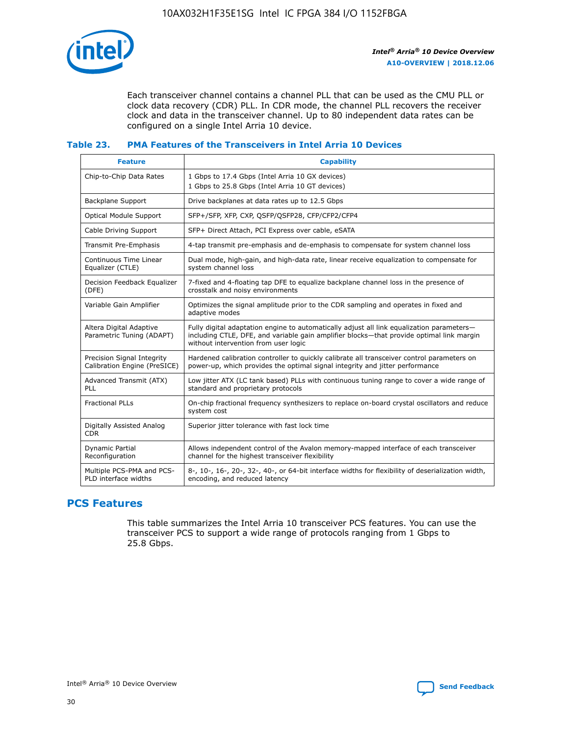Each transceiver channel contains a channel PLL that can be used as the CMU PLL or clock data recovery (CDR) PLL. In CDR mode, the channel PLL recovers the receiver clock and data in the transceiver channel. Up to 80 independent data rates can be configured on a single Intel Arria 10 device.

### Table 23. PMA Features of the Transceivers in Intel Arria 10 Devices

| Feature | Capability |
| --- | --- |
| Chip-to-Chip Data Rates | 1 Gbps to 17.4 Gbps (Intel Arria 10 GX devices)<br>1 Gbps to 25.8 Gbps (Intel Arria 10 GT devices) |
| Backplane Support | Drive backplanes at data rates up to 12.5 Gbps |
| Optical Module Support | SFP+/SFP, XFP, CXP, QSFP/QSFP28, CFP/CFP2/CFP4 |
| Cable Driving Support | SFP+ Direct Attach, PCI Express over cable, eSATA |
| Transmit Pre-Emphasis | 4-tap transmit pre-emphasis and de-emphasis to compensate for system channel loss |
| Continuous Time Linear Equalizer (CTLE) | Dual mode, high-gain, and high-data rate, linear receive equalization to compensate for system channel loss |
| Decision Feedback Equalizer (DFE) | 7-fixed and 4-floating tap DFE to equalize backplane channel loss in the presence of crosstalk and noisy environments |
| Variable Gain Amplifier | Optimizes the signal amplitude prior to the CDR sampling and operates in fixed and adaptive modes |
| Altera Digital Adaptive Parametric Tuning (ADAPT) | Fully digital adaptation engine to automatically adjust all link equalization parameters—including CTLE, DFE, and variable gain amplifier blocks—that provide optimal link margin without intervention from user logic |
| Precision Signal Integrity Calibration Engine (PreSICE) | Hardened calibration controller to quickly calibrate all transceiver control parameters on power-up, which provides the optimal signal integrity and jitter performance |
| Advanced Transmit (ATX) PLL | Low jitter ATX (LC tank based) PLLs with continuous tuning range to cover a wide range of standard and proprietary protocols |
| Fractional PLLs | On-chip fractional frequency synthesizers to replace on-board crystal oscillators and reduce system cost |
| Digitally Assisted Analog CDR | Superior jitter tolerance with fast lock time |
| Dynamic Partial Reconfiguration | Allows independent control of the Avalon memory-mapped interface of each transceiver channel for the highest transceiver flexibility |
| Multiple PCS-PMA and PCS-PLD interface widths | 8-, 10-, 16-, 20-, 32-, 40-, or 64-bit interface widths for flexibility of deserialization width, encoding, and reduced latency |

## PCS Features

This table summarizes the Intel Arria 10 transceiver PCS features. You can use the transceiver PCS to support a wide range of protocols ranging from 1 Gbps to 25.8 Gbps.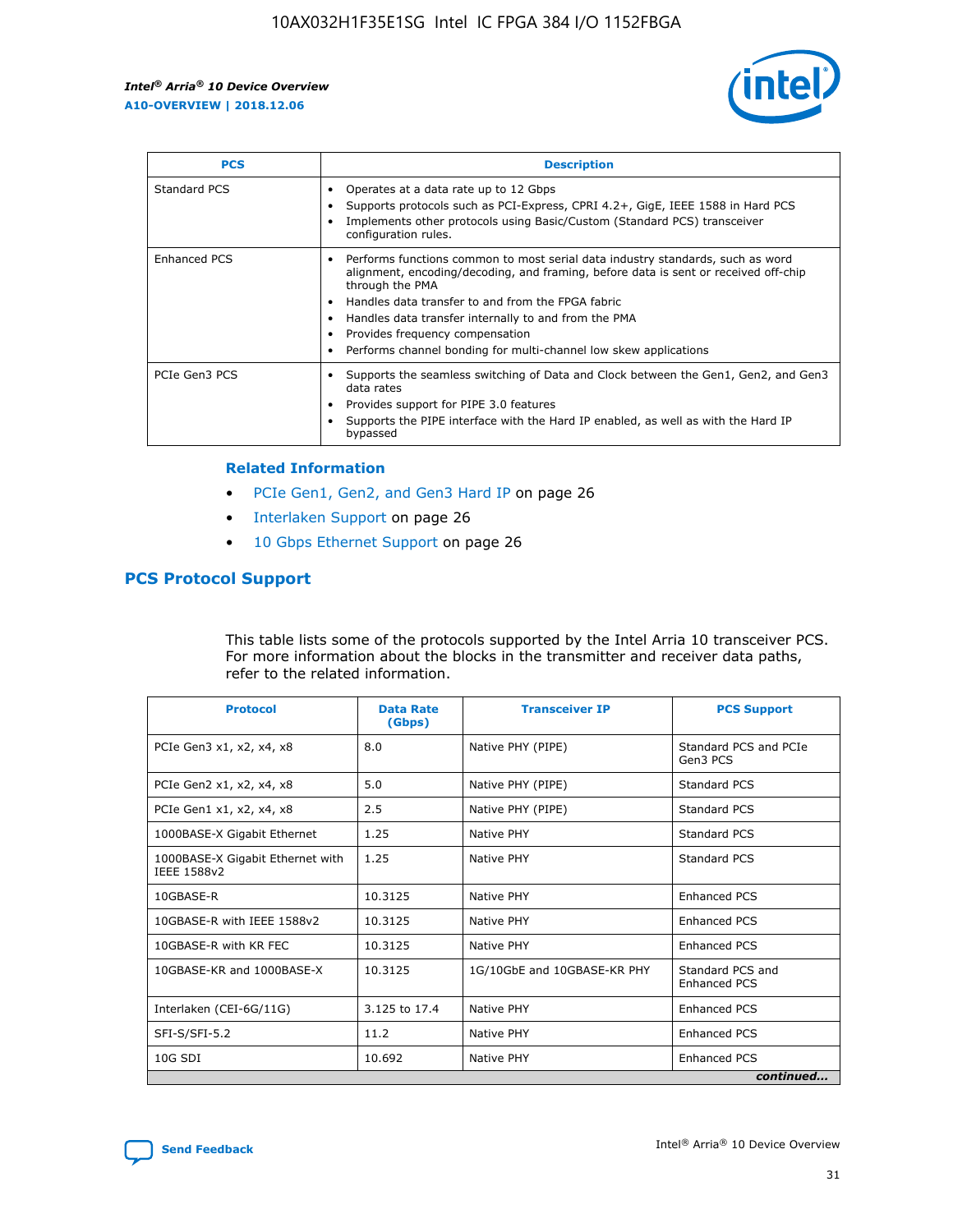| PCS | Description |
| --- | --- |
| Standard PCS | • Operates at a data rate up to 12 Gbps<br>• Supports protocols such as PCI-Express, CPRI 4.2+, GigE, IEEE 1588 in Hard PCS<br>• Implements other protocols using Basic/Custom (Standard PCS) transceiver configuration rules. |
| Enhanced PCS | • Performs functions common to most serial data industry standards, such as word alignment, encoding/decoding, and framing, before data is sent or received off-chip through the PMA<br>• Handles data transfer to and from the FPGA fabric<br>• Handles data transfer internally to and from the PMA<br>• Provides frequency compensation<br>• Performs channel bonding for multi-channel low skew applications |
| PCIe Gen3 PCS | • Supports the seamless switching of Data and Clock between the Gen1, Gen2, and Gen3 data rates<br>• Provides support for PIPE 3.0 features<br>• Supports the PIPE interface with the Hard IP enabled, as well as with the Hard IP bypassed |

#### Related Information

- PCIe Gen1, Gen2, and Gen3 Hard IP on page 26
- Interlaken Support on page 26
- 10 Gbps Ethernet Support on page 26

## PCS Protocol Support

This table lists some of the protocols supported by the Intel Arria 10 transceiver PCS. For more information about the blocks in the transmitter and receiver data paths, refer to the related information.

| Protocol | Data Rate (Gbps) | Transceiver IP | PCS Support |
| --- | --- | --- | --- |
| PCIe Gen3 x1, x2, x4, x8 | 8.0 | Native PHY (PIPE) | Standard PCS and PCIe Gen3 PCS |
| PCIe Gen2 x1, x2, x4, x8 | 5.0 | Native PHY (PIPE) | Standard PCS |
| PCIe Gen1 x1, x2, x4, x8 | 2.5 | Native PHY (PIPE) | Standard PCS |
| 1000BASE-X Gigabit Ethernet | 1.25 | Native PHY | Standard PCS |
| 1000BASE-X Gigabit Ethernet with IEEE 1588v2 | 1.25 | Native PHY | Standard PCS |
| 10GBASE-R | 10.3125 | Native PHY | Enhanced PCS |
| 10GBASE-R with IEEE 1588v2 | 10.3125 | Native PHY | Enhanced PCS |
| 10GBASE-R with KR FEC | 10.3125 | Native PHY | Enhanced PCS |
| 10GBASE-KR and 1000BASE-X | 10.3125 | 1G/10GbE and 10GBASE-KR PHY | Standard PCS and Enhanced PCS |
| Interlaken (CEI-6G/11G) | 3.125 to 17.4 | Native PHY | Enhanced PCS |
| SFI-S/SFI-5.2 | 11.2 | Native PHY | Enhanced PCS |
| 10G SDI | 10.692 | Native PHY | Enhanced PCS |

*continued...*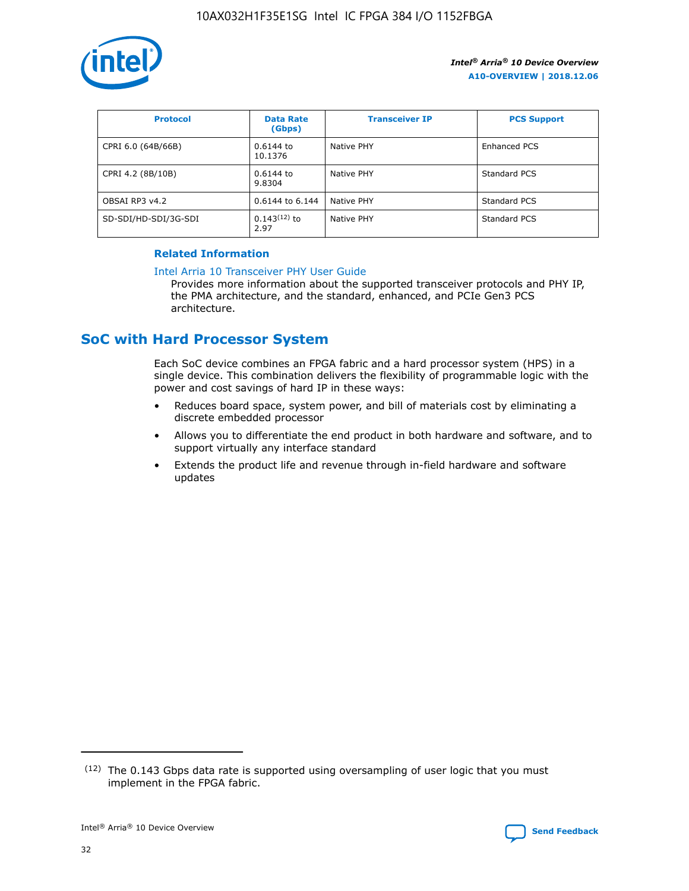| Protocol | Data Rate (Gbps) | Transceiver IP | PCS Support |
| --- | --- | --- | --- |
| CPRI 6.0 (64B/66B) | 0.6144 to 10.1376 | Native PHY | Enhanced PCS |
| CPRI 4.2 (8B/10B) | 0.6144 to 9.8304 | Native PHY | Standard PCS |
| OBSAI RP3 v4.2 | 0.6144 to 6.144 | Native PHY | Standard PCS |
| SD-SDI/HD-SDI/3G-SDI | 0.143[12] to 2.97 | Native PHY | Standard PCS |

#### Related Information

Intel Arria 10 Transceiver PHY User Guide
Provides more information about the supported transceiver protocols and PHY IP, the PMA architecture, and the standard, enhanced, and PCIe Gen3 PCS architecture.

## SoC with Hard Processor System

Each SoC device combines an FPGA fabric and a hard processor system (HPS) in a single device. This combination delivers the flexibility of programmable logic with the power and cost savings of hard IP in these ways:

- Reduces board space, system power, and bill of materials cost by eliminating a discrete embedded processor
- Allows you to differentiate the end product in both hardware and software, and to support virtually any interface standard
- Extends the product life and revenue through in-field hardware and software updates

(12) The 0.143 Gbps data rate is supported using oversampling of user logic that you must implement in the FPGA fabric.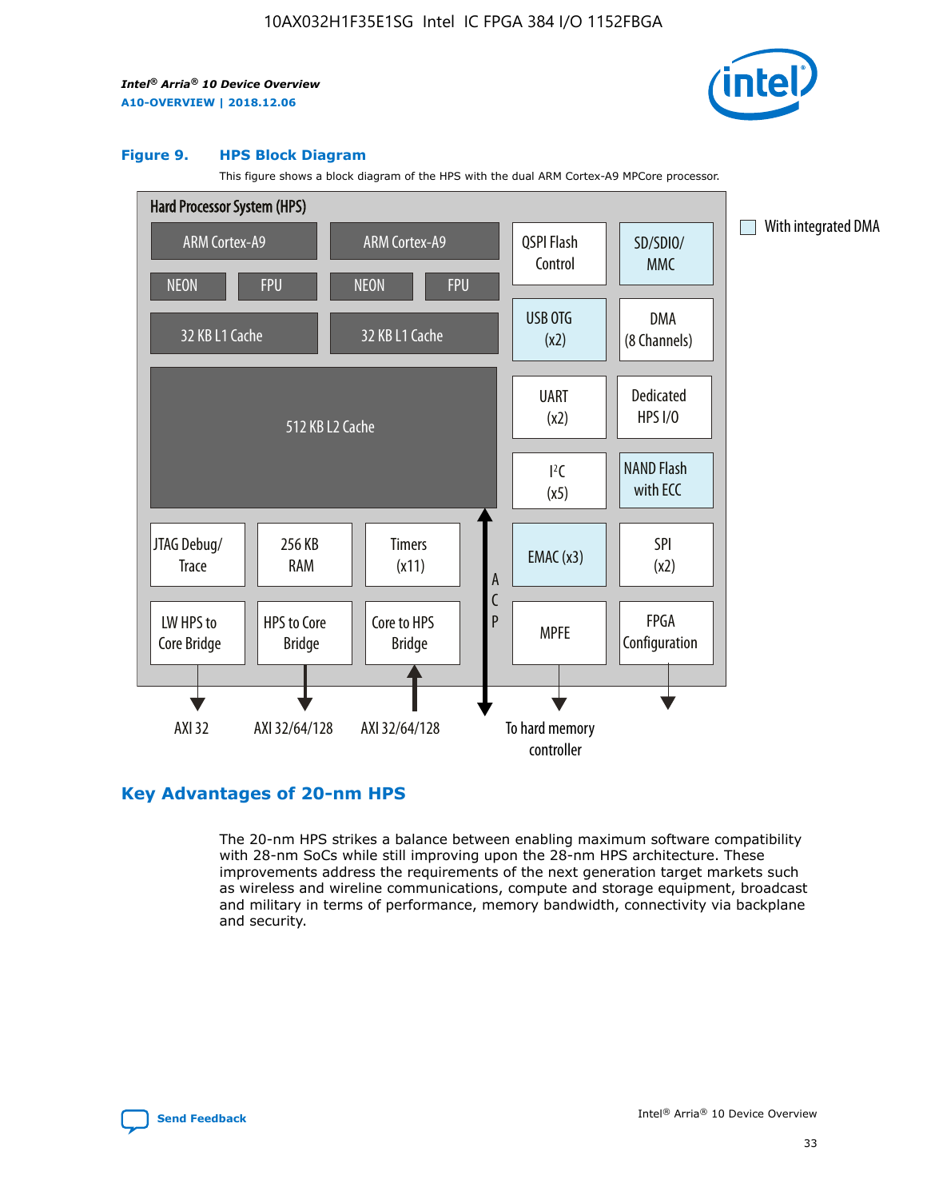**Figure 9. HPS Block Diagram**

This figure shows a block diagram of the HPS with the dual ARM Cortex-A9 MPCore processor.

Hard Processor System (HPS)

ARM Cortex-A9 | ARM Cortex-A9 | QSPI Flash Control | SD/SDIO/MMC

NEON | FPU | NEON | FPU

32 KB L1 Cache | 32 KB L1 Cache | USB OTG (x2) | DMA (8 Channels)

512 KB L2 Cache | UART (x2) | Dedicated HPS I/O | I²C (x5) | NAND Flash with ECC

JTAG Debug/Trace | 256 KB RAM | Timers (x11) | ACP | EMAC (x3) | SPI (x2)

LW HPS to Core Bridge | HPS to Core Bridge | Core to HPS Bridge | MPFE | FPGA Configuration

AXI 32 | AXI 32/64/128 | AXI 32/64/128 | To hard memory controller

With integrated DMA

## Key Advantages of 20-nm HPS

The 20-nm HPS strikes a balance between enabling maximum software compatibility with 28-nm SoCs while still improving upon the 28-nm HPS architecture. These improvements address the requirements of the next generation target markets such as wireless and wireline communications, compute and storage equipment, broadcast and military in terms of performance, memory bandwidth, connectivity via backplane and security.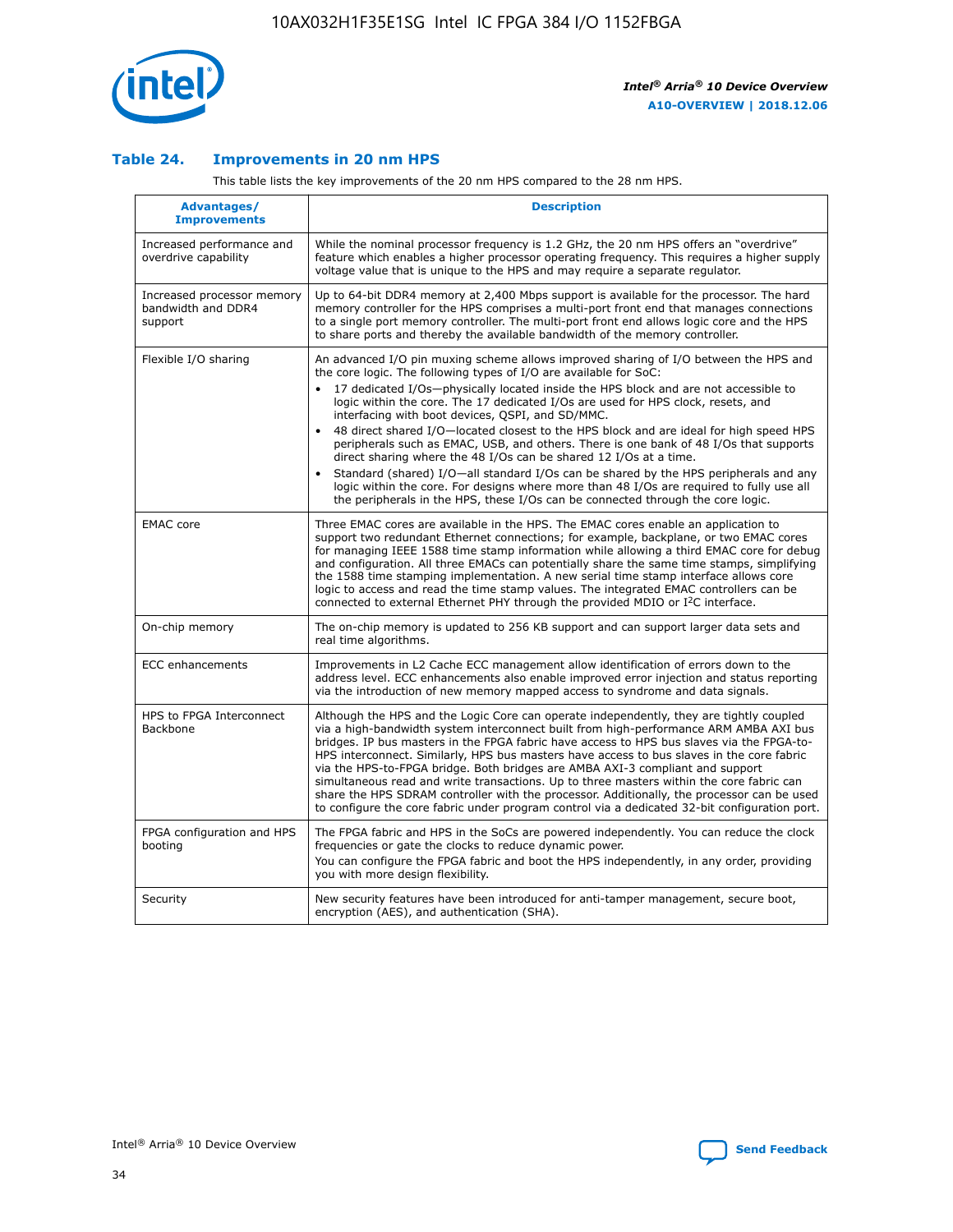### Table 24. Improvements in 20 nm HPS

This table lists the key improvements of the 20 nm HPS compared to the 28 nm HPS.

| Advantages/ Improvements | Description |
|---|---|
| Increased performance and overdrive capability | While the nominal processor frequency is 1.2 GHz, the 20 nm HPS offers an "overdrive" feature which enables a higher processor operating frequency. This requires a higher supply voltage value that is unique to the HPS and may require a separate regulator. |
| Increased processor memory bandwidth and DDR4 support | Up to 64-bit DDR4 memory at 2,400 Mbps support is available for the processor. The hard memory controller for the HPS comprises a multi-port front end that manages connections to a single port memory controller. The multi-port front end allows logic core and the HPS to share ports and thereby the available bandwidth of the memory controller. |
| Flexible I/O sharing | An advanced I/O pin muxing scheme allows improved sharing of I/O between the HPS and the core logic. The following types of I/O are available for SoC:<br>• 17 dedicated I/Os—physically located inside the HPS block and are not accessible to logic within the core. The 17 dedicated I/Os are used for HPS clock, resets, and interfacing with boot devices, QSPI, and SD/MMC.<br>• 48 direct shared I/O—located closest to the HPS block and are ideal for high speed HPS peripherals such as EMAC, USB, and others. There is one bank of 48 I/Os that supports direct sharing where the 48 I/Os can be shared 12 I/Os at a time.<br>• Standard (shared) I/O—all standard I/Os can be shared by the HPS peripherals and any logic within the core. For designs where more than 48 I/Os are required to fully use all the peripherals in the HPS, these I/Os can be connected through the core logic. |
| EMAC core | Three EMAC cores are available in the HPS. The EMAC cores enable an application to support two redundant Ethernet connections; for example, backplane, or two EMAC cores for managing IEEE 1588 time stamp information while allowing a third EMAC core for debug and configuration. All three EMACs can potentially share the same time stamps, simplifying the 1588 time stamping implementation. A new serial time stamp interface allows core logic to access and read the time stamp values. The integrated EMAC controllers can be connected to external Ethernet PHY through the provided MDIO or I²C interface. |
| On-chip memory | The on-chip memory is updated to 256 KB support and can support larger data sets and real time algorithms. |
| ECC enhancements | Improvements in L2 Cache ECC management allow identification of errors down to the address level. ECC enhancements also enable improved error injection and status reporting via the introduction of new memory mapped access to syndrome and data signals. |
| HPS to FPGA Interconnect Backbone | Although the HPS and the Logic Core can operate independently, they are tightly coupled via a high-bandwidth system interconnect built from high-performance ARM AMBA AXI bus bridges. IP bus masters in the FPGA fabric have access to HPS bus slaves via the FPGA-to-HPS interconnect. Similarly, HPS bus masters have access to bus slaves in the core fabric via the HPS-to-FPGA bridge. Both bridges are AMBA AXI-3 compliant and support simultaneous read and write transactions. Up to three masters within the core fabric can share the HPS SDRAM controller with the processor. Additionally, the processor can be used to configure the core fabric under program control via a dedicated 32-bit configuration port. |
| FPGA configuration and HPS booting | The FPGA fabric and HPS in the SoCs are powered independently. You can reduce the clock frequencies or gate the clocks to reduce dynamic power.<br>You can configure the FPGA fabric and boot the HPS independently, in any order, providing you with more design flexibility. |
| Security | New security features have been introduced for anti-tamper management, secure boot, encryption (AES), and authentication (SHA). |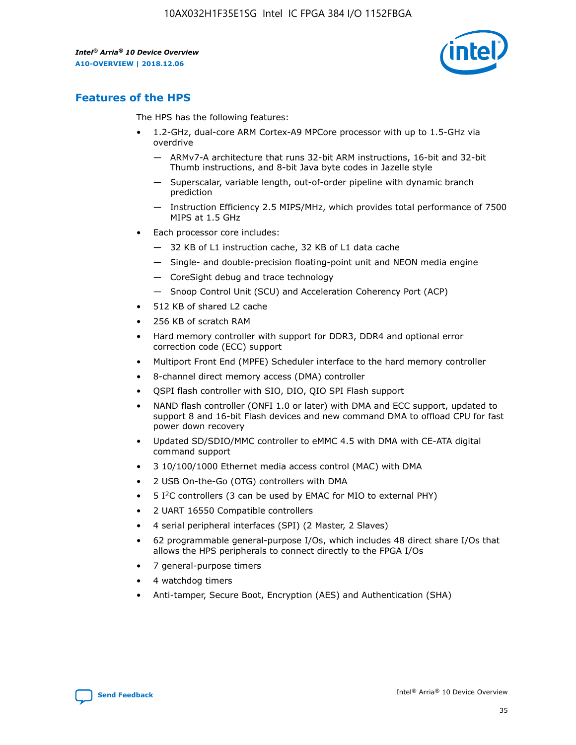## Features of the HPS

The HPS has the following features:

- 1.2-GHz, dual-core ARM Cortex-A9 MPCore processor with up to 1.5-GHz via overdrive
  - — ARMv7-A architecture that runs 32-bit ARM instructions, 16-bit and 32-bit Thumb instructions, and 8-bit Java byte codes in Jazelle style
  - — Superscalar, variable length, out-of-order pipeline with dynamic branch prediction
  - — Instruction Efficiency 2.5 MIPS/MHz, which provides total performance of 7500 MIPS at 1.5 GHz
- Each processor core includes:
  - — 32 KB of L1 instruction cache, 32 KB of L1 data cache
  - — Single- and double-precision floating-point unit and NEON media engine
  - — CoreSight debug and trace technology
  - — Snoop Control Unit (SCU) and Acceleration Coherency Port (ACP)
- 512 KB of shared L2 cache
- 256 KB of scratch RAM
- Hard memory controller with support for DDR3, DDR4 and optional error correction code (ECC) support
- Multiport Front End (MPFE) Scheduler interface to the hard memory controller
- 8-channel direct memory access (DMA) controller
- QSPI flash controller with SIO, DIO, QIO SPI Flash support
- NAND flash controller (ONFI 1.0 or later) with DMA and ECC support, updated to support 8 and 16-bit Flash devices and new command DMA to offload CPU for fast power down recovery
- Updated SD/SDIO/MMC controller to eMMC 4.5 with DMA with CE-ATA digital command support
- 3 10/100/1000 Ethernet media access control (MAC) with DMA
- 2 USB On-the-Go (OTG) controllers with DMA
- 5 I²C controllers (3 can be used by EMAC for MIO to external PHY)
- 2 UART 16550 Compatible controllers
- 4 serial peripheral interfaces (SPI) (2 Master, 2 Slaves)
- 62 programmable general-purpose I/Os, which includes 48 direct share I/Os that allows the HPS peripherals to connect directly to the FPGA I/Os
- 7 general-purpose timers
- 4 watchdog timers
- Anti-tamper, Secure Boot, Encryption (AES) and Authentication (SHA)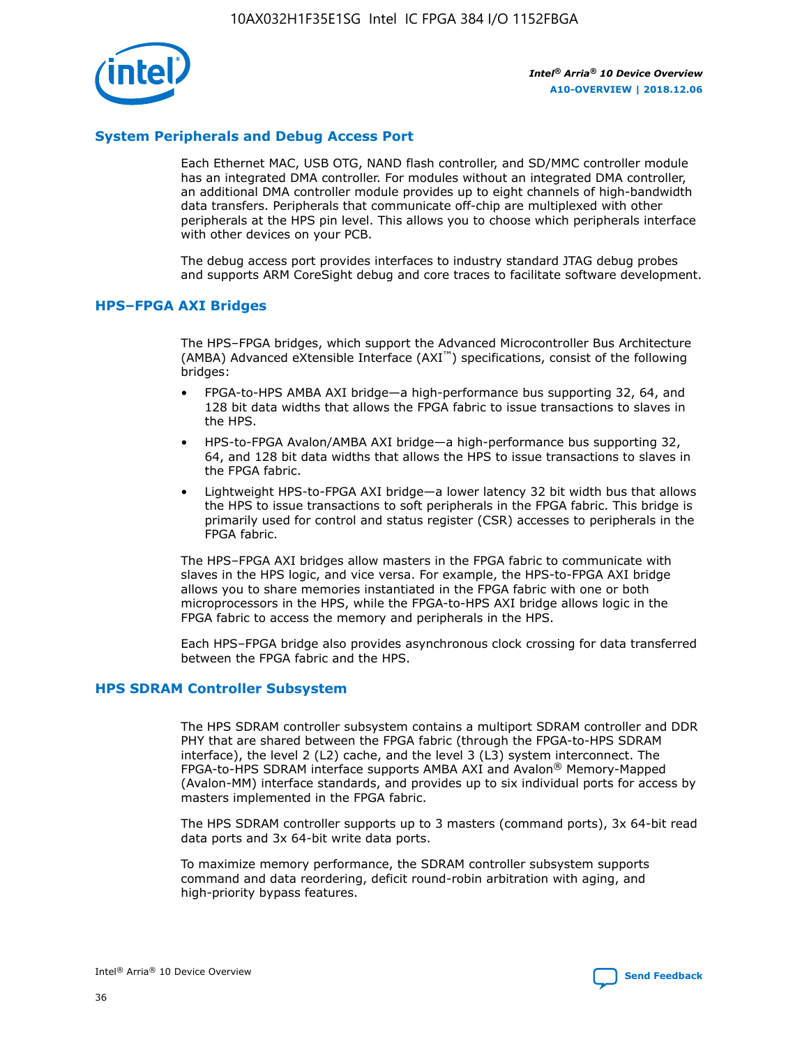## System Peripherals and Debug Access Port

Each Ethernet MAC, USB OTG, NAND flash controller, and SD/MMC controller module has an integrated DMA controller. For modules without an integrated DMA controller, an additional DMA controller module provides up to eight channels of high-bandwidth data transfers. Peripherals that communicate off-chip are multiplexed with other peripherals at the HPS pin level. This allows you to choose which peripherals interface with other devices on your PCB.

The debug access port provides interfaces to industry standard JTAG debug probes and supports ARM CoreSight debug and core traces to facilitate software development.

## HPS–FPGA AXI Bridges

The HPS–FPGA bridges, which support the Advanced Microcontroller Bus Architecture (AMBA) Advanced eXtensible Interface (AXI™) specifications, consist of the following bridges:

- FPGA-to-HPS AMBA AXI bridge—a high-performance bus supporting 32, 64, and 128 bit data widths that allows the FPGA fabric to issue transactions to slaves in the HPS.
- HPS-to-FPGA Avalon/AMBA AXI bridge—a high-performance bus supporting 32, 64, and 128 bit data widths that allows the HPS to issue transactions to slaves in the FPGA fabric.
- Lightweight HPS-to-FPGA AXI bridge—a lower latency 32 bit width bus that allows the HPS to issue transactions to soft peripherals in the FPGA fabric. This bridge is primarily used for control and status register (CSR) accesses to peripherals in the FPGA fabric.

The HPS–FPGA AXI bridges allow masters in the FPGA fabric to communicate with slaves in the HPS logic, and vice versa. For example, the HPS-to-FPGA AXI bridge allows you to share memories instantiated in the FPGA fabric with one or both microprocessors in the HPS, while the FPGA-to-HPS AXI bridge allows logic in the FPGA fabric to access the memory and peripherals in the HPS.

Each HPS–FPGA bridge also provides asynchronous clock crossing for data transferred between the FPGA fabric and the HPS.

## HPS SDRAM Controller Subsystem

The HPS SDRAM controller subsystem contains a multiport SDRAM controller and DDR PHY that are shared between the FPGA fabric (through the FPGA-to-HPS SDRAM interface), the level 2 (L2) cache, and the level 3 (L3) system interconnect. The FPGA-to-HPS SDRAM interface supports AMBA AXI and Avalon® Memory-Mapped (Avalon-MM) interface standards, and provides up to six individual ports for access by masters implemented in the FPGA fabric.

The HPS SDRAM controller supports up to 3 masters (command ports), 3x 64-bit read data ports and 3x 64-bit write data ports.

To maximize memory performance, the SDRAM controller subsystem supports command and data reordering, deficit round-robin arbitration with aging, and high-priority bypass features.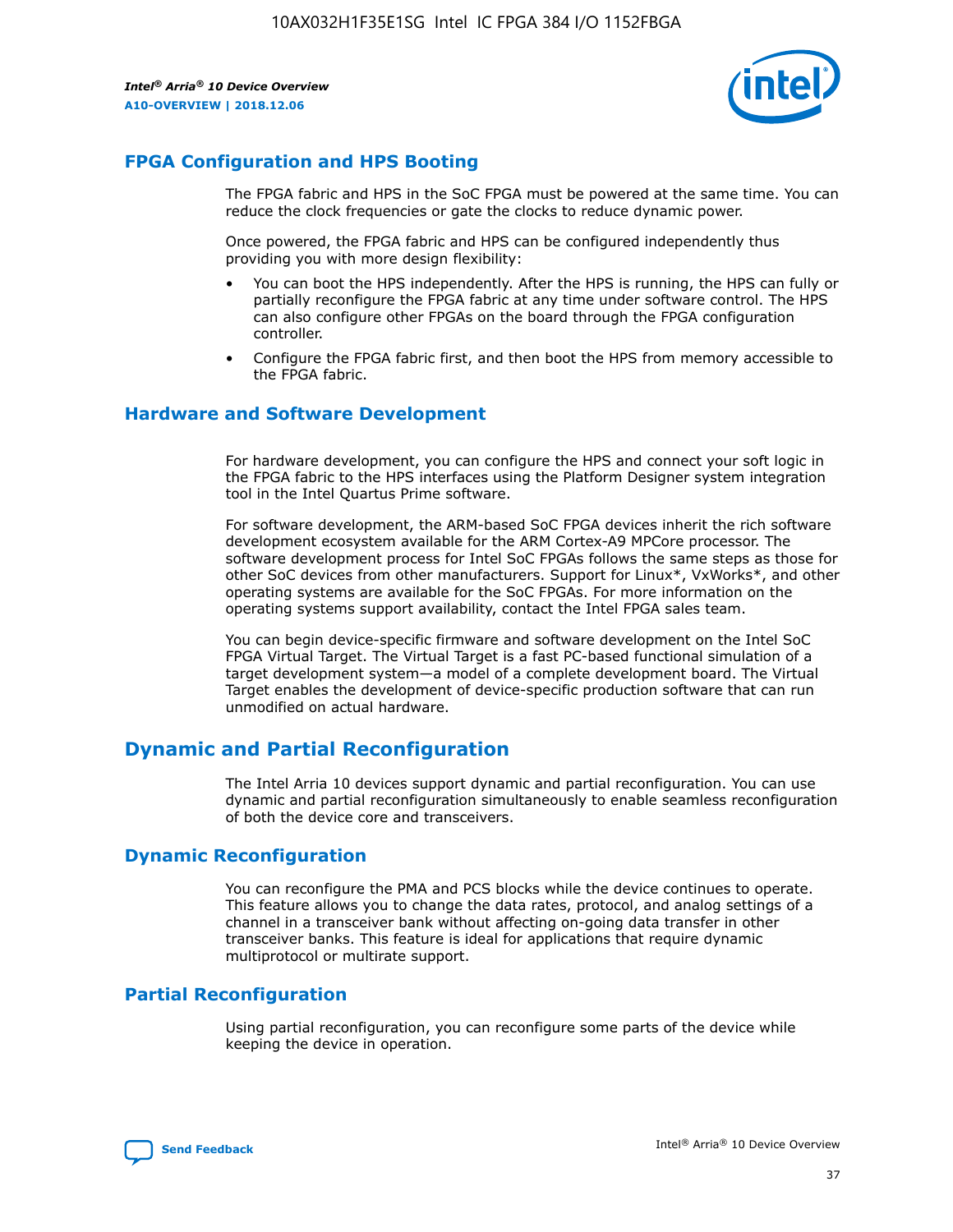## FPGA Configuration and HPS Booting

The FPGA fabric and HPS in the SoC FPGA must be powered at the same time. You can reduce the clock frequencies or gate the clocks to reduce dynamic power.

Once powered, the FPGA fabric and HPS can be configured independently thus providing you with more design flexibility:

- You can boot the HPS independently. After the HPS is running, the HPS can fully or partially reconfigure the FPGA fabric at any time under software control. The HPS can also configure other FPGAs on the board through the FPGA configuration controller.
- Configure the FPGA fabric first, and then boot the HPS from memory accessible to the FPGA fabric.

## Hardware and Software Development

For hardware development, you can configure the HPS and connect your soft logic in the FPGA fabric to the HPS interfaces using the Platform Designer system integration tool in the Intel Quartus Prime software.

For software development, the ARM-based SoC FPGA devices inherit the rich software development ecosystem available for the ARM Cortex-A9 MPCore processor. The software development process for Intel SoC FPGAs follows the same steps as those for other SoC devices from other manufacturers. Support for Linux*, VxWorks*, and other operating systems are available for the SoC FPGAs. For more information on the operating systems support availability, contact the Intel FPGA sales team.

You can begin device-specific firmware and software development on the Intel SoC FPGA Virtual Target. The Virtual Target is a fast PC-based functional simulation of a target development system—a model of a complete development board. The Virtual Target enables the development of device-specific production software that can run unmodified on actual hardware.

# Dynamic and Partial Reconfiguration

The Intel Arria 10 devices support dynamic and partial reconfiguration. You can use dynamic and partial reconfiguration simultaneously to enable seamless reconfiguration of both the device core and transceivers.

## Dynamic Reconfiguration

You can reconfigure the PMA and PCS blocks while the device continues to operate. This feature allows you to change the data rates, protocol, and analog settings of a channel in a transceiver bank without affecting on-going data transfer in other transceiver banks. This feature is ideal for applications that require dynamic multiprotocol or multirate support.

## Partial Reconfiguration

Using partial reconfiguration, you can reconfigure some parts of the device while keeping the device in operation.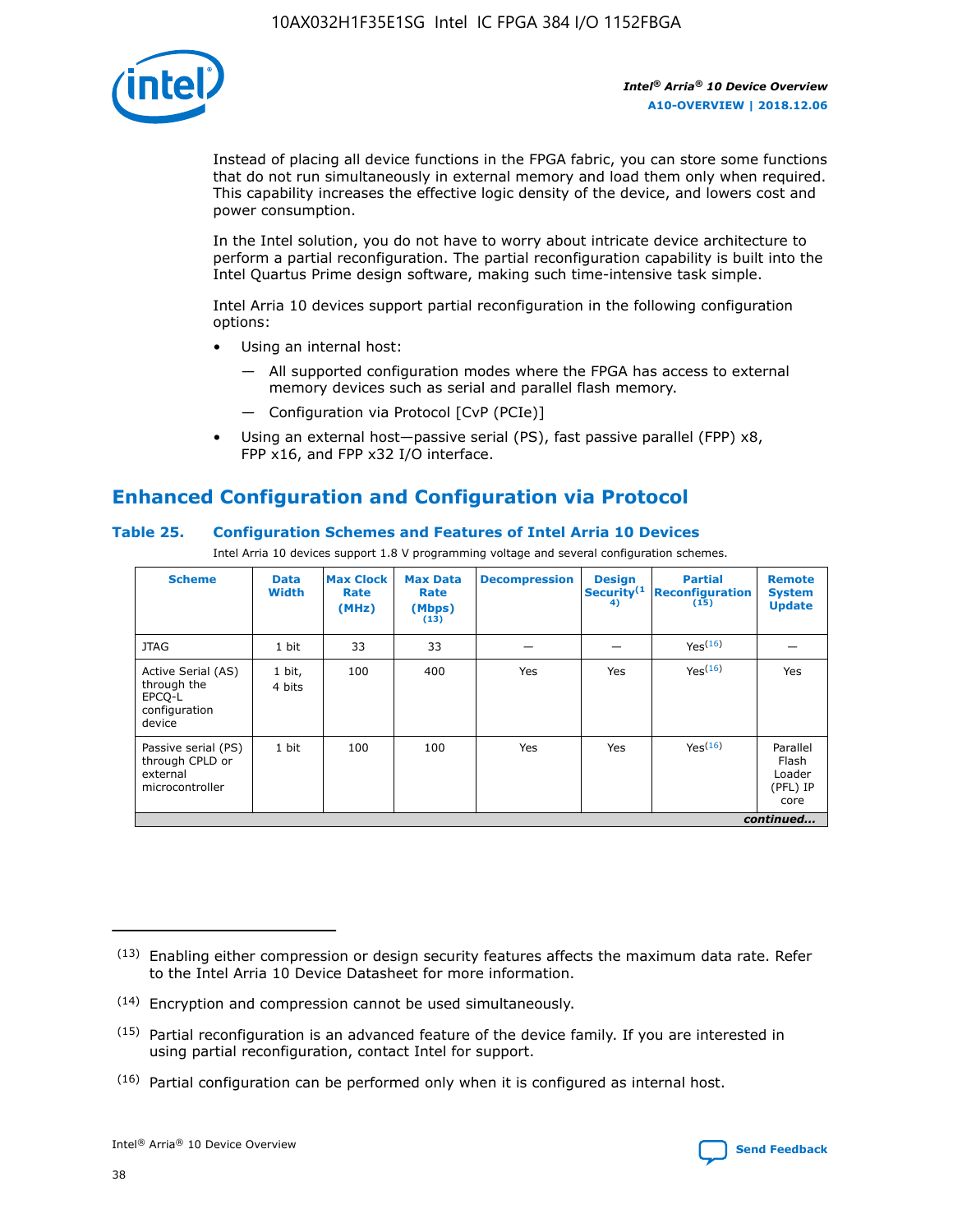Instead of placing all device functions in the FPGA fabric, you can store some functions that do not run simultaneously in external memory and load them only when required. This capability increases the effective logic density of the device, and lowers cost and power consumption.

In the Intel solution, you do not have to worry about intricate device architecture to perform a partial reconfiguration. The partial reconfiguration capability is built into the Intel Quartus Prime design software, making such time-intensive task simple.

Intel Arria 10 devices support partial reconfiguration in the following configuration options:

- Using an internal host:
  - — All supported configuration modes where the FPGA has access to external memory devices such as serial and parallel flash memory.
  - — Configuration via Protocol [CvP (PCIe)]
- Using an external host—passive serial (PS), fast passive parallel (FPP) x8, FPP x16, and FPP x32 I/O interface.

## Enhanced Configuration and Configuration via Protocol

### Table 25. Configuration Schemes and Features of Intel Arria 10 Devices

Intel Arria 10 devices support 1.8 V programming voltage and several configuration schemes.

| Scheme | Data Width | Max Clock Rate (MHz) | Max Data Rate (Mbps) (13) | Decompression | Design Security(14) | Partial Reconfiguration (15) | Remote System Update |
|---|---|---|---|---|---|---|---|
| JTAG | 1 bit | 33 | 33 | — | — | Yes(16) | — |
| Active Serial (AS) through the EPCQ-L configuration device | 1 bit, 4 bits | 100 | 400 | Yes | Yes | Yes(16) | Yes |
| Passive serial (PS) through CPLD or external microcontroller | 1 bit | 100 | 100 | Yes | Yes | Yes(16) | Parallel Flash Loader (PFL) IP core |

*continued...*

(13) Enabling either compression or design security features affects the maximum data rate. Refer to the Intel Arria 10 Device Datasheet for more information.

(14) Encryption and compression cannot be used simultaneously.

(15) Partial reconfiguration is an advanced feature of the device family. If you are interested in using partial reconfiguration, contact Intel for support.

(16) Partial configuration can be performed only when it is configured as internal host.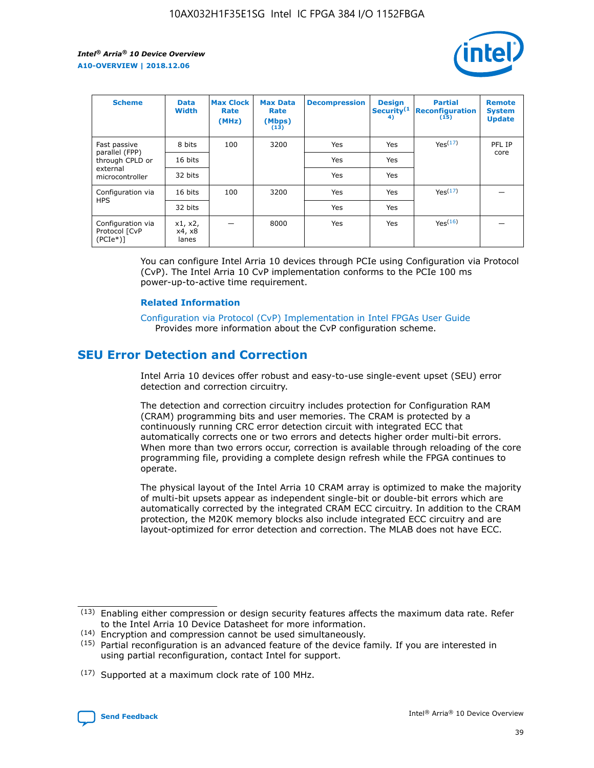| Scheme | Data Width | Max Clock Rate (MHz) | Max Data Rate (Mbps)(13) | Decompression | Design Security(14) | Partial Reconfiguration(15) | Remote System Update |
|---|---|---|---|---|---|---|---|
| Fast passive parallel (FPP) through CPLD or external microcontroller | 8 bits | 100 | 3200 | Yes | Yes | Yes(17) | PFL IP core |
| | 16 bits | | | Yes | Yes | | |
| | 32 bits | | | Yes | Yes | | |
| Configuration via HPS | 16 bits | 100 | 3200 | Yes | Yes | Yes(17) | — |
| | 32 bits | | | Yes | Yes | | |
| Configuration via Protocol [CvP (PCIe*)] | x1, x2, x4, x8 lanes | — | 8000 | Yes | Yes | Yes(16) | — |

You can configure Intel Arria 10 devices through PCIe using Configuration via Protocol (CvP). The Intel Arria 10 CvP implementation conforms to the PCIe 100 ms power-up-to-active time requirement.

### Related Information

Configuration via Protocol (CvP) Implementation in Intel FPGAs User Guide
Provides more information about the CvP configuration scheme.

## SEU Error Detection and Correction

Intel Arria 10 devices offer robust and easy-to-use single-event upset (SEU) error detection and correction circuitry.

The detection and correction circuitry includes protection for Configuration RAM (CRAM) programming bits and user memories. The CRAM is protected by a continuously running CRC error detection circuit with integrated ECC that automatically corrects one or two errors and detects higher order multi-bit errors. When more than two errors occur, correction is available through reloading of the core programming file, providing a complete design refresh while the FPGA continues to operate.

The physical layout of the Intel Arria 10 CRAM array is optimized to make the majority of multi-bit upsets appear as independent single-bit or double-bit errors which are automatically corrected by the integrated CRAM ECC circuitry. In addition to the CRAM protection, the M20K memory blocks also include integrated ECC circuitry and are layout-optimized for error detection and correction. The MLAB does not have ECC.

(13) Enabling either compression or design security features affects the maximum data rate. Refer to the Intel Arria 10 Device Datasheet for more information.

(14) Encryption and compression cannot be used simultaneously.

(15) Partial reconfiguration is an advanced feature of the device family. If you are interested in using partial reconfiguration, contact Intel for support.

(17) Supported at a maximum clock rate of 100 MHz.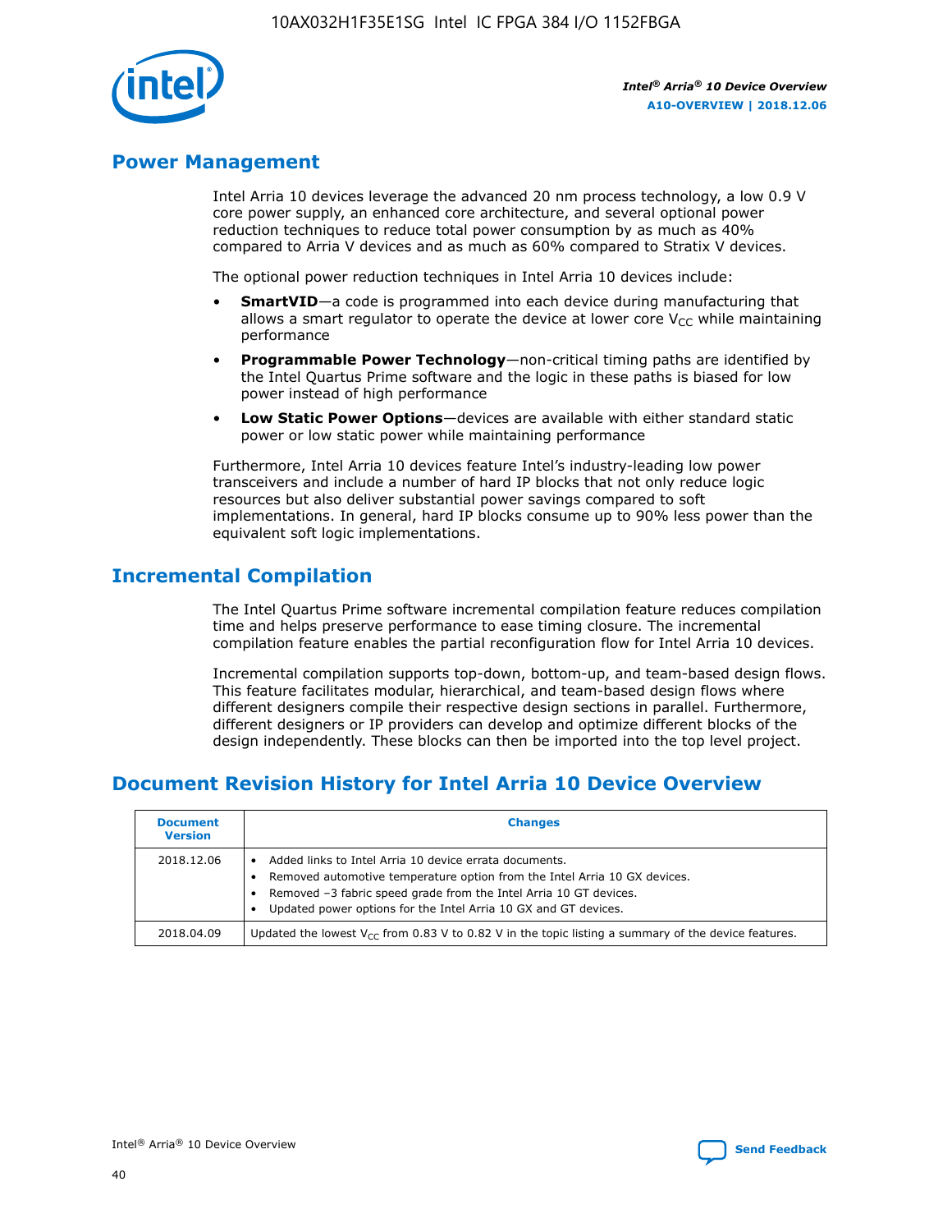## Power Management

Intel Arria 10 devices leverage the advanced 20 nm process technology, a low 0.9 V core power supply, an enhanced core architecture, and several optional power reduction techniques to reduce total power consumption by as much as 40% compared to Arria V devices and as much as 60% compared to Stratix V devices.

The optional power reduction techniques in Intel Arria 10 devices include:

- **SmartVID**—a code is programmed into each device during manufacturing that allows a smart regulator to operate the device at lower core $V_{CC}$ while maintaining performance
- **Programmable Power Technology**—non-critical timing paths are identified by the Intel Quartus Prime software and the logic in these paths is biased for low power instead of high performance
- **Low Static Power Options**—devices are available with either standard static power or low static power while maintaining performance

Furthermore, Intel Arria 10 devices feature Intel's industry-leading low power transceivers and include a number of hard IP blocks that not only reduce logic resources but also deliver substantial power savings compared to soft implementations. In general, hard IP blocks consume up to 90% less power than the equivalent soft logic implementations.

## Incremental Compilation

The Intel Quartus Prime software incremental compilation feature reduces compilation time and helps preserve performance to ease timing closure. The incremental compilation feature enables the partial reconfiguration flow for Intel Arria 10 devices.

Incremental compilation supports top-down, bottom-up, and team-based design flows. This feature facilitates modular, hierarchical, and team-based design flows where different designers compile their respective design sections in parallel. Furthermore, different designers or IP providers can develop and optimize different blocks of the design independently. These blocks can then be imported into the top level project.

## Document Revision History for Intel Arria 10 Device Overview

| Document Version | Changes |
|---|---|
| 2018.12.06 | • Added links to Intel Arria 10 device errata documents.<br>• Removed automotive temperature option from the Intel Arria 10 GX devices.<br>• Removed –3 fabric speed grade from the Intel Arria 10 GT devices.<br>• Updated power options for the Intel Arria 10 GX and GT devices. |
| 2018.04.09 | Updated the lowest $V_{CC}$ from 0.83 V to 0.82 V in the topic listing a summary of the device features. |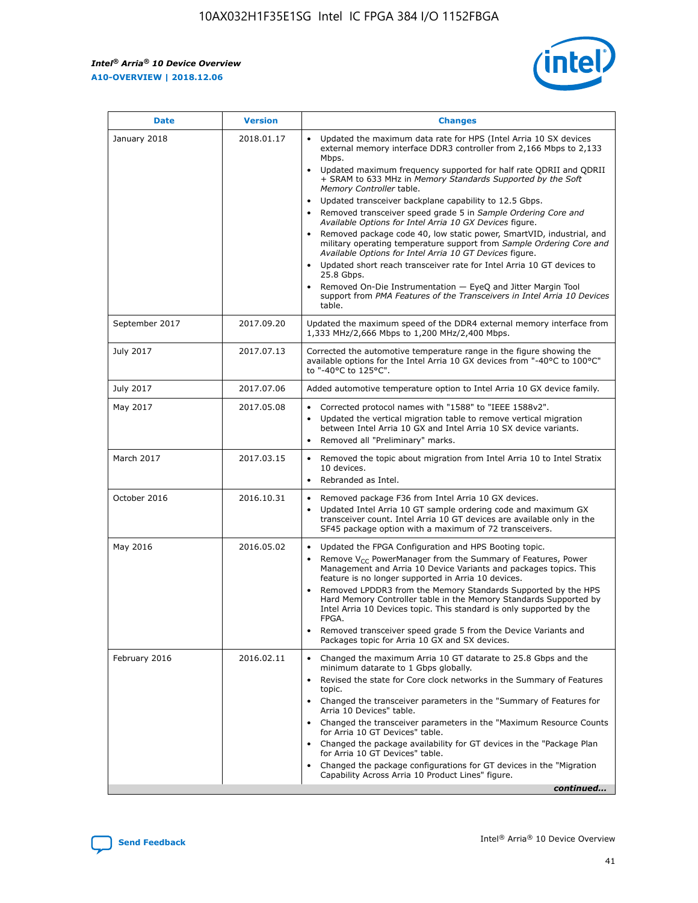| Date | Version | Changes |
| --- | --- | --- |
| January 2018 | 2018.01.17 | • Updated the maximum data rate for HPS (Intel Arria 10 SX devices external memory interface DDR3 controller from 2,166 Mbps to 2,133 Mbps.<br>• Updated maximum frequency supported for half rate QDRII and QDRII + SRAM to 633 MHz in *Memory Standards Supported by the Soft Memory Controller* table.<br>• Updated transceiver backplane capability to 12.5 Gbps.<br>• Removed transceiver speed grade 5 in *Sample Ordering Core and Available Options for Intel Arria 10 GX Devices* figure.<br>• Removed package code 40, low static power, SmartVID, industrial, and military operating temperature support from *Sample Ordering Core and Available Options for Intel Arria 10 GT Devices* figure.<br>• Updated short reach transceiver rate for Intel Arria 10 GT devices to 25.8 Gbps.<br>• Removed On-Die Instrumentation — EyeQ and Jitter Margin Tool support from *PMA Features of the Transceivers in Intel Arria 10 Devices* table. |
| September 2017 | 2017.09.20 | Updated the maximum speed of the DDR4 external memory interface from 1,333 MHz/2,666 Mbps to 1,200 MHz/2,400 Mbps. |
| July 2017 | 2017.07.13 | Corrected the automotive temperature range in the figure showing the available options for the Intel Arria 10 GX devices from "-40°C to 100°C" to "-40°C to 125°C". |
| July 2017 | 2017.07.06 | Added automotive temperature option to Intel Arria 10 GX device family. |
| May 2017 | 2017.05.08 | • Corrected protocol names with "1588" to "IEEE 1588v2".<br>• Updated the vertical migration table to remove vertical migration between Intel Arria 10 GX and Intel Arria 10 SX device variants.<br>• Removed all "Preliminary" marks. |
| March 2017 | 2017.03.15 | • Removed the topic about migration from Intel Arria 10 to Intel Stratix 10 devices.<br>• Rebranded as Intel. |
| October 2016 | 2016.10.31 | • Removed package F36 from Intel Arria 10 GX devices.<br>• Updated Intel Arria 10 GT sample ordering code and maximum GX transceiver count. Intel Arria 10 GT devices are available only in the SF45 package option with a maximum of 72 transceivers. |
| May 2016 | 2016.05.02 | • Updated the FPGA Configuration and HPS Booting topic.<br>• Remove $V_{CC}$ PowerManager from the Summary of Features, Power Management and Arria 10 Device Variants and packages topics. This feature is no longer supported in Arria 10 devices.<br>• Removed LPDDR3 from the Memory Standards Supported by the HPS Hard Memory Controller table in the Memory Standards Supported by Intel Arria 10 Devices topic. This standard is only supported by the FPGA.<br>• Removed transceiver speed grade 5 from the Device Variants and Packages topic for Arria 10 GX and SX devices. |
| February 2016 | 2016.02.11 | • Changed the maximum Arria 10 GT datarate to 25.8 Gbps and the minimum datarate to 1 Gbps globally.<br>• Revised the state for Core clock networks in the Summary of Features topic.<br>• Changed the transceiver parameters in the "Summary of Features for Arria 10 Devices" table.<br>• Changed the transceiver parameters in the "Maximum Resource Counts for Arria 10 GT Devices" table.<br>• Changed the package availability for GT devices in the "Package Plan for Arria 10 GT Devices" table.<br>• Changed the package configurations for GT devices in the "Migration Capability Across Arria 10 Product Lines" figure. |

*continued...*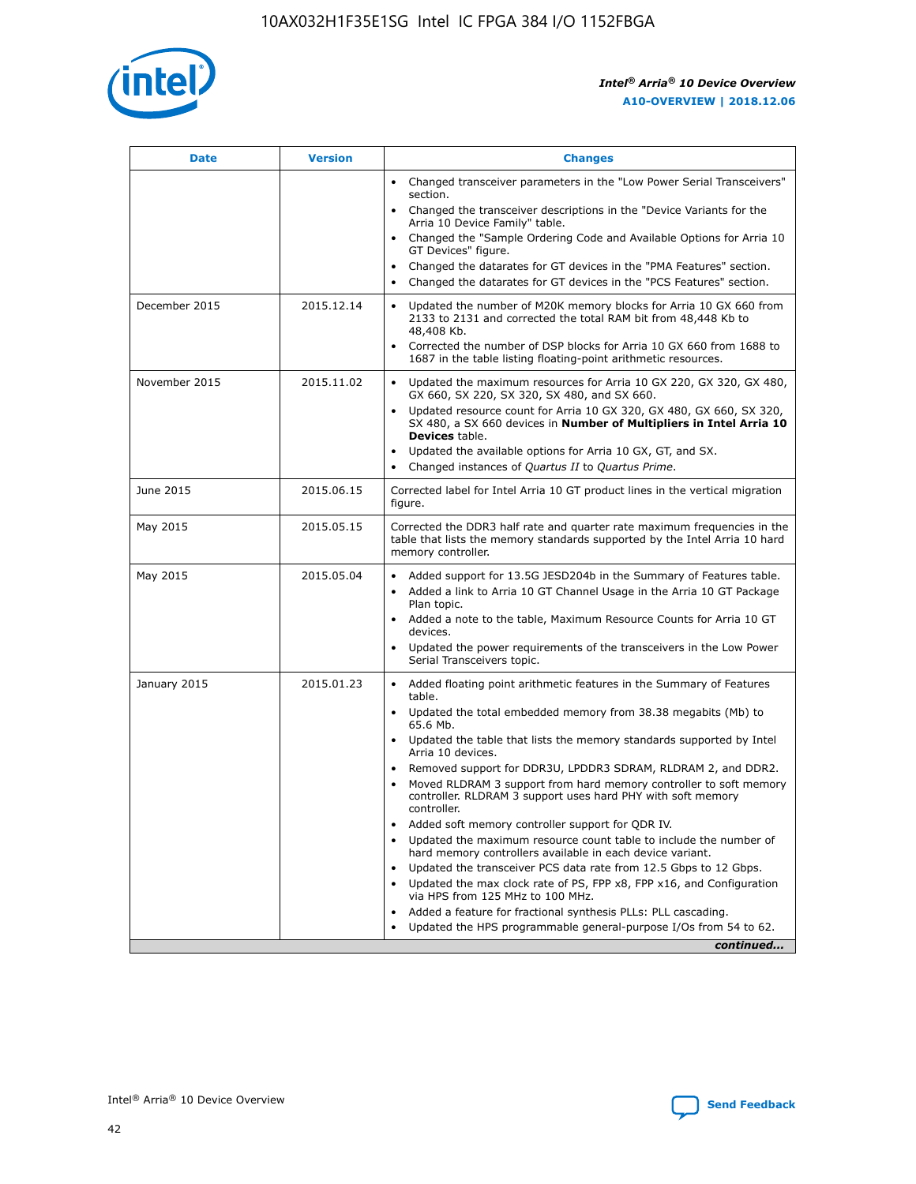| Date | Version | Changes |
|---|---|---|
| | | • Changed transceiver parameters in the "Low Power Serial Transceivers" section.<br>• Changed the transceiver descriptions in the "Device Variants for the Arria 10 Device Family" table.<br>• Changed the "Sample Ordering Code and Available Options for Arria 10 GT Devices" figure.<br>• Changed the datarates for GT devices in the "PMA Features" section.<br>• Changed the datarates for GT devices in the "PCS Features" section. |
| December 2015 | 2015.12.14 | • Updated the number of M20K memory blocks for Arria 10 GX 660 from 2133 to 2131 and corrected the total RAM bit from 48,448 Kb to 48,408 Kb.<br>• Corrected the number of DSP blocks for Arria 10 GX 660 from 1688 to 1687 in the table listing floating-point arithmetic resources. |
| November 2015 | 2015.11.02 | • Updated the maximum resources for Arria 10 GX 220, GX 320, GX 480, GX 660, SX 220, SX 320, SX 480, and SX 660.<br>• Updated resource count for Arria 10 GX 320, GX 480, GX 660, SX 320, SX 480, a SX 660 devices in **Number of Multipliers in Intel Arria 10 Devices** table.<br>• Updated the available options for Arria 10 GX, GT, and SX.<br>• Changed instances of *Quartus II* to *Quartus Prime*. |
| June 2015 | 2015.06.15 | Corrected label for Intel Arria 10 GT product lines in the vertical migration figure. |
| May 2015 | 2015.05.15 | Corrected the DDR3 half rate and quarter rate maximum frequencies in the table that lists the memory standards supported by the Intel Arria 10 hard memory controller. |
| May 2015 | 2015.05.04 | • Added support for 13.5G JESD204b in the Summary of Features table.<br>• Added a link to Arria 10 GT Channel Usage in the Arria 10 GT Package Plan topic.<br>• Added a note to the table, Maximum Resource Counts for Arria 10 GT devices.<br>• Updated the power requirements of the transceivers in the Low Power Serial Transceivers topic. |
| January 2015 | 2015.01.23 | • Added floating point arithmetic features in the Summary of Features table.<br>• Updated the total embedded memory from 38.38 megabits (Mb) to 65.6 Mb.<br>• Updated the table that lists the memory standards supported by Intel Arria 10 devices.<br>• Removed support for DDR3U, LPDDR3 SDRAM, RLDRAM 2, and DDR2.<br>• Moved RLDRAM 3 support from hard memory controller to soft memory controller. RLDRAM 3 support uses hard PHY with soft memory controller.<br>• Added soft memory controller support for QDR IV.<br>• Updated the maximum resource count table to include the number of hard memory controllers available in each device variant.<br>• Updated the transceiver PCS data rate from 12.5 Gbps to 12 Gbps.<br>• Updated the max clock rate of PS, FPP x8, FPP x16, and Configuration via HPS from 125 MHz to 100 MHz.<br>• Added a feature for fractional synthesis PLLs: PLL cascading.<br>• Updated the HPS programmable general-purpose I/Os from 54 to 62. |

*continued...*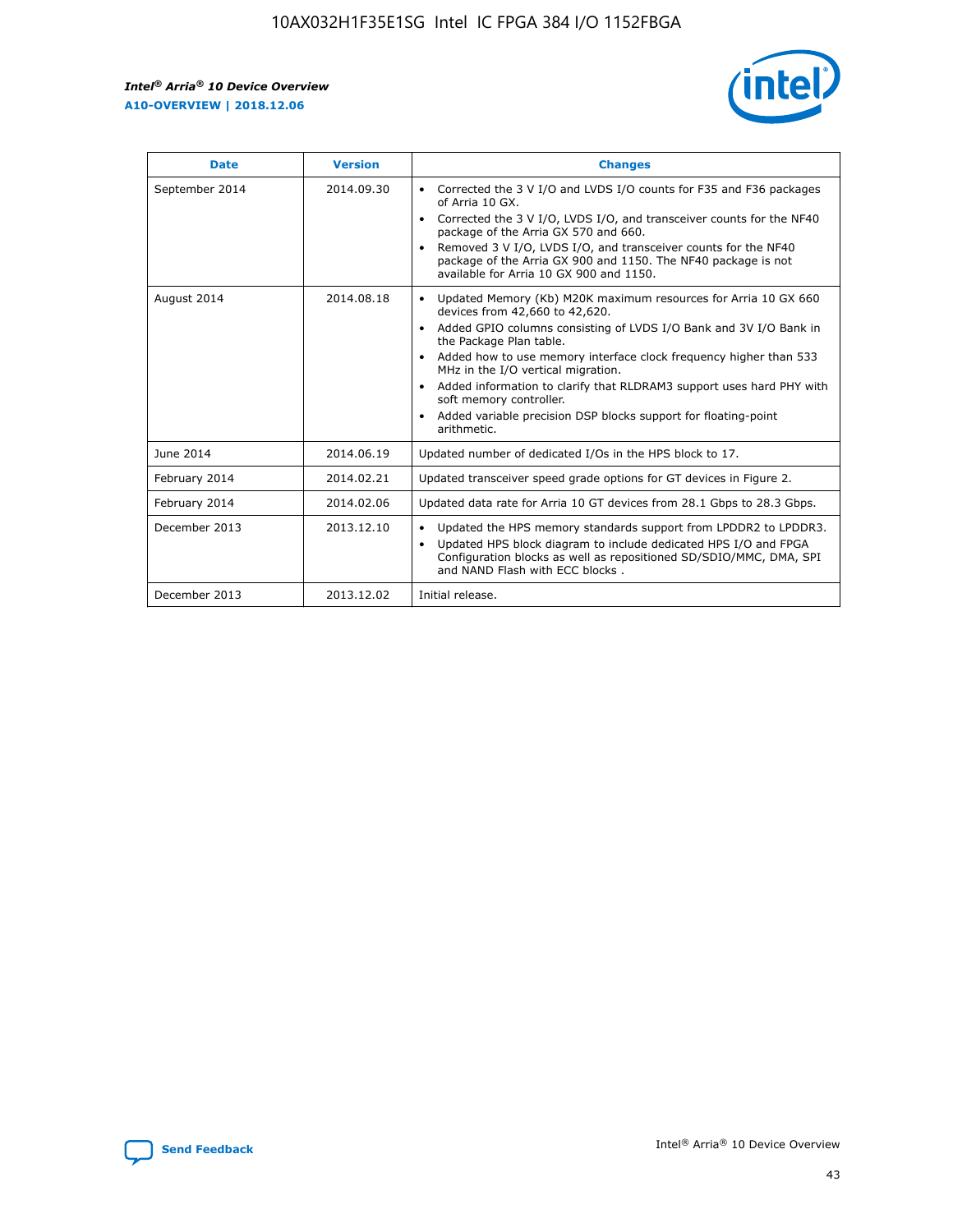| Date | Version | Changes |
| --- | --- | --- |
| September 2014 | 2014.09.30 | • Corrected the 3 V I/O and LVDS I/O counts for F35 and F36 packages of Arria 10 GX.<br>• Corrected the 3 V I/O, LVDS I/O, and transceiver counts for the NF40 package of the Arria GX 570 and 660.<br>• Removed 3 V I/O, LVDS I/O, and transceiver counts for the NF40 package of the Arria GX 900 and 1150. The NF40 package is not available for Arria 10 GX 900 and 1150. |
| August 2014 | 2014.08.18 | • Updated Memory (Kb) M20K maximum resources for Arria 10 GX 660 devices from 42,660 to 42,620.<br>• Added GPIO columns consisting of LVDS I/O Bank and 3V I/O Bank in the Package Plan table.<br>• Added how to use memory interface clock frequency higher than 533 MHz in the I/O vertical migration.<br>• Added information to clarify that RLDRAM3 support uses hard PHY with soft memory controller.<br>• Added variable precision DSP blocks support for floating-point arithmetic. |
| June 2014 | 2014.06.19 | Updated number of dedicated I/Os in the HPS block to 17. |
| February 2014 | 2014.02.21 | Updated transceiver speed grade options for GT devices in Figure 2. |
| February 2014 | 2014.02.06 | Updated data rate for Arria 10 GT devices from 28.1 Gbps to 28.3 Gbps. |
| December 2013 | 2013.12.10 | • Updated the HPS memory standards support from LPDDR2 to LPDDR3.<br>• Updated HPS block diagram to include dedicated HPS I/O and FPGA Configuration blocks as well as repositioned SD/SDIO/MMC, DMA, SPI and NAND Flash with ECC blocks . |
| December 2013 | 2013.12.02 | Initial release. |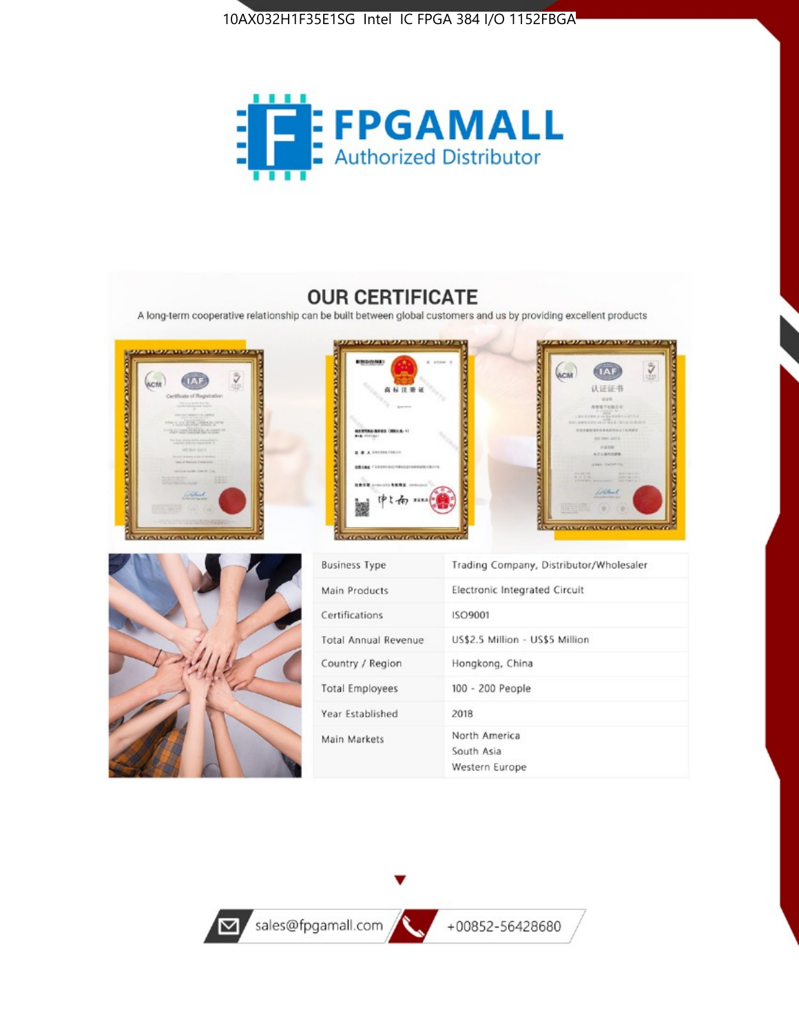FPGAMALL
Authorized Distributor

## OUR CERTIFICATE

A long-term cooperative relationship can be built between global customers and us by providing excellent products

| | |
|---|---|
| Business Type | Trading Company, Distributor/Wholesaler |
| Main Products | Electronic Integrated Circuit |
| Certifications | ISO9001 |
| Total Annual Revenue | US$2.5 Million - US$5 Million |
| Country / Region | Hongkong, China |
| Total Employees | 100 - 200 People |
| Year Established | 2018 |
| Main Markets | North America<br>South Asia<br>Western Europe |

sales@fpgamall.com

+00852-56428680